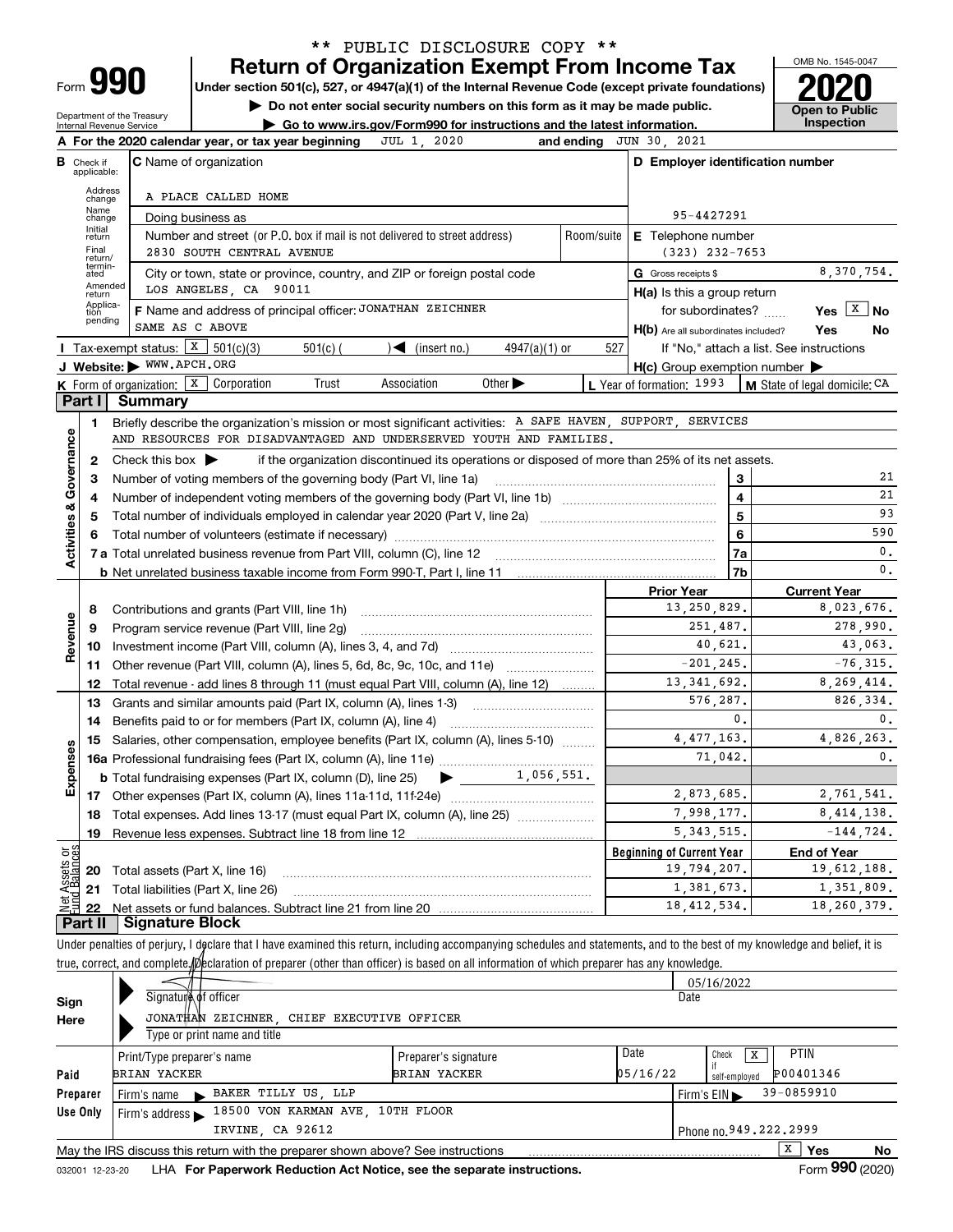\*\* PUBLIC DISCLOSURE COPY \*\*

Form **990**

Department of the Treasury
Internal Revenue Service

# Return of Organization Exempt From Income Tax

**Under section 501(c), 527, or 4947(a)(1) of the Internal Revenue Code (except private foundations)**

▶ Do not enter social security numbers on this form as it may be made public.

▶ Go to www.irs.gov/Form990 for instructions and the latest information.

OMB No. 1545-0047

**2020**

**Open to Public Inspection**

**A** For the 2020 calendar year, or tax year beginning JUL 1, 2020 and ending JUN 30, 2021

**B** Check if applicable: Address change, Name change, Initial return, Final return/terminated, Amended return, Application pending

**C** Name of organization: A PLACE CALLED HOME

Doing business as

Number and street (or P.O. box if mail is not delivered to street address): 2830 SOUTH CENTRAL AVENUE | Room/suite

City or town, state or province, country, and ZIP or foreign postal code: LOS ANGELES, CA 90011

**D** Employer identification number: 95-4427291

**E** Telephone number: (323) 232-7653

**G** Gross receipts $ 8,370,754.

**F** Name and address of principal officer: JONATHAN ZEICHNER
SAME AS C ABOVE

**H(a)** Is this a group return for subordinates? Yes [X] No

**H(b)** Are all subordinates included? Yes No
If "No," attach a list. See instructions

**H(c)** Group exemption number ▶

**I** Tax-exempt status: [X] 501(c)(3) 501(c) ( ) ◀ (insert no.) 4947(a)(1) or 527

**J** Website: ▶ WWW.APCH.ORG

**K** Form of organization: [X] Corporation Trust Association Other ▶

**L** Year of formation: 1993

**M** State of legal domicile: CA

## Part I Summary

**Activities & Governance**

1 Briefly describe the organization's mission or most significant activities: A SAFE HAVEN, SUPPORT, SERVICES AND RESOURCES FOR DISADVANTAGED AND UNDERSERVED YOUTH AND FAMILIES.

2 Check this box ▶ if the organization discontinued its operations or disposed of more than 25% of its net assets.

| | | | |
|---|---|---|---|
| 3 | Number of voting members of the governing body (Part VI, line 1a) | 3 | 21 |
| 4 | Number of independent voting members of the governing body (Part VI, line 1b) | 4 | 21 |
| 5 | Total number of individuals employed in calendar year 2020 (Part V, line 2a) | 5 | 93 |
| 6 | Total number of volunteers (estimate if necessary) | 6 | 590 |
| 7a | Total unrelated business revenue from Part VIII, column (C), line 12 | 7a | 0. |
| b | Net unrelated business taxable income from Form 990-T, Part I, line 11 | 7b | 0. |

| | | Prior Year | Current Year |
|---|---|---|---|
| **Revenue** | | | |
| 8 | Contributions and grants (Part VIII, line 1h) | 13,250,829. | 8,023,676. |
| 9 | Program service revenue (Part VIII, line 2g) | 251,487. | 278,990. |
| 10 | Investment income (Part VIII, column (A), lines 3, 4, and 7d) | 40,621. | 43,063. |
| 11 | Other revenue (Part VIII, column (A), lines 5, 6d, 8c, 9c, 10c, and 11e) | -201,245. | -76,315. |
| 12 | Total revenue - add lines 8 through 11 (must equal Part VIII, column (A), line 12) | 13,341,692. | 8,269,414. |
| **Expenses** | | | |
| 13 | Grants and similar amounts paid (Part IX, column (A), lines 1-3) | 576,287. | 826,334. |
| 14 | Benefits paid to or for members (Part IX, column (A), line 4) | 0. | 0. |
| 15 | Salaries, other compensation, employee benefits (Part IX, column (A), lines 5-10) | 4,477,163. | 4,826,263. |
| 16a | Professional fundraising fees (Part IX, column (A), line 11e) | 71,042. | 0. |
| b | Total fundraising expenses (Part IX, column (D), line 25) ▶ 1,056,551. | | |
| 17 | Other expenses (Part IX, column (A), lines 11a-11d, 11f-24e) | 2,873,685. | 2,761,541. |
| 18 | Total expenses. Add lines 13-17 (must equal Part IX, column (A), line 25) | 7,998,177. | 8,414,138. |
| 19 | Revenue less expenses. Subtract line 18 from line 12 | 5,343,515. | -144,724. |

| | | Beginning of Current Year | End of Year |
|---|---|---|---|
| **Net Assets or Fund Balances** | | | |
| 20 | Total assets (Part X, line 16) | 19,794,207. | 19,612,188. |
| 21 | Total liabilities (Part X, line 26) | 1,381,673. | 1,351,809. |
| 22 | Net assets or fund balances. Subtract line 21 from line 20 | 18,412,534. | 18,260,379. |

## Part II Signature Block

Under penalties of perjury, I declare that I have examined this return, including accompanying schedules and statements, and to the best of my knowledge and belief, it is true, correct, and complete. Declaration of preparer (other than officer) is based on all information of which preparer has any knowledge.

**Sign Here**

Signature of officer — Date: 05/16/2022

JONATHAN ZEICHNER, CHIEF EXECUTIVE OFFICER
Type or print name and title

**Paid Preparer Use Only**

| Print/Type preparer's name | Preparer's signature | Date | Check [X] if self-employed | PTIN |
|---|---|---|---|---|
| BRIAN YACKER | BRIAN YACKER | 05/16/22 | X | P00401346 |

Firm's name ▶ BAKER TILLY US, LLP — Firm's EIN ▶ 39-0859910

Firm's address ▶ 18500 VON KARMAN AVE, 10TH FLOOR, IRVINE, CA 92612 — Phone no. 949.222.2999

May the IRS discuss this return with the preparer shown above? See instructions [X] Yes No

032001 12-23-20 LHA **For Paperwork Reduction Act Notice, see the separate instructions.** Form **990** (2020)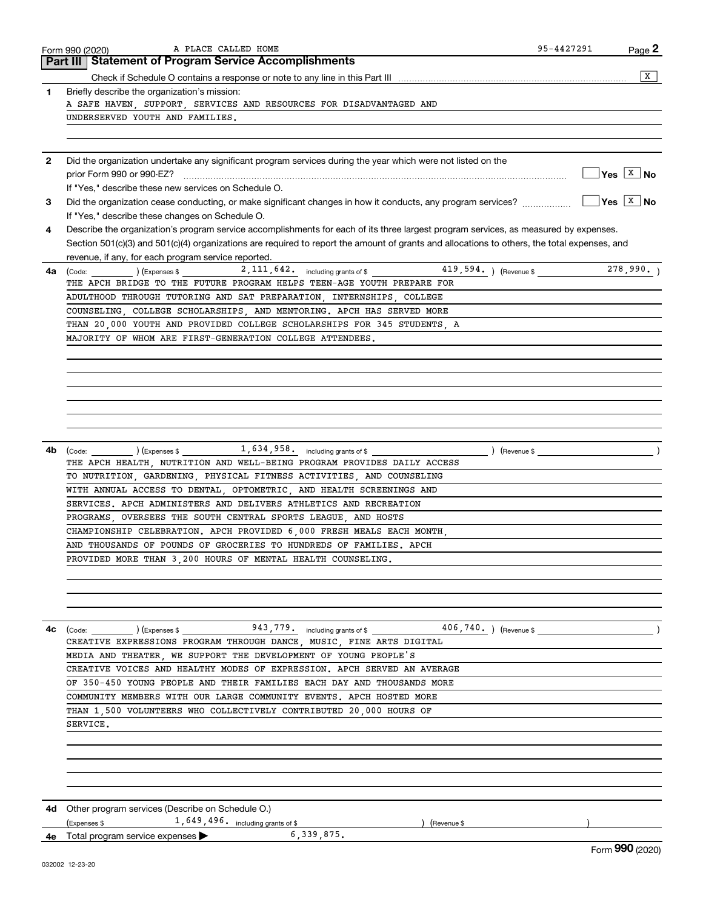Form 990 (2020) A PLACE CALLED HOME 95-4427291

## Part III Statement of Program Service Accomplishments

Check if Schedule O contains a response or note to any line in this Part III [X]

**1** Briefly describe the organization's mission:

A SAFE HAVEN, SUPPORT, SERVICES AND RESOURCES FOR DISADVANTAGED AND UNDERSERVED YOUTH AND FAMILIES.

**2** Did the organization undertake any significant program services during the year which were not listed on the prior Form 990 or 990-EZ? [ ] Yes [X] No

If "Yes," describe these new services on Schedule O.

**3** Did the organization cease conducting, or make significant changes in how it conducts, any program services? [ ] Yes [X] No

If "Yes," describe these changes on Schedule O.

**4** Describe the organization's program service accomplishments for each of its three largest program services, as measured by expenses. Section 501(c)(3) and 501(c)(4) organizations are required to report the amount of grants and allocations to others, the total expenses, and revenue, if any, for each program service reported.

**4a** (Code: ) (Expenses $ 2,111,642. including grants of $ 419,594. ) (Revenue $ 278,990. )

THE APCH BRIDGE TO THE FUTURE PROGRAM HELPS TEEN-AGE YOUTH PREPARE FOR ADULTHOOD THROUGH TUTORING AND SAT PREPARATION, INTERNSHIPS, COLLEGE COUNSELING, COLLEGE SCHOLARSHIPS, AND MENTORING. APCH HAS SERVED MORE THAN 20,000 YOUTH AND PROVIDED COLLEGE SCHOLARSHIPS FOR 345 STUDENTS, A MAJORITY OF WHOM ARE FIRST-GENERATION COLLEGE ATTENDEES.

**4b** (Code: ) (Expenses $ 1,634,958. including grants of $ ) (Revenue $ )

THE APCH HEALTH, NUTRITION AND WELL-BEING PROGRAM PROVIDES DAILY ACCESS TO NUTRITION, GARDENING, PHYSICAL FITNESS ACTIVITIES, AND COUNSELING WITH ANNUAL ACCESS TO DENTAL, OPTOMETRIC, AND HEALTH SCREENINGS AND SERVICES. APCH ADMINISTERS AND DELIVERS ATHLETICS AND RECREATION PROGRAMS, OVERSEES THE SOUTH CENTRAL SPORTS LEAGUE, AND HOSTS CHAMPIONSHIP CELEBRATION. APCH PROVIDED 6,000 FRESH MEALS EACH MONTH, AND THOUSANDS OF POUNDS OF GROCERIES TO HUNDREDS OF FAMILIES. APCH PROVIDED MORE THAN 3,200 HOURS OF MENTAL HEALTH COUNSELING.

**4c** (Code: ) (Expenses $ 943,779. including grants of $ 406,740. ) (Revenue $ )

CREATIVE EXPRESSIONS PROGRAM THROUGH DANCE, MUSIC, FINE ARTS DIGITAL MEDIA AND THEATER, WE SUPPORT THE DEVELOPMENT OF YOUNG PEOPLE'S CREATIVE VOICES AND HEALTHY MODES OF EXPRESSION. APCH SERVED AN AVERAGE OF 350-450 YOUNG PEOPLE AND THEIR FAMILIES EACH DAY AND THOUSANDS MORE COMMUNITY MEMBERS WITH OUR LARGE COMMUNITY EVENTS. APCH HOSTED MORE THAN 1,500 VOLUNTEERS WHO COLLECTIVELY CONTRIBUTED 20,000 HOURS OF SERVICE.

**4d** Other program services (Describe on Schedule O.)

(Expenses $ 1,649,496. including grants of $ ) (Revenue $ )

**4e** Total program service expenses ▶ 6,339,875.

Form **990** (2020)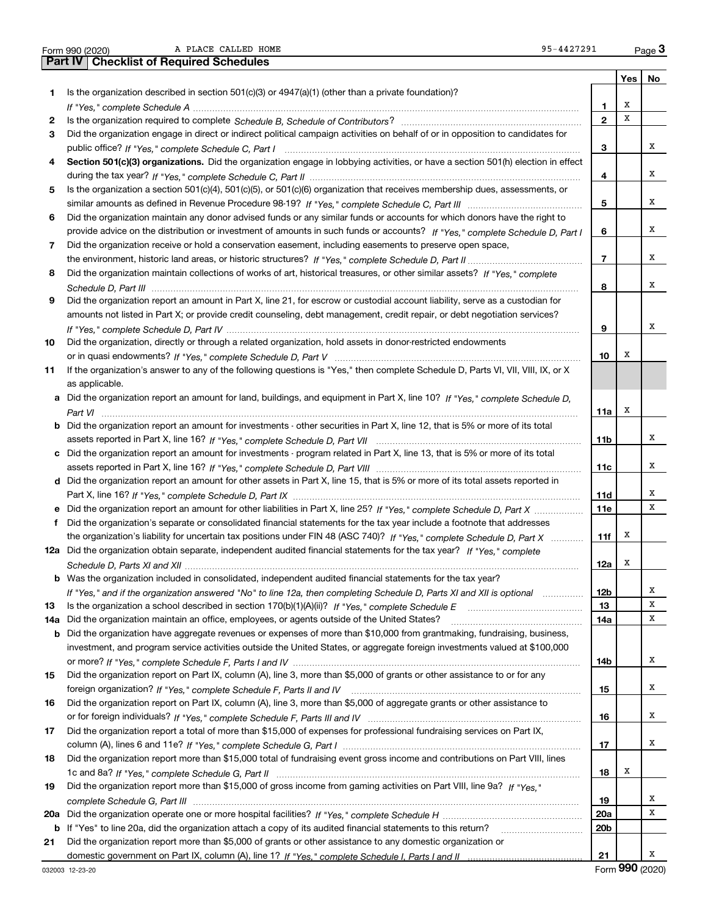Form 990 (2020) A PLACE CALLED HOME 95-4427291

## Part IV Checklist of Required Schedules

| | | | Yes | No |
|---|---|---|---|---|
| 1 | Is the organization described in section 501(c)(3) or 4947(a)(1) (other than a private foundation)? *If "Yes," complete Schedule A* | 1 | X | |
| 2 | Is the organization required to complete *Schedule B, Schedule of Contributors*? | 2 | X | |
| 3 | Did the organization engage in direct or indirect political campaign activities on behalf of or in opposition to candidates for public office? *If "Yes," complete Schedule C, Part I* | 3 | | X |
| 4 | **Section 501(c)(3) organizations.** Did the organization engage in lobbying activities, or have a section 501(h) election in effect during the tax year? *If "Yes," complete Schedule C, Part II* | 4 | | X |
| 5 | Is the organization a section 501(c)(4), 501(c)(5), or 501(c)(6) organization that receives membership dues, assessments, or similar amounts as defined in Revenue Procedure 98-19? *If "Yes," complete Schedule C, Part III* | 5 | | X |
| 6 | Did the organization maintain any donor advised funds or any similar funds or accounts for which donors have the right to provide advice on the distribution or investment of amounts in such funds or accounts? *If "Yes," complete Schedule D, Part I* | 6 | | X |
| 7 | Did the organization receive or hold a conservation easement, including easements to preserve open space, the environment, historic land areas, or historic structures? *If "Yes," complete Schedule D, Part II* | 7 | | X |
| 8 | Did the organization maintain collections of works of art, historical treasures, or other similar assets? *If "Yes," complete Schedule D, Part III* | 8 | | X |
| 9 | Did the organization report an amount in Part X, line 21, for escrow or custodial account liability, serve as a custodian for amounts not listed in Part X; or provide credit counseling, debt management, credit repair, or debt negotiation services? *If "Yes," complete Schedule D, Part IV* | 9 | | X |
| 10 | Did the organization, directly or through a related organization, hold assets in donor-restricted endowments or in quasi endowments? *If "Yes," complete Schedule D, Part V* | 10 | X | |
| 11 | If the organization's answer to any of the following questions is "Yes," then complete Schedule D, Parts VI, VII, VIII, IX, or X as applicable. | | | |
| a | Did the organization report an amount for land, buildings, and equipment in Part X, line 10? *If "Yes," complete Schedule D, Part VI* | 11a | X | |
| b | Did the organization report an amount for investments - other securities in Part X, line 12, that is 5% or more of its total assets reported in Part X, line 16? *If "Yes," complete Schedule D, Part VII* | 11b | | X |
| c | Did the organization report an amount for investments - program related in Part X, line 13, that is 5% or more of its total assets reported in Part X, line 16? *If "Yes," complete Schedule D, Part VIII* | 11c | | X |
| d | Did the organization report an amount for other assets in Part X, line 15, that is 5% or more of its total assets reported in Part X, line 16? *If "Yes," complete Schedule D, Part IX* | 11d | | X |
| e | Did the organization report an amount for other liabilities in Part X, line 25? *If "Yes," complete Schedule D, Part X* | 11e | | X |
| f | Did the organization's separate or consolidated financial statements for the tax year include a footnote that addresses the organization's liability for uncertain tax positions under FIN 48 (ASC 740)? *If "Yes," complete Schedule D, Part X* | 11f | X | |
| 12a | Did the organization obtain separate, independent audited financial statements for the tax year? *If "Yes," complete Schedule D, Parts XI and XII* | 12a | X | |
| b | Was the organization included in consolidated, independent audited financial statements for the tax year? *If "Yes," and if the organization answered "No" to line 12a, then completing Schedule D, Parts XI and XII is optional* | 12b | | X |
| 13 | Is the organization a school described in section 170(b)(1)(A)(ii)? *If "Yes," complete Schedule E* | 13 | | X |
| 14a | Did the organization maintain an office, employees, or agents outside of the United States? | 14a | | X |
| b | Did the organization have aggregate revenues or expenses of more than $10,000 from grantmaking, fundraising, business, investment, and program service activities outside the United States, or aggregate foreign investments valued at $100,000 or more? *If "Yes," complete Schedule F, Parts I and IV* | 14b | | X |
| 15 | Did the organization report on Part IX, column (A), line 3, more than $5,000 of grants or other assistance to or for any foreign organization? *If "Yes," complete Schedule F, Parts II and IV* | 15 | | X |
| 16 | Did the organization report on Part IX, column (A), line 3, more than $5,000 of aggregate grants or other assistance to or for foreign individuals? *If "Yes," complete Schedule F, Parts III and IV* | 16 | | X |
| 17 | Did the organization report a total of more than $15,000 of expenses for professional fundraising services on Part IX, column (A), lines 6 and 11e? *If "Yes," complete Schedule G, Part I* | 17 | | X |
| 18 | Did the organization report more than $15,000 total of fundraising event gross income and contributions on Part VIII, lines 1c and 8a? *If "Yes," complete Schedule G, Part II* | 18 | X | |
| 19 | Did the organization report more than $15,000 of gross income from gaming activities on Part VIII, line 9a? *If "Yes," complete Schedule G, Part III* | 19 | | X |
| 20a | Did the organization operate one or more hospital facilities? *If "Yes," complete Schedule H* | 20a | | X |
| b | If "Yes" to line 20a, did the organization attach a copy of its audited financial statements to this return? | 20b | | |
| 21 | Did the organization report more than $5,000 of grants or other assistance to any domestic organization or domestic government on Part IX, column (A), line 1? *If "Yes," complete Schedule I, Parts I and II* | 21 | | X |

032003 12-23-20 Form **990** (2020)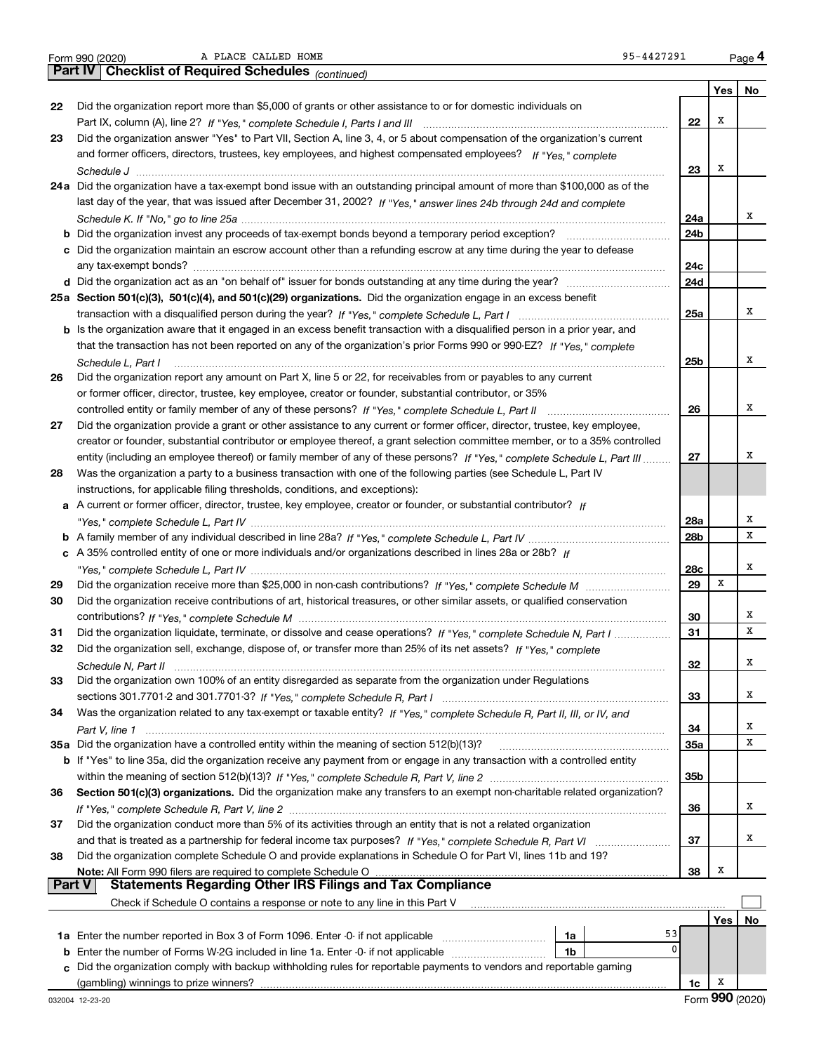Form 990 (2020) A PLACE CALLED HOME 95-4427291 Page 4

## Part IV Checklist of Required Schedules *(continued)*

| | | | Yes | No |
|---|---|---|---|---|
| 22 | Did the organization report more than $5,000 of grants or other assistance to or for domestic individuals on Part IX, column (A), line 2? *If "Yes," complete Schedule I, Parts I and III* | 22 | X | |
| 23 | Did the organization answer "Yes" to Part VII, Section A, line 3, 4, or 5 about compensation of the organization's current and former officers, directors, trustees, key employees, and highest compensated employees? *If "Yes," complete Schedule J* | 23 | X | |
| 24a | Did the organization have a tax-exempt bond issue with an outstanding principal amount of more than $100,000 as of the last day of the year, that was issued after December 31, 2002? *If "Yes," answer lines 24b through 24d and complete Schedule K. If "No," go to line 25a* | 24a | | X |
| b | Did the organization invest any proceeds of tax-exempt bonds beyond a temporary period exception? | 24b | | |
| c | Did the organization maintain an escrow account other than a refunding escrow at any time during the year to defease any tax-exempt bonds? | 24c | | |
| d | Did the organization act as an "on behalf of" issuer for bonds outstanding at any time during the year? | 24d | | |
| 25a | **Section 501(c)(3), 501(c)(4), and 501(c)(29) organizations.** Did the organization engage in an excess benefit transaction with a disqualified person during the year? *If "Yes," complete Schedule L, Part I* | 25a | | X |
| b | Is the organization aware that it engaged in an excess benefit transaction with a disqualified person in a prior year, and that the transaction has not been reported on any of the organization's prior Forms 990 or 990-EZ? *If "Yes," complete Schedule L, Part I* | 25b | | X |
| 26 | Did the organization report any amount on Part X, line 5 or 22, for receivables from or payables to any current or former officer, director, trustee, key employee, creator or founder, substantial contributor, or 35% controlled entity or family member of any of these persons? *If "Yes," complete Schedule L, Part II* | 26 | | X |
| 27 | Did the organization provide a grant or other assistance to any current or former officer, director, trustee, key employee, creator or founder, substantial contributor or employee thereof, a grant selection committee member, or to a 35% controlled entity (including an employee thereof) or family member of any of these persons? *If "Yes," complete Schedule L, Part III* | 27 | | X |
| 28 | Was the organization a party to a business transaction with one of the following parties (see Schedule L, Part IV instructions, for applicable filing thresholds, conditions, and exceptions): | | | |
| a | A current or former officer, director, trustee, key employee, creator or founder, or substantial contributor? *If "Yes," complete Schedule L, Part IV* | 28a | | X |
| b | A family member of any individual described in line 28a? *If "Yes," complete Schedule L, Part IV* | 28b | | X |
| c | A 35% controlled entity of one or more individuals and/or organizations described in lines 28a or 28b? *If "Yes," complete Schedule L, Part IV* | 28c | | X |
| 29 | Did the organization receive more than $25,000 in non-cash contributions? *If "Yes," complete Schedule M* | 29 | X | |
| 30 | Did the organization receive contributions of art, historical treasures, or other similar assets, or qualified conservation contributions? *If "Yes," complete Schedule M* | 30 | | X |
| 31 | Did the organization liquidate, terminate, or dissolve and cease operations? *If "Yes," complete Schedule N, Part I* | 31 | | X |
| 32 | Did the organization sell, exchange, dispose of, or transfer more than 25% of its net assets? *If "Yes," complete Schedule N, Part II* | 32 | | X |
| 33 | Did the organization own 100% of an entity disregarded as separate from the organization under Regulations sections 301.7701-2 and 301.7701-3? *If "Yes," complete Schedule R, Part I* | 33 | | X |
| 34 | Was the organization related to any tax-exempt or taxable entity? *If "Yes," complete Schedule R, Part II, III, or IV, and Part V, line 1* | 34 | | X |
| 35a | Did the organization have a controlled entity within the meaning of section 512(b)(13)? | 35a | | X |
| b | If "Yes" to line 35a, did the organization receive any payment from or engage in any transaction with a controlled entity within the meaning of section 512(b)(13)? *If "Yes," complete Schedule R, Part V, line 2* | 35b | | |
| 36 | **Section 501(c)(3) organizations.** Did the organization make any transfers to an exempt non-charitable related organization? *If "Yes," complete Schedule R, Part V, line 2* | 36 | | X |
| 37 | Did the organization conduct more than 5% of its activities through an entity that is not a related organization and that is treated as a partnership for federal income tax purposes? *If "Yes," complete Schedule R, Part VI* | 37 | | X |
| 38 | Did the organization complete Schedule O and provide explanations in Schedule O for Part VI, lines 11b and 19? **Note:** All Form 990 filers are required to complete Schedule O | 38 | X | |

## Part V Statements Regarding Other IRS Filings and Tax Compliance

Check if Schedule O contains a response or note to any line in this Part V ☐

| | | | | | Yes | No |
|---|---|---|---|---|---|---|
| 1a | Enter the number reported in Box 3 of Form 1096. Enter -0- if not applicable | 1a | 53 | | | |
| b | Enter the number of Forms W-2G included in line 1a. Enter -0- if not applicable | 1b | 0 | | | |
| c | Did the organization comply with backup withholding rules for reportable payments to vendors and reportable gaming (gambling) winnings to prize winners? | | | 1c | X | |

032004 12-23-20 Form **990** (2020)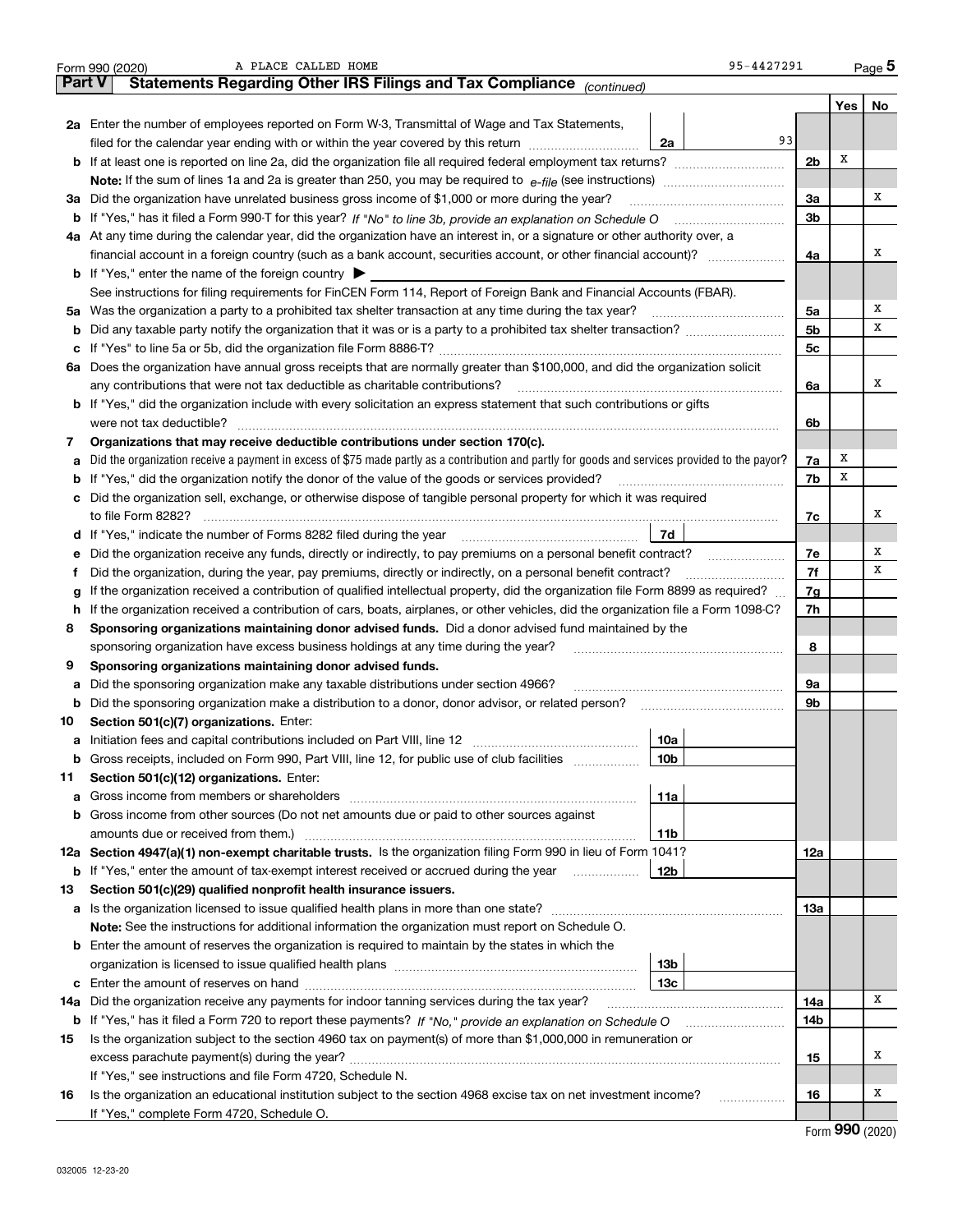Form 990 (2020) A PLACE CALLED HOME 95-4427291 Page 5

## Part V Statements Regarding Other IRS Filings and Tax Compliance *(continued)*

| | | | | | Yes | No |
|---|---|---|---|---|---|---|
| **2a** | Enter the number of employees reported on Form W-3, Transmittal of Wage and Tax Statements, filed for the calendar year ending with or within the year covered by this return | 2a | 93 | | | |
| **b** | If at least one is reported on line 2a, did the organization file all required federal employment tax returns? | | | 2b | X | |
| | **Note:** If the sum of lines 1a and 2a is greater than 250, you may be required to *e-file* (see instructions) | | | | | |
| **3a** | Did the organization have unrelated business gross income of $1,000 or more during the year? | | | 3a | | X |
| **b** | If "Yes," has it filed a Form 990-T for this year? *If "No" to line 3b, provide an explanation on Schedule O* | | | 3b | | |
| **4a** | At any time during the calendar year, did the organization have an interest in, or a signature or other authority over, a financial account in a foreign country (such as a bank account, securities account, or other financial account)? | | | 4a | | X |
| **b** | If "Yes," enter the name of the foreign country ▶ | | | | | |
| | See instructions for filing requirements for FinCEN Form 114, Report of Foreign Bank and Financial Accounts (FBAR). | | | | | |
| **5a** | Was the organization a party to a prohibited tax shelter transaction at any time during the tax year? | | | 5a | | X |
| **b** | Did any taxable party notify the organization that it was or is a party to a prohibited tax shelter transaction? | | | 5b | | X |
| **c** | If "Yes" to line 5a or 5b, did the organization file Form 8886-T? | | | 5c | | |
| **6a** | Does the organization have annual gross receipts that are normally greater than $100,000, and did the organization solicit any contributions that were not tax deductible as charitable contributions? | | | 6a | | X |
| **b** | If "Yes," did the organization include with every solicitation an express statement that such contributions or gifts were not tax deductible? | | | 6b | | |
| **7** | **Organizations that may receive deductible contributions under section 170(c).** | | | | | |
| **a** | Did the organization receive a payment in excess of $75 made partly as a contribution and partly for goods and services provided to the payor? | | | 7a | X | |
| **b** | If "Yes," did the organization notify the donor of the value of the goods or services provided? | | | 7b | X | |
| **c** | Did the organization sell, exchange, or otherwise dispose of tangible personal property for which it was required to file Form 8282? | | | 7c | | X |
| **d** | If "Yes," indicate the number of Forms 8282 filed during the year | 7d | | | | |
| **e** | Did the organization receive any funds, directly or indirectly, to pay premiums on a personal benefit contract? | | | 7e | | X |
| **f** | Did the organization, during the year, pay premiums, directly or indirectly, on a personal benefit contract? | | | 7f | | X |
| **g** | If the organization received a contribution of qualified intellectual property, did the organization file Form 8899 as required? | | | 7g | | |
| **h** | If the organization received a contribution of cars, boats, airplanes, or other vehicles, did the organization file a Form 1098-C? | | | 7h | | |
| **8** | **Sponsoring organizations maintaining donor advised funds.** Did a donor advised fund maintained by the sponsoring organization have excess business holdings at any time during the year? | | | 8 | | |
| **9** | **Sponsoring organizations maintaining donor advised funds.** | | | | | |
| **a** | Did the sponsoring organization make any taxable distributions under section 4966? | | | 9a | | |
| **b** | Did the sponsoring organization make a distribution to a donor, donor advisor, or related person? | | | 9b | | |
| **10** | **Section 501(c)(7) organizations.** Enter: | | | | | |
| **a** | Initiation fees and capital contributions included on Part VIII, line 12 | 10a | | | | |
| **b** | Gross receipts, included on Form 990, Part VIII, line 12, for public use of club facilities | 10b | | | | |
| **11** | **Section 501(c)(12) organizations.** Enter: | | | | | |
| **a** | Gross income from members or shareholders | 11a | | | | |
| **b** | Gross income from other sources (Do not net amounts due or paid to other sources against amounts due or received from them.) | 11b | | | | |
| **12a** | **Section 4947(a)(1) non-exempt charitable trusts.** Is the organization filing Form 990 in lieu of Form 1041? | | | 12a | | |
| **b** | If "Yes," enter the amount of tax-exempt interest received or accrued during the year | 12b | | | | |
| **13** | **Section 501(c)(29) qualified nonprofit health insurance issuers.** | | | | | |
| **a** | Is the organization licensed to issue qualified health plans in more than one state? | | | 13a | | |
| | **Note:** See the instructions for additional information the organization must report on Schedule O. | | | | | |
| **b** | Enter the amount of reserves the organization is required to maintain by the states in which the organization is licensed to issue qualified health plans | 13b | | | | |
| **c** | Enter the amount of reserves on hand | 13c | | | | |
| **14a** | Did the organization receive any payments for indoor tanning services during the tax year? | | | 14a | | X |
| **b** | If "Yes," has it filed a Form 720 to report these payments? *If "No," provide an explanation on Schedule O* | | | 14b | | |
| **15** | Is the organization subject to the section 4960 tax on payment(s) of more than $1,000,000 in remuneration or excess parachute payment(s) during the year? | | | 15 | | X |
| | If "Yes," see instructions and file Form 4720, Schedule N. | | | | | |
| **16** | Is the organization an educational institution subject to the section 4968 excise tax on net investment income? | | | 16 | | X |
| | If "Yes," complete Form 4720, Schedule O. | | | | | |

Form **990** (2020)

032005 12-23-20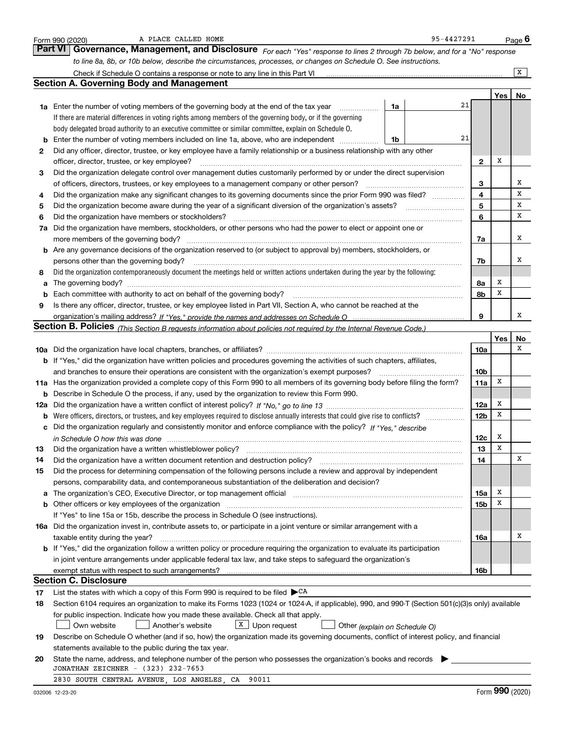Form 990 (2020) A PLACE CALLED HOME 95-4427291 Page 6

## Part VI Governance, Management, and Disclosure

*For each "Yes" response to lines 2 through 7b below, and for a "No" response to line 8a, 8b, or 10b below, describe the circumstances, processes, or changes on Schedule O. See instructions.*

Check if Schedule O contains a response or note to any line in this Part VI ..... [X]

### Section A. Governing Body and Management

| | | | | | Yes | No |
|---|---|---|---|---|---|---|
| **1a** | Enter the number of voting members of the governing body at the end of the tax year. If there are material differences in voting rights among members of the governing body, or if the governing body delegated broad authority to an executive committee or similar committee, explain on Schedule O. | 1a | 21 | | | |
| **b** | Enter the number of voting members included on line 1a, above, who are independent | 1b | 21 | | | |
| **2** | Did any officer, director, trustee, or key employee have a family relationship or a business relationship with any other officer, director, trustee, or key employee? | | | 2 | X | |
| **3** | Did the organization delegate control over management duties customarily performed by or under the direct supervision of officers, directors, trustees, or key employees to a management company or other person? | | | 3 | | X |
| **4** | Did the organization make any significant changes to its governing documents since the prior Form 990 was filed? | | | 4 | | X |
| **5** | Did the organization become aware during the year of a significant diversion of the organization's assets? | | | 5 | | X |
| **6** | Did the organization have members or stockholders? | | | 6 | | X |
| **7a** | Did the organization have members, stockholders, or other persons who had the power to elect or appoint one or more members of the governing body? | | | 7a | | X |
| **b** | Are any governance decisions of the organization reserved to (or subject to approval by) members, stockholders, or persons other than the governing body? | | | 7b | | X |
| **8** | Did the organization contemporaneously document the meetings held or written actions undertaken during the year by the following: | | | | | |
| **a** | The governing body? | | | 8a | X | |
| **b** | Each committee with authority to act on behalf of the governing body? | | | 8b | X | |
| **9** | Is there any officer, director, trustee, or key employee listed in Part VII, Section A, who cannot be reached at the organization's mailing address? *If "Yes," provide the names and addresses on Schedule O* | | | 9 | | X |

### Section B. Policies *(This Section B requests information about policies not required by the Internal Revenue Code.)*

| | | | Yes | No |
|---|---|---|---|---|
| **10a** | Did the organization have local chapters, branches, or affiliates? | 10a | | X |
| **b** | If "Yes," did the organization have written policies and procedures governing the activities of such chapters, affiliates, and branches to ensure their operations are consistent with the organization's exempt purposes? | 10b | | |
| **11a** | Has the organization provided a complete copy of this Form 990 to all members of its governing body before filing the form? | 11a | X | |
| **b** | Describe in Schedule O the process, if any, used by the organization to review this Form 990. | | | |
| **12a** | Did the organization have a written conflict of interest policy? *If "No," go to line 13* | 12a | X | |
| **b** | Were officers, directors, or trustees, and key employees required to disclose annually interests that could give rise to conflicts? | 12b | X | |
| **c** | Did the organization regularly and consistently monitor and enforce compliance with the policy? *If "Yes," describe in Schedule O how this was done* | 12c | X | |
| **13** | Did the organization have a written whistleblower policy? | 13 | X | |
| **14** | Did the organization have a written document retention and destruction policy? | 14 | | X |
| **15** | Did the process for determining compensation of the following persons include a review and approval by independent persons, comparability data, and contemporaneous substantiation of the deliberation and decision? | | | |
| **a** | The organization's CEO, Executive Director, or top management official | 15a | X | |
| **b** | Other officers or key employees of the organization | 15b | X | |
| | If "Yes" to line 15a or 15b, describe the process in Schedule O (see instructions). | | | |
| **16a** | Did the organization invest in, contribute assets to, or participate in a joint venture or similar arrangement with a taxable entity during the year? | 16a | | X |
| **b** | If "Yes," did the organization follow a written policy or procedure requiring the organization to evaluate its participation in joint venture arrangements under applicable federal tax law, and take steps to safeguard the organization's exempt status with respect to such arrangements? | 16b | | |

### Section C. Disclosure

**17** List the states with which a copy of this Form 990 is required to be filed ▶ CA

**18** Section 6104 requires an organization to make its Forms 1023 (1024 or 1024-A, if applicable), 990, and 990-T (Section 501(c)(3)s only) available for public inspection. Indicate how you made these available. Check all that apply.

[ ] Own website [ ] Another's website [X] Upon request [ ] Other *(explain on Schedule O)*

**19** Describe on Schedule O whether (and if so, how) the organization made its governing documents, conflict of interest policy, and financial statements available to the public during the tax year.

**20** State the name, address, and telephone number of the person who possesses the organization's books and records ▶

JONATHAN ZEICHNER - (323) 232-7653

2830 SOUTH CENTRAL AVENUE, LOS ANGELES, CA 90011

032006 12-23-20 Form **990** (2020)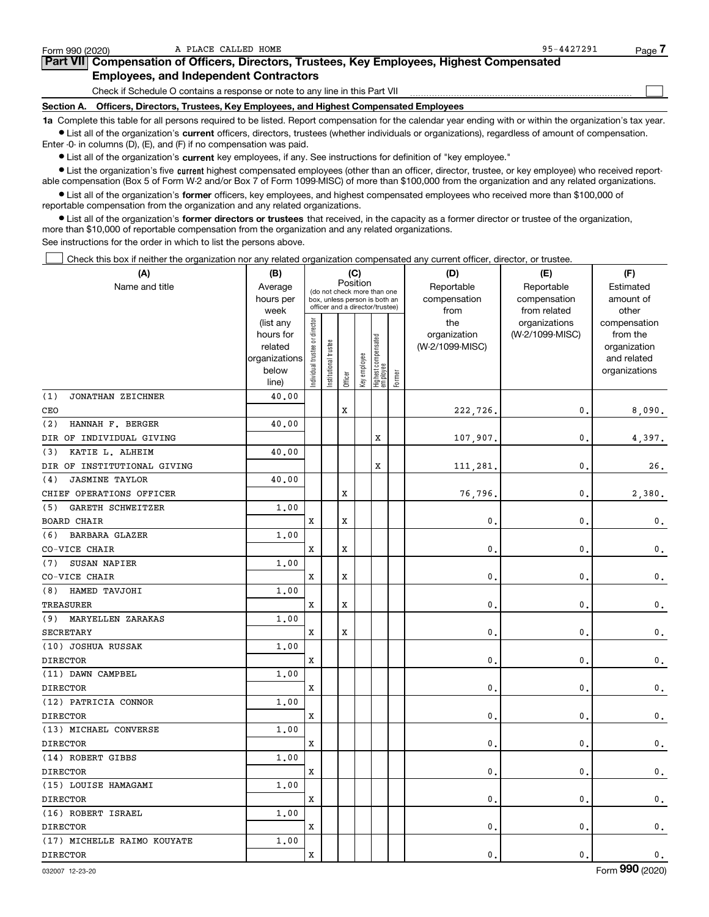Form 990 (2020) A PLACE CALLED HOME 95-4427291

**Part VII Compensation of Officers, Directors, Trustees, Key Employees, Highest Compensated Employees, and Independent Contractors**

Check if Schedule O contains a response or note to any line in this Part VII ☐

**Section A. Officers, Directors, Trustees, Key Employees, and Highest Compensated Employees**

**1a** Complete this table for all persons required to be listed. Report compensation for the calendar year ending with or within the organization's tax year.

- List all of the organization's **current** officers, directors, trustees (whether individuals or organizations), regardless of amount of compensation. Enter -0- in columns (D), (E), and (F) if no compensation was paid.
- List all of the organization's **current** key employees, if any. See instructions for definition of "key employee."
- List the organization's five **current** highest compensated employees (other than an officer, director, trustee, or key employee) who received reportable compensation (Box 5 of Form W-2 and/or Box 7 of Form 1099-MISC) of more than $100,000 from the organization and any related organizations.
- List all of the organization's **former** officers, key employees, and highest compensated employees who received more than $100,000 of reportable compensation from the organization and any related organizations.
- List all of the organization's **former directors or trustees** that received, in the capacity as a former director or trustee of the organization, more than $10,000 of reportable compensation from the organization and any related organizations.

See instructions for the order in which to list the persons above.

☐ Check this box if neither the organization nor any related organization compensated any current officer, director, or trustee.

| (A) Name and title | (B) Average hours per week (list any hours for related organizations below line) | (C) Position: Individual trustee or director | Institutional trustee | Officer | Key employee | Highest compensated employee | Former | (D) Reportable compensation from the organization (W-2/1099-MISC) | (E) Reportable compensation from related organizations (W-2/1099-MISC) | (F) Estimated amount of other compensation from the organization and related organizations |
|---|---|---|---|---|---|---|---|---|---|---|
| (1) JONATHAN ZEICHNER<br>CEO | 40.00 | | | X | | | | 222,726. | 0. | 8,090. |
| (2) HANNAH F. BERGER<br>DIR OF INDIVIDUAL GIVING | 40.00 | | | | | X | | 107,907. | 0. | 4,397. |
| (3) KATIE L. ALHEIM<br>DIR OF INSTITUTIONAL GIVING | 40.00 | | | | | X | | 111,281. | 0. | 26. |
| (4) JASMINE TAYLOR<br>CHIEF OPERATIONS OFFICER | 40.00 | | | X | | | | 76,796. | 0. | 2,380. |
| (5) GARETH SCHWEITZER<br>BOARD CHAIR | 1.00 | X | | X | | | | 0. | 0. | 0. |
| (6) BARBARA GLAZER<br>CO-VICE CHAIR | 1.00 | X | | X | | | | 0. | 0. | 0. |
| (7) SUSAN NAPIER<br>CO-VICE CHAIR | 1.00 | X | | X | | | | 0. | 0. | 0. |
| (8) HAMED TAVJOHI<br>TREASURER | 1.00 | X | | X | | | | 0. | 0. | 0. |
| (9) MARYELLEN ZARAKAS<br>SECRETARY | 1.00 | X | | X | | | | 0. | 0. | 0. |
| (10) JOSHUA RUSSAK<br>DIRECTOR | 1.00 | X | | | | | | 0. | 0. | 0. |
| (11) DAWN CAMPBEL<br>DIRECTOR | 1.00 | X | | | | | | 0. | 0. | 0. |
| (12) PATRICIA CONNOR<br>DIRECTOR | 1.00 | X | | | | | | 0. | 0. | 0. |
| (13) MICHAEL CONVERSE<br>DIRECTOR | 1.00 | X | | | | | | 0. | 0. | 0. |
| (14) ROBERT GIBBS<br>DIRECTOR | 1.00 | X | | | | | | 0. | 0. | 0. |
| (15) LOUISE HAMAGAMI<br>DIRECTOR | 1.00 | X | | | | | | 0. | 0. | 0. |
| (16) ROBERT ISRAEL<br>DIRECTOR | 1.00 | X | | | | | | 0. | 0. | 0. |
| (17) MICHELLE RAIMO KOUYATE<br>DIRECTOR | 1.00 | X | | | | | | 0. | 0. | 0. |

032007 12-23-20 Form **990** (2020)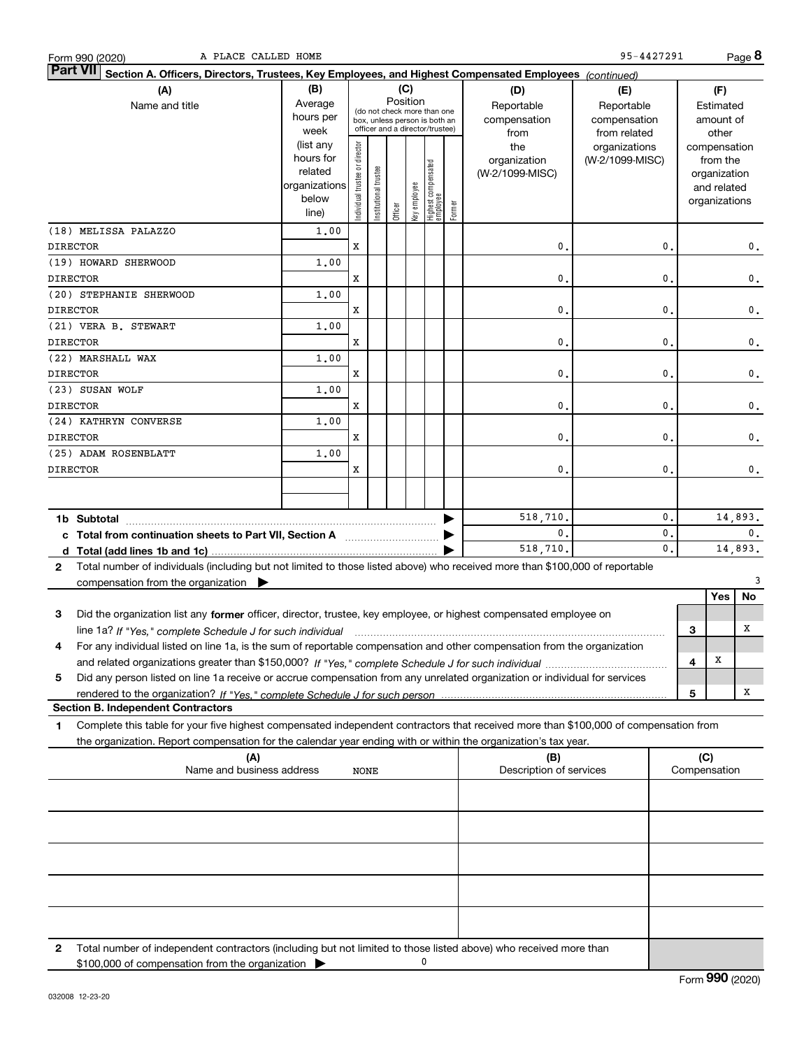Form 990 (2020) A PLACE CALLED HOME 95-4427291 Page **8**

## Part VII Section A. Officers, Directors, Trustees, Key Employees, and Highest Compensated Employees *(continued)*

| (A) Name and title | (B) Average hours per week (list any hours for related organizations below line) | (C) Position: Individual trustee or director | Institutional trustee | Officer | Key employee | Highest compensated employee | Former | (D) Reportable compensation from the organization (W-2/1099-MISC) | (E) Reportable compensation from related organizations (W-2/1099-MISC) | (F) Estimated amount of other compensation from the organization and related organizations |
|---|---|---|---|---|---|---|---|---|---|---|
| (18) MELISSA PALAZZO<br>DIRECTOR | 1.00 | X | | | | | | 0. | 0. | 0. |
| (19) HOWARD SHERWOOD<br>DIRECTOR | 1.00 | X | | | | | | 0. | 0. | 0. |
| (20) STEPHANIE SHERWOOD<br>DIRECTOR | 1.00 | X | | | | | | 0. | 0. | 0. |
| (21) VERA B. STEWART<br>DIRECTOR | 1.00 | X | | | | | | 0. | 0. | 0. |
| (22) MARSHALL WAX<br>DIRECTOR | 1.00 | X | | | | | | 0. | 0. | 0. |
| (23) SUSAN WOLF<br>DIRECTOR | 1.00 | X | | | | | | 0. | 0. | 0. |
| (24) KATHRYN CONVERSE<br>DIRECTOR | 1.00 | X | | | | | | 0. | 0. | 0. |
| (25) ADAM ROSENBLATT<br>DIRECTOR | 1.00 | X | | | | | | 0. | 0. | 0. |
| | | | | | | | | | | |
| **1b Subtotal** | | | | | | | | 518,710. | 0. | 14,893. |
| **c Total from continuation sheets to Part VII, Section A** | | | | | | | | 0. | 0. | 0. |
| **d Total (add lines 1b and 1c)** | | | | | | | | 518,710. | 0. | 14,893. |

**2** Total number of individuals (including but not limited to those listed above) who received more than $100,000 of reportable compensation from the organization ▶ 3

| | | | Yes | No |
|---|---|---|---|---|
| **3** | Did the organization list any **former** officer, director, trustee, key employee, or highest compensated employee on line 1a? *If "Yes," complete Schedule J for such individual* | 3 | | X |
| **4** | For any individual listed on line 1a, is the sum of reportable compensation and other compensation from the organization and related organizations greater than $150,000? *If "Yes," complete Schedule J for such individual* | 4 | X | |
| **5** | Did any person listed on line 1a receive or accrue compensation from any unrelated organization or individual for services rendered to the organization? *If "Yes," complete Schedule J for such person* | 5 | | X |

### Section B. Independent Contractors

**1** Complete this table for your five highest compensated independent contractors that received more than $100,000 of compensation from the organization. Report compensation for the calendar year ending with or within the organization's tax year.

| (A) Name and business address | (B) Description of services | (C) Compensation |
|---|---|---|
| NONE | | |
| | | |
| | | |
| | | |
| | | |

**2** Total number of independent contractors (including but not limited to those listed above) who received more than $100,000 of compensation from the organization ▶ 0

Form **990** (2020)

032008 12-23-20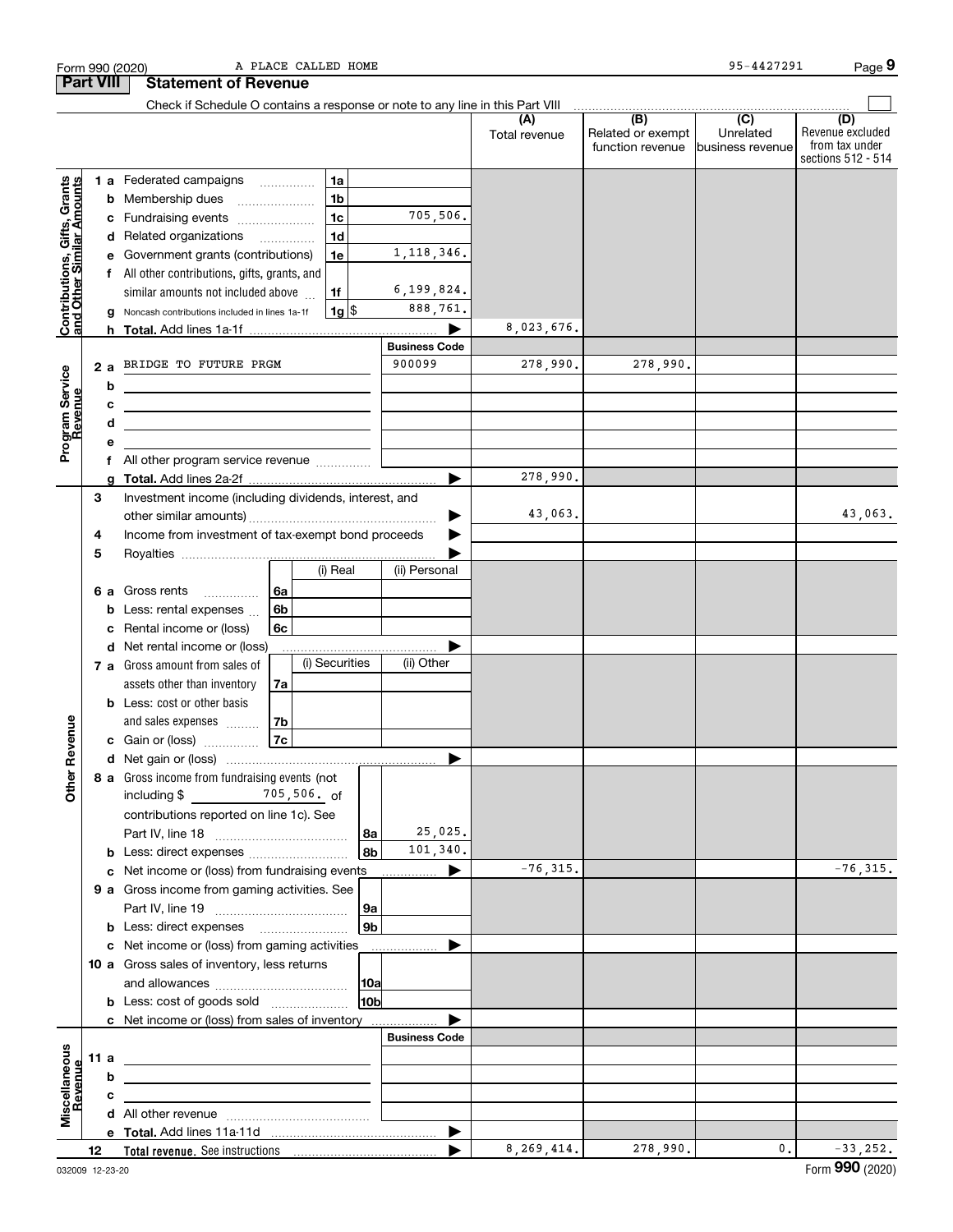Form 990 (2020) A PLACE CALLED HOME 95-4427291

## Part VIII Statement of Revenue

Check if Schedule O contains a response or note to any line in this Part VIII

| | | | | (A) Total revenue | (B) Related or exempt function revenue | (C) Unrelated business revenue | (D) Revenue excluded from tax under sections 512 - 514 |
|---|---|---|---|---|---|---|---|
| **Contributions, Gifts, Grants and Other Similar Amounts** | 1 a Federated campaigns | 1a | | | | | |
| | b Membership dues | 1b | | | | | |
| | c Fundraising events | 1c | 705,506. | | | | |
| | d Related organizations | 1d | | | | | |
| | e Government grants (contributions) | 1e | 1,118,346. | | | | |
| | f All other contributions, gifts, grants, and similar amounts not included above | 1f | 6,199,824. | | | | |
| | g Noncash contributions included in lines 1a-1f | 1g $ | 888,761. | | | | |
| | h **Total.** Add lines 1a-1f | | ▶ | 8,023,676. | | | |
| **Program Service Revenue** | | | **Business Code** | | | | |
| | 2 a BRIDGE TO FUTURE PRGM | | 900099 | 278,990. | 278,990. | | |
| | b | | | | | | |
| | c | | | | | | |
| | d | | | | | | |
| | e | | | | | | |
| | f All other program service revenue | | | | | | |
| | g **Total.** Add lines 2a-2f | | ▶ | 278,990. | | | |
| **Other Revenue** | 3 Investment income (including dividends, interest, and other similar amounts) | | ▶ | 43,063. | | | 43,063. |
| | 4 Income from investment of tax-exempt bond proceeds | | ▶ | | | | |
| | 5 Royalties | | ▶ | | | | |
| | | (i) Real | (ii) Personal | | | | |
| | 6 a Gross rents (6a) | | | | | | |
| | b Less: rental expenses (6b) | | | | | | |
| | c Rental income or (loss) (6c) | | | | | | |
| | d Net rental income or (loss) | | ▶ | | | | |
| | | (i) Securities | (ii) Other | | | | |
| | 7 a Gross amount from sales of assets other than inventory (7a) | | | | | | |
| | b Less: cost or other basis and sales expenses (7b) | | | | | | |
| | c Gain or (loss) (7c) | | | | | | |
| | d Net gain or (loss) | | ▶ | | | | |
| | 8 a Gross income from fundraising events (not including $ 705,506. of contributions reported on line 1c). See Part IV, line 18 | 8a | 25,025. | | | | |
| | b Less: direct expenses | 8b | 101,340. | | | | |
| | c Net income or (loss) from fundraising events | | ▶ | -76,315. | | | -76,315. |
| | 9 a Gross income from gaming activities. See Part IV, line 19 | 9a | | | | | |
| | b Less: direct expenses | 9b | | | | | |
| | c Net income or (loss) from gaming activities | | ▶ | | | | |
| | 10 a Gross sales of inventory, less returns and allowances | 10a | | | | | |
| | b Less: cost of goods sold | 10b | | | | | |
| | c Net income or (loss) from sales of inventory | | ▶ | | | | |
| **Miscellaneous Revenue** | | | **Business Code** | | | | |
| | 11 a | | | | | | |
| | b | | | | | | |
| | c | | | | | | |
| | d All other revenue | | | | | | |
| | e **Total.** Add lines 11a-11d | | ▶ | | | | |
| | 12 **Total revenue.** See instructions | | ▶ | 8,269,414. | 278,990. | 0. | -33,252. |

032009 12-23-20 Form **990** (2020)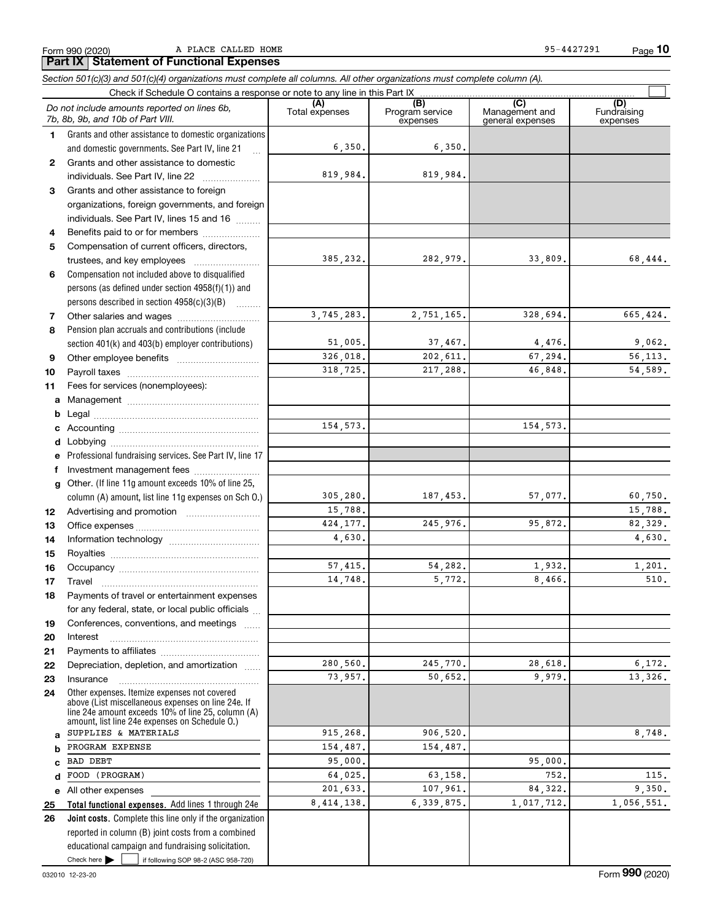Form 990 (2020) A PLACE CALLED HOME 95-4427291

## Part IX Statement of Functional Expenses

*Section 501(c)(3) and 501(c)(4) organizations must complete all columns. All other organizations must complete column (A).*

Check if Schedule O contains a response or note to any line in this Part IX

| | *Do not include amounts reported on lines 6b, 7b, 8b, 9b, and 10b of Part VIII.* | (A) Total expenses | (B) Program service expenses | (C) Management and general expenses | (D) Fundraising expenses |
|---|---|---|---|---|---|
| 1 | Grants and other assistance to domestic organizations and domestic governments. See Part IV, line 21 | 6,350. | 6,350. | | |
| 2 | Grants and other assistance to domestic individuals. See Part IV, line 22 | 819,984. | 819,984. | | |
| 3 | Grants and other assistance to foreign organizations, foreign governments, and foreign individuals. See Part IV, lines 15 and 16 | | | | |
| 4 | Benefits paid to or for members | | | | |
| 5 | Compensation of current officers, directors, trustees, and key employees | 385,232. | 282,979. | 33,809. | 68,444. |
| 6 | Compensation not included above to disqualified persons (as defined under section 4958(f)(1)) and persons described in section 4958(c)(3)(B) | | | | |
| 7 | Other salaries and wages | 3,745,283. | 2,751,165. | 328,694. | 665,424. |
| 8 | Pension plan accruals and contributions (include section 401(k) and 403(b) employer contributions) | 51,005. | 37,467. | 4,476. | 9,062. |
| 9 | Other employee benefits | 326,018. | 202,611. | 67,294. | 56,113. |
| 10 | Payroll taxes | 318,725. | 217,288. | 46,848. | 54,589. |
| 11 | Fees for services (nonemployees): | | | | |
| a | Management | | | | |
| b | Legal | | | | |
| c | Accounting | 154,573. | | 154,573. | |
| d | Lobbying | | | | |
| e | Professional fundraising services. See Part IV, line 17 | | | | |
| f | Investment management fees | | | | |
| g | Other. (If line 11g amount exceeds 10% of line 25, column (A) amount, list line 11g expenses on Sch O.) | 305,280. | 187,453. | 57,077. | 60,750. |
| 12 | Advertising and promotion | 15,788. | | | 15,788. |
| 13 | Office expenses | 424,177. | 245,976. | 95,872. | 82,329. |
| 14 | Information technology | 4,630. | | | 4,630. |
| 15 | Royalties | | | | |
| 16 | Occupancy | 57,415. | 54,282. | 1,932. | 1,201. |
| 17 | Travel | 14,748. | 5,772. | 8,466. | 510. |
| 18 | Payments of travel or entertainment expenses for any federal, state, or local public officials | | | | |
| 19 | Conferences, conventions, and meetings | | | | |
| 20 | Interest | | | | |
| 21 | Payments to affiliates | | | | |
| 22 | Depreciation, depletion, and amortization | 280,560. | 245,770. | 28,618. | 6,172. |
| 23 | Insurance | 73,957. | 50,652. | 9,979. | 13,326. |
| 24 | Other expenses. Itemize expenses not covered above (List miscellaneous expenses on line 24e. If line 24e amount exceeds 10% of line 25, column (A) amount, list line 24e expenses on Schedule O.) | | | | |
| a | SUPPLIES & MATERIALS | 915,268. | 906,520. | | 8,748. |
| b | PROGRAM EXPENSE | 154,487. | 154,487. | | |
| c | BAD DEBT | 95,000. | | 95,000. | |
| d | FOOD (PROGRAM) | 64,025. | 63,158. | 752. | 115. |
| e | All other expenses | 201,633. | 107,961. | 84,322. | 9,350. |
| 25 | **Total functional expenses.** Add lines 1 through 24e | 8,414,138. | 6,339,875. | 1,017,712. | 1,056,551. |
| 26 | **Joint costs.** Complete this line only if the organization reported in column (B) joint costs from a combined educational campaign and fundraising solicitation. Check here ☐ if following SOP 98-2 (ASC 958-720) | | | | |

032010 12-23-20 Form **990** (2020)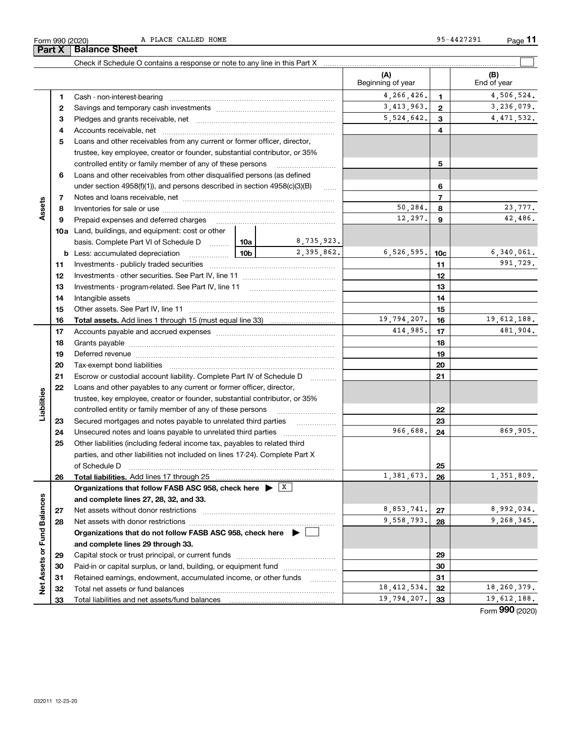Form 990 (2020) A PLACE CALLED HOME 95-4427291

## Part X Balance Sheet

Check if Schedule O contains a response or note to any line in this Part X

| | | | | (A) Beginning of year | | (B) End of year |
|---|---|---|---|---|---|---|
| Assets | 1 | Cash - non-interest-bearing | | 4,266,426. | 1 | 4,506,524. |
| | 2 | Savings and temporary cash investments | | 3,413,963. | 2 | 3,236,079. |
| | 3 | Pledges and grants receivable, net | | 5,524,642. | 3 | 4,471,532. |
| | 4 | Accounts receivable, net | | | 4 | |
| | 5 | Loans and other receivables from any current or former officer, director, trustee, key employee, creator or founder, substantial contributor, or 35% controlled entity or family member of any of these persons | | | 5 | |
| | 6 | Loans and other receivables from other disqualified persons (as defined under section 4958(f)(1)), and persons described in section 4958(c)(3)(B) | | | 6 | |
| | 7 | Notes and loans receivable, net | | | 7 | |
| | 8 | Inventories for sale or use | | 50,284. | 8 | 23,777. |
| | 9 | Prepaid expenses and deferred charges | | 12,297. | 9 | 42,486. |
| | 10a | Land, buildings, and equipment: cost or other basis. Complete Part VI of Schedule D | 10a 8,735,923. | | | |
| | b | Less: accumulated depreciation | 10b 2,395,862. | 6,526,595. | 10c | 6,340,061. |
| | 11 | Investments - publicly traded securities | | | 11 | 991,729. |
| | 12 | Investments - other securities. See Part IV, line 11 | | | 12 | |
| | 13 | Investments - program-related. See Part IV, line 11 | | | 13 | |
| | 14 | Intangible assets | | | 14 | |
| | 15 | Other assets. See Part IV, line 11 | | | 15 | |
| | 16 | **Total assets.** Add lines 1 through 15 (must equal line 33) | | 19,794,207. | 16 | 19,612,188. |
| Liabilities | 17 | Accounts payable and accrued expenses | | 414,985. | 17 | 481,904. |
| | 18 | Grants payable | | | 18 | |
| | 19 | Deferred revenue | | | 19 | |
| | 20 | Tax-exempt bond liabilities | | | 20 | |
| | 21 | Escrow or custodial account liability. Complete Part IV of Schedule D | | | 21 | |
| | 22 | Loans and other payables to any current or former officer, director, trustee, key employee, creator or founder, substantial contributor, or 35% controlled entity or family member of any of these persons | | | 22 | |
| | 23 | Secured mortgages and notes payable to unrelated third parties | | | 23 | |
| | 24 | Unsecured notes and loans payable to unrelated third parties | | 966,688. | 24 | 869,905. |
| | 25 | Other liabilities (including federal income tax, payables to related third parties, and other liabilities not included on lines 17-24). Complete Part X of Schedule D | | | 25 | |
| | 26 | **Total liabilities.** Add lines 17 through 25 | | 1,381,673. | 26 | 1,351,809. |
| Net Assets or Fund Balances | | **Organizations that follow FASB ASC 958, check here** ▶ [X] **and complete lines 27, 28, 32, and 33.** | | | | |
| | 27 | Net assets without donor restrictions | | 8,853,741. | 27 | 8,992,034. |
| | 28 | Net assets with donor restrictions | | 9,558,793. | 28 | 9,268,345. |
| | | **Organizations that do not follow FASB ASC 958, check here** ▶ [ ] **and complete lines 29 through 33.** | | | | |
| | 29 | Capital stock or trust principal, or current funds | | | 29 | |
| | 30 | Paid-in or capital surplus, or land, building, or equipment fund | | | 30 | |
| | 31 | Retained earnings, endowment, accumulated income, or other funds | | | 31 | |
| | 32 | Total net assets or fund balances | | 18,412,534. | 32 | 18,260,379. |
| | 33 | Total liabilities and net assets/fund balances | | 19,794,207. | 33 | 19,612,188. |

Form **990** (2020)

032011 12-23-20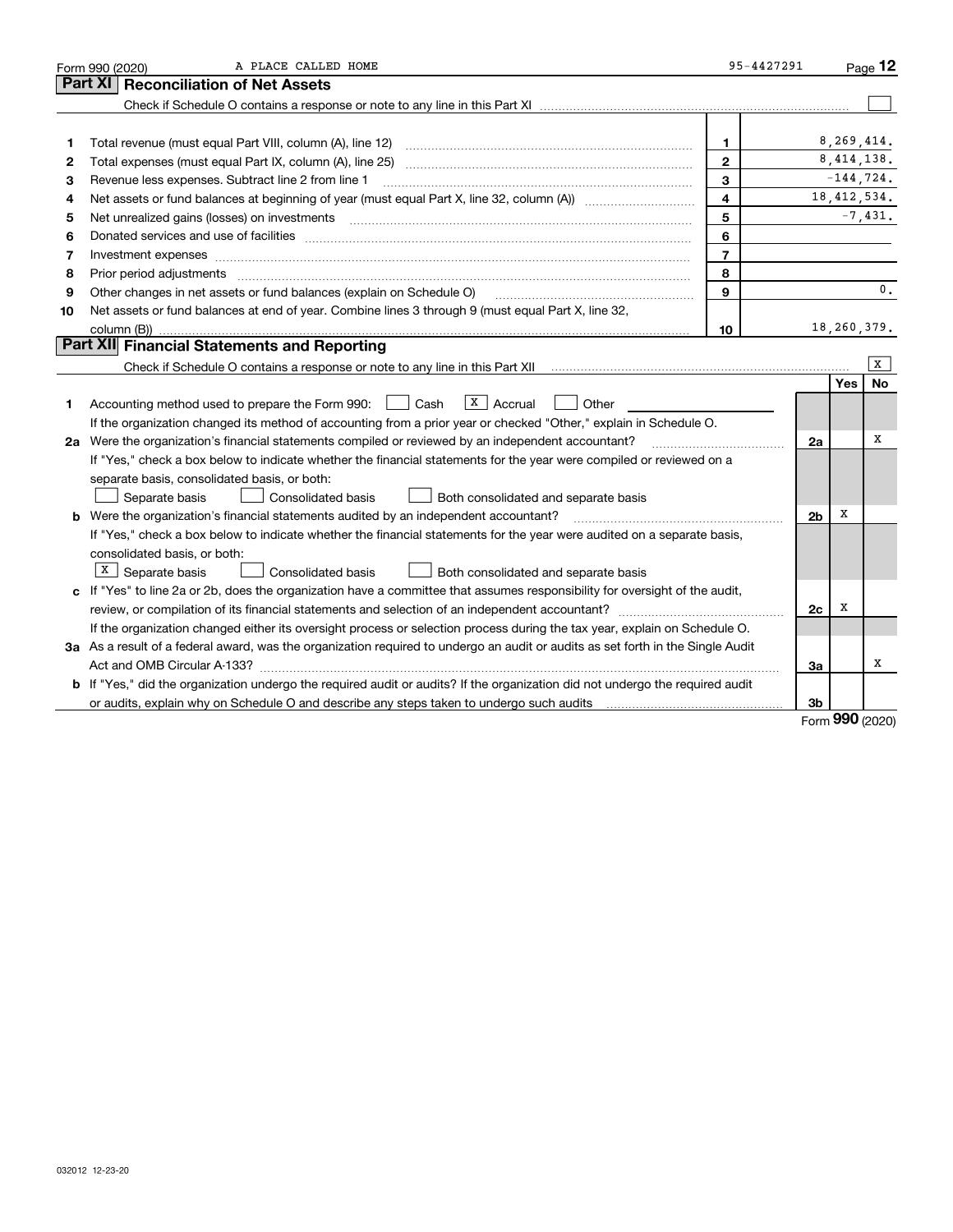Form 990 (2020) A PLACE CALLED HOME 95-4427291

## Part XI Reconciliation of Net Assets

Check if Schedule O contains a response or note to any line in this Part XI ☐

| | | | |
|---|---|---|---|
| 1 | Total revenue (must equal Part VIII, column (A), line 12) | 1 | 8,269,414. |
| 2 | Total expenses (must equal Part IX, column (A), line 25) | 2 | 8,414,138. |
| 3 | Revenue less expenses. Subtract line 2 from line 1 | 3 | -144,724. |
| 4 | Net assets or fund balances at beginning of year (must equal Part X, line 32, column (A)) | 4 | 18,412,534. |
| 5 | Net unrealized gains (losses) on investments | 5 | -7,431. |
| 6 | Donated services and use of facilities | 6 | |
| 7 | Investment expenses | 7 | |
| 8 | Prior period adjustments | 8 | |
| 9 | Other changes in net assets or fund balances (explain on Schedule O) | 9 | 0. |
| 10 | Net assets or fund balances at end of year. Combine lines 3 through 9 (must equal Part X, line 32, column (B)) | 10 | 18,260,379. |

## Part XII Financial Statements and Reporting

Check if Schedule O contains a response or note to any line in this Part XII ☒

| | | | Yes | No |
|---|---|---|---|---|
| 1 | Accounting method used to prepare the Form 990: ☐ Cash ☒ Accrual ☐ Other ______<br>If the organization changed its method of accounting from a prior year or checked "Other," explain in Schedule O. | | | |
| 2a | Were the organization's financial statements compiled or reviewed by an independent accountant? | 2a | | X |
| | If "Yes," check a box below to indicate whether the financial statements for the year were compiled or reviewed on a separate basis, consolidated basis, or both:<br>☐ Separate basis ☐ Consolidated basis ☐ Both consolidated and separate basis | | | |
| b | Were the organization's financial statements audited by an independent accountant? | 2b | X | |
| | If "Yes," check a box below to indicate whether the financial statements for the year were audited on a separate basis, consolidated basis, or both:<br>☒ Separate basis ☐ Consolidated basis ☐ Both consolidated and separate basis | | | |
| c | If "Yes" to line 2a or 2b, does the organization have a committee that assumes responsibility for oversight of the audit, review, or compilation of its financial statements and selection of an independent accountant? | 2c | X | |
| | If the organization changed either its oversight process or selection process during the tax year, explain on Schedule O. | | | |
| 3a | As a result of a federal award, was the organization required to undergo an audit or audits as set forth in the Single Audit Act and OMB Circular A-133? | 3a | | X |
| b | If "Yes," did the organization undergo the required audit or audits? If the organization did not undergo the required audit or audits, explain why on Schedule O and describe any steps taken to undergo such audits | 3b | | |

Form **990** (2020)

032012 12-23-20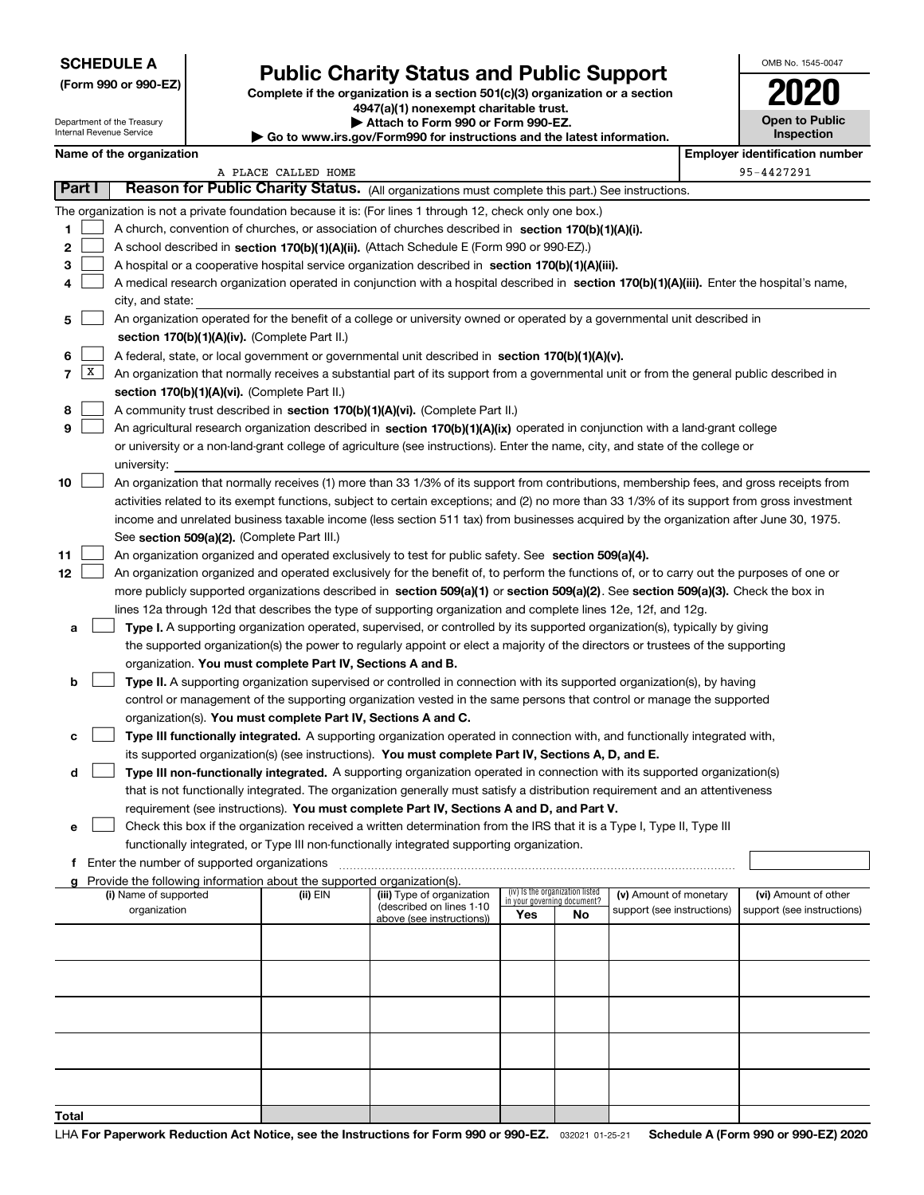**SCHEDULE A**
**(Form 990 or 990-EZ)**

Department of the Treasury
Internal Revenue Service

# Public Charity Status and Public Support

**Complete if the organization is a section 501(c)(3) organization or a section 4947(a)(1) nonexempt charitable trust.**
**▶ Attach to Form 990 or Form 990-EZ.**
**▶ Go to www.irs.gov/Form990 for instructions and the latest information.**

OMB No. 1545-0047

**2020**

**Open to Public Inspection**

**Name of the organization:** A PLACE CALLED HOME
**Employer identification number:** 95-4427291

## Part I Reason for Public Charity Status. (All organizations must complete this part.) See instructions.

The organization is not a private foundation because it is: (For lines 1 through 12, check only one box.)

1. [ ] A church, convention of churches, or association of churches described in **section 170(b)(1)(A)(i).**
2. [ ] A school described in **section 170(b)(1)(A)(ii).** (Attach Schedule E (Form 990 or 990-EZ).)
3. [ ] A hospital or a cooperative hospital service organization described in **section 170(b)(1)(A)(iii).**
4. [ ] A medical research organization operated in conjunction with a hospital described in **section 170(b)(1)(A)(iii).** Enter the hospital's name, city, and state:
5. [ ] An organization operated for the benefit of a college or university owned or operated by a governmental unit described in **section 170(b)(1)(A)(iv).** (Complete Part II.)
6. [ ] A federal, state, or local government or governmental unit described in **section 170(b)(1)(A)(v).**
7. [X] An organization that normally receives a substantial part of its support from a governmental unit or from the general public described in **section 170(b)(1)(A)(vi).** (Complete Part II.)
8. [ ] A community trust described in **section 170(b)(1)(A)(vi).** (Complete Part II.)
9. [ ] An agricultural research organization described in **section 170(b)(1)(A)(ix)** operated in conjunction with a land-grant college or university or a non-land-grant college of agriculture (see instructions). Enter the name, city, and state of the college or university:
10. [ ] An organization that normally receives (1) more than 33 1/3% of its support from contributions, membership fees, and gross receipts from activities related to its exempt functions, subject to certain exceptions; and (2) no more than 33 1/3% of its support from gross investment income and unrelated business taxable income (less section 511 tax) from businesses acquired by the organization after June 30, 1975. See **section 509(a)(2).** (Complete Part III.)
11. [ ] An organization organized and operated exclusively to test for public safety. See **section 509(a)(4).**
12. [ ] An organization organized and operated exclusively for the benefit of, to perform the functions of, or to carry out the purposes of one or more publicly supported organizations described in **section 509(a)(1)** or **section 509(a)(2)**. See **section 509(a)(3).** Check the box in lines 12a through 12d that describes the type of supporting organization and complete lines 12e, 12f, and 12g.
   - **a** [ ] **Type I.** A supporting organization operated, supervised, or controlled by its supported organization(s), typically by giving the supported organization(s) the power to regularly appoint or elect a majority of the directors or trustees of the supporting organization. **You must complete Part IV, Sections A and B.**
   - **b** [ ] **Type II.** A supporting organization supervised or controlled in connection with its supported organization(s), by having control or management of the supporting organization vested in the same persons that control or manage the supported organization(s). **You must complete Part IV, Sections A and C.**
   - **c** [ ] **Type III functionally integrated.** A supporting organization operated in connection with, and functionally integrated with, its supported organization(s) (see instructions). **You must complete Part IV, Sections A, D, and E.**
   - **d** [ ] **Type III non-functionally integrated.** A supporting organization operated in connection with its supported organization(s) that is not functionally integrated. The organization generally must satisfy a distribution requirement and an attentiveness requirement (see instructions). **You must complete Part IV, Sections A and D, and Part V.**
   - **e** [ ] Check this box if the organization received a written determination from the IRS that it is a Type I, Type II, Type III functionally integrated, or Type III non-functionally integrated supporting organization.
   - **f** Enter the number of supported organizations
   - **g** Provide the following information about the supported organization(s).

| (i) Name of supported organization | (ii) EIN | (iii) Type of organization (described on lines 1-10 above (see instructions)) | (iv) Is the organization listed in your governing document? Yes | No | (v) Amount of monetary support (see instructions) | (vi) Amount of other support (see instructions) |
|---|---|---|---|---|---|---|
| | | | | | | |
| | | | | | | |
| | | | | | | |
| | | | | | | |
| | | | | | | |
| **Total** | | | | | | |

LHA **For Paperwork Reduction Act Notice, see the Instructions for Form 990 or 990-EZ.** 032021 01-25-21 **Schedule A (Form 990 or 990-EZ) 2020**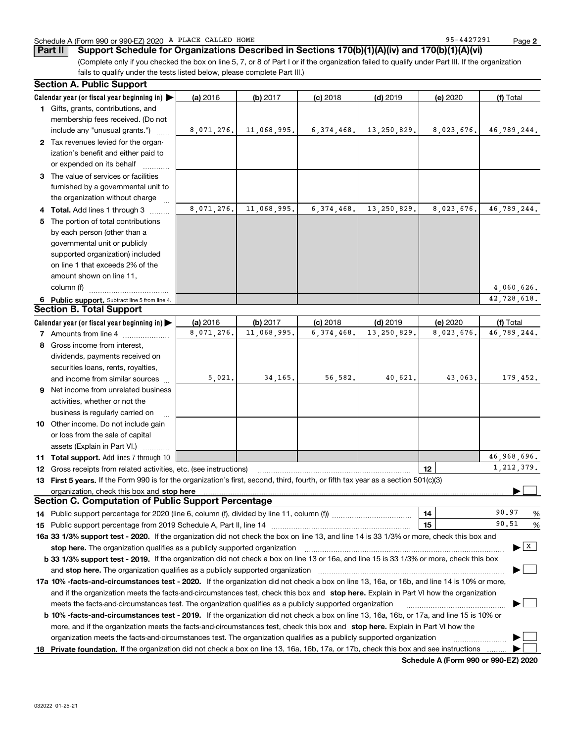Schedule A (Form 990 or 990-EZ) 2020 A PLACE CALLED HOME 95-4427291

**Part II Support Schedule for Organizations Described in Sections 170(b)(1)(A)(iv) and 170(b)(1)(A)(vi)**

(Complete only if you checked the box on line 5, 7, or 8 of Part I or if the organization failed to qualify under Part III. If the organization fails to qualify under the tests listed below, please complete Part III.)

### Section A. Public Support

| Calendar year (or fiscal year beginning in) ▶ | (a) 2016 | (b) 2017 | (c) 2018 | (d) 2019 | (e) 2020 | (f) Total |
|---|---|---|---|---|---|---|
| **1** Gifts, grants, contributions, and membership fees received. (Do not include any "unusual grants.") | 8,071,276. | 11,068,995. | 6,374,468. | 13,250,829. | 8,023,676. | 46,789,244. |
| **2** Tax revenues levied for the organization's benefit and either paid to or expended on its behalf | | | | | | |
| **3** The value of services or facilities furnished by a governmental unit to the organization without charge | | | | | | |
| **4 Total.** Add lines 1 through 3 | 8,071,276. | 11,068,995. | 6,374,468. | 13,250,829. | 8,023,676. | 46,789,244. |
| **5** The portion of total contributions by each person (other than a governmental unit or publicly supported organization) included on line 1 that exceeds 2% of the amount shown on line 11, column (f) | | | | | | 4,060,626. |
| **6 Public support.** Subtract line 5 from line 4. | | | | | | 42,728,618. |

### Section B. Total Support

| Calendar year (or fiscal year beginning in) ▶ | (a) 2016 | (b) 2017 | (c) 2018 | (d) 2019 | (e) 2020 | (f) Total |
|---|---|---|---|---|---|---|
| **7** Amounts from line 4 | 8,071,276. | 11,068,995. | 6,374,468. | 13,250,829. | 8,023,676. | 46,789,244. |
| **8** Gross income from interest, dividends, payments received on securities loans, rents, royalties, and income from similar sources | 5,021. | 34,165. | 56,582. | 40,621. | 43,063. | 179,452. |
| **9** Net income from unrelated business activities, whether or not the business is regularly carried on | | | | | | |
| **10** Other income. Do not include gain or loss from the sale of capital assets (Explain in Part VI.) | | | | | | |
| **11 Total support.** Add lines 7 through 10 | | | | | | 46,968,696. |

**12** Gross receipts from related activities, etc. (see instructions) ..... **12** 1,212,379.

**13 First 5 years.** If the Form 990 is for the organization's first, second, third, fourth, or fifth tax year as a section 501(c)(3) organization, check this box and **stop here** ▶ ☐

### Section C. Computation of Public Support Percentage

**14** Public support percentage for 2020 (line 6, column (f), divided by line 11, column (f)) ..... **14** 90.97 %

**15** Public support percentage from 2019 Schedule A, Part II, line 14 ..... **15** 90.51 %

**16a 33 1/3% support test - 2020.** If the organization did not check the box on line 13, and line 14 is 33 1/3% or more, check this box and **stop here.** The organization qualifies as a publicly supported organization ▶ ☒

**b 33 1/3% support test - 2019.** If the organization did not check a box on line 13 or 16a, and line 15 is 33 1/3% or more, check this box and **stop here.** The organization qualifies as a publicly supported organization ▶ ☐

**17a 10% -facts-and-circumstances test - 2020.** If the organization did not check a box on line 13, 16a, or 16b, and line 14 is 10% or more, and if the organization meets the facts-and-circumstances test, check this box and **stop here.** Explain in Part VI how the organization meets the facts-and-circumstances test. The organization qualifies as a publicly supported organization ▶ ☐

**b 10% -facts-and-circumstances test - 2019.** If the organization did not check a box on line 13, 16a, 16b, or 17a, and line 15 is 10% or more, and if the organization meets the facts-and-circumstances test, check this box and **stop here.** Explain in Part VI how the organization meets the facts-and-circumstances test. The organization qualifies as a publicly supported organization ▶ ☐

**18 Private foundation.** If the organization did not check a box on line 13, 16a, 16b, 17a, or 17b, check this box and see instructions ▶ ☐

**Schedule A (Form 990 or 990-EZ) 2020**

032022 01-25-21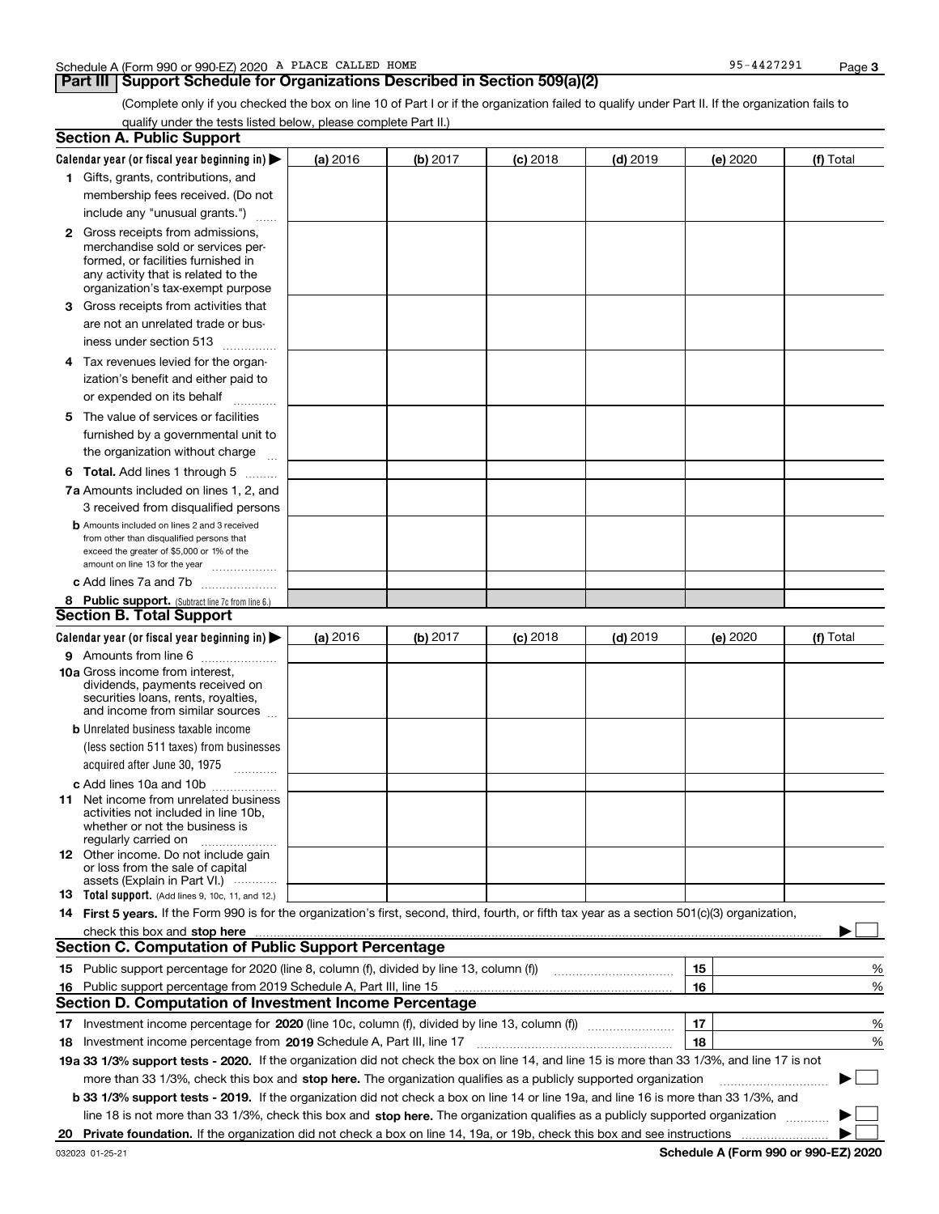Schedule A (Form 990 or 990-EZ) 2020 A PLACE CALLED HOME 95-4427291

## Part III Support Schedule for Organizations Described in Section 509(a)(2)

(Complete only if you checked the box on line 10 of Part I or if the organization failed to qualify under Part II. If the organization fails to qualify under the tests listed below, please complete Part II.)

### Section A. Public Support

| Calendar year (or fiscal year beginning in) ▶ | (a) 2016 | (b) 2017 | (c) 2018 | (d) 2019 | (e) 2020 | (f) Total |
|---|---|---|---|---|---|---|
| **1** Gifts, grants, contributions, and membership fees received. (Do not include any "unusual grants.") | | | | | | |
| **2** Gross receipts from admissions, merchandise sold or services performed, or facilities furnished in any activity that is related to the organization's tax-exempt purpose | | | | | | |
| **3** Gross receipts from activities that are not an unrelated trade or business under section 513 | | | | | | |
| **4** Tax revenues levied for the organization's benefit and either paid to or expended on its behalf | | | | | | |
| **5** The value of services or facilities furnished by a governmental unit to the organization without charge | | | | | | |
| **6 Total.** Add lines 1 through 5 | | | | | | |
| **7a** Amounts included on lines 1, 2, and 3 received from disqualified persons | | | | | | |
| **b** Amounts included on lines 2 and 3 received from other than disqualified persons that exceed the greater of $5,000 or 1% of the amount on line 13 for the year | | | | | | |
| **c** Add lines 7a and 7b | | | | | | |
| **8 Public support.** (Subtract line 7c from line 6.) | | | | | | |

### Section B. Total Support

| Calendar year (or fiscal year beginning in) ▶ | (a) 2016 | (b) 2017 | (c) 2018 | (d) 2019 | (e) 2020 | (f) Total |
|---|---|---|---|---|---|---|
| **9** Amounts from line 6 | | | | | | |
| **10a** Gross income from interest, dividends, payments received on securities loans, rents, royalties, and income from similar sources | | | | | | |
| **b** Unrelated business taxable income (less section 511 taxes) from businesses acquired after June 30, 1975 | | | | | | |
| **c** Add lines 10a and 10b | | | | | | |
| **11** Net income from unrelated business activities not included in line 10b, whether or not the business is regularly carried on | | | | | | |
| **12** Other income. Do not include gain or loss from the sale of capital assets (Explain in Part VI.) | | | | | | |
| **13 Total support.** (Add lines 9, 10c, 11, and 12.) | | | | | | |

**14 First 5 years.** If the Form 990 is for the organization's first, second, third, fourth, or fifth tax year as a section 501(c)(3) organization, check this box and **stop here** ▶ ☐

### Section C. Computation of Public Support Percentage

| | | | |
|---|---|---|---|
| **15** | Public support percentage for 2020 (line 8, column (f), divided by line 13, column (f)) | 15 | % |
| **16** | Public support percentage from 2019 Schedule A, Part III, line 15 | 16 | % |

### Section D. Computation of Investment Income Percentage

| | | | |
|---|---|---|---|
| **17** | Investment income percentage for **2020** (line 10c, column (f), divided by line 13, column (f)) | 17 | % |
| **18** | Investment income percentage from **2019** Schedule A, Part III, line 17 | 18 | % |

**19a 33 1/3% support tests - 2020.** If the organization did not check the box on line 14, and line 15 is more than 33 1/3%, and line 17 is not more than 33 1/3%, check this box and **stop here.** The organization qualifies as a publicly supported organization ▶ ☐

**b 33 1/3% support tests - 2019.** If the organization did not check a box on line 14 or line 19a, and line 16 is more than 33 1/3%, and line 18 is not more than 33 1/3%, check this box and **stop here.** The organization qualifies as a publicly supported organization ▶ ☐

**20 Private foundation.** If the organization did not check a box on line 14, 19a, or 19b, check this box and see instructions ▶ ☐

032023 01-25-21 **Schedule A (Form 990 or 990-EZ) 2020**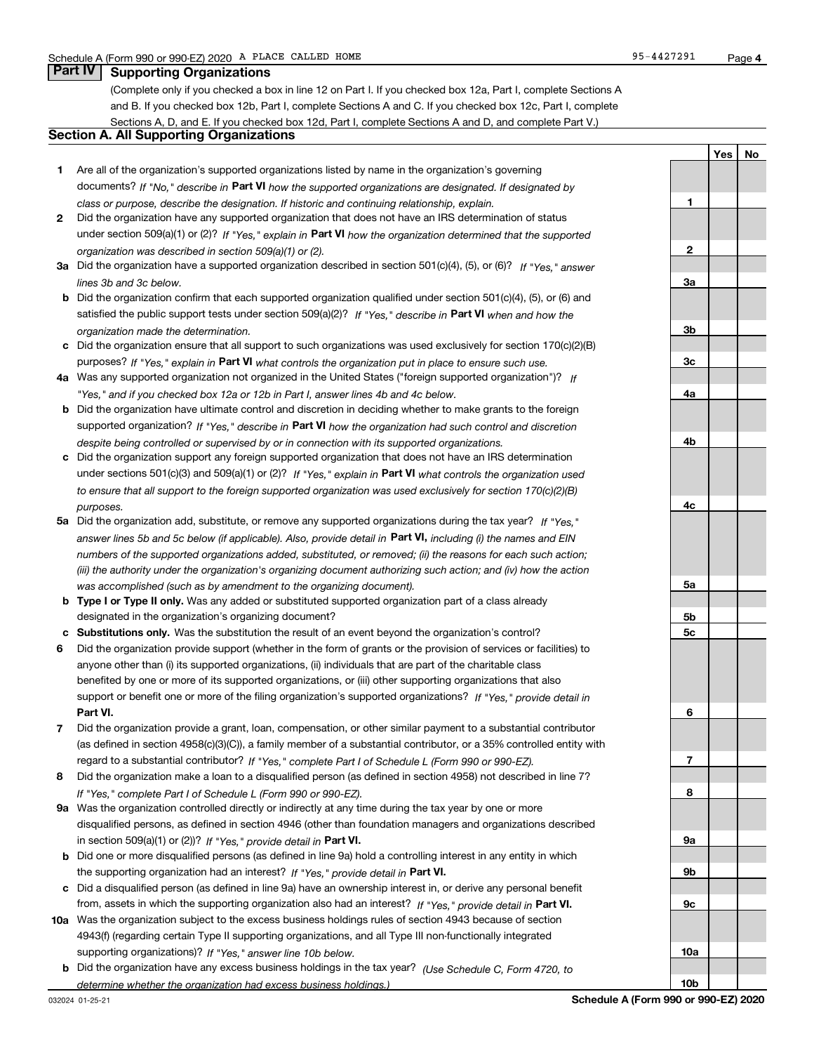## Part IV Supporting Organizations

(Complete only if you checked a box in line 12 on Part I. If you checked box 12a, Part I, complete Sections A and B. If you checked box 12b, Part I, complete Sections A and C. If you checked box 12c, Part I, complete Sections A, D, and E. If you checked box 12d, Part I, complete Sections A and D, and complete Part V.)

### Section A. All Supporting Organizations

| | | | Yes | No |
|---|---|---|---|---|
| **1** | Are all of the organization's supported organizations listed by name in the organization's governing documents? *If "No," describe in* **Part VI** *how the supported organizations are designated. If designated by class or purpose, describe the designation. If historic and continuing relationship, explain.* | **1** | | |
| **2** | Did the organization have any supported organization that does not have an IRS determination of status under section 509(a)(1) or (2)? *If "Yes," explain in* **Part VI** *how the organization determined that the supported organization was described in section 509(a)(1) or (2).* | **2** | | |
| **3a** | Did the organization have a supported organization described in section 501(c)(4), (5), or (6)? *If "Yes," answer lines 3b and 3c below.* | **3a** | | |
| **b** | Did the organization confirm that each supported organization qualified under section 501(c)(4), (5), or (6) and satisfied the public support tests under section 509(a)(2)? *If "Yes," describe in* **Part VI** *when and how the organization made the determination.* | **3b** | | |
| **c** | Did the organization ensure that all support to such organizations was used exclusively for section 170(c)(2)(B) purposes? *If "Yes," explain in* **Part VI** *what controls the organization put in place to ensure such use.* | **3c** | | |
| **4a** | Was any supported organization not organized in the United States ("foreign supported organization")? *If "Yes," and if you checked box 12a or 12b in Part I, answer lines 4b and 4c below.* | **4a** | | |
| **b** | Did the organization have ultimate control and discretion in deciding whether to make grants to the foreign supported organization? *If "Yes," describe in* **Part VI** *how the organization had such control and discretion despite being controlled or supervised by or in connection with its supported organizations.* | **4b** | | |
| **c** | Did the organization support any foreign supported organization that does not have an IRS determination under sections 501(c)(3) and 509(a)(1) or (2)? *If "Yes," explain in* **Part VI** *what controls the organization used to ensure that all support to the foreign supported organization was used exclusively for section 170(c)(2)(B) purposes.* | **4c** | | |
| **5a** | Did the organization add, substitute, or remove any supported organizations during the tax year? *If "Yes," answer lines 5b and 5c below (if applicable). Also, provide detail in* **Part VI,** *including (i) the names and EIN numbers of the supported organizations added, substituted, or removed; (ii) the reasons for each such action; (iii) the authority under the organization's organizing document authorizing such action; and (iv) how the action was accomplished (such as by amendment to the organizing document).* | **5a** | | |
| **b** | **Type I or Type II only.** Was any added or substituted supported organization part of a class already designated in the organization's organizing document? | **5b** | | |
| **c** | **Substitutions only.** Was the substitution the result of an event beyond the organization's control? | **5c** | | |
| **6** | Did the organization provide support (whether in the form of grants or the provision of services or facilities) to anyone other than (i) its supported organizations, (ii) individuals that are part of the charitable class benefited by one or more of its supported organizations, or (iii) other supporting organizations that also support or benefit one or more of the filing organization's supported organizations? *If "Yes," provide detail in* **Part VI.** | **6** | | |
| **7** | Did the organization provide a grant, loan, compensation, or other similar payment to a substantial contributor (as defined in section 4958(c)(3)(C)), a family member of a substantial contributor, or a 35% controlled entity with regard to a substantial contributor? *If "Yes," complete Part I of Schedule L (Form 990 or 990-EZ).* | **7** | | |
| **8** | Did the organization make a loan to a disqualified person (as defined in section 4958) not described in line 7? *If "Yes," complete Part I of Schedule L (Form 990 or 990-EZ).* | **8** | | |
| **9a** | Was the organization controlled directly or indirectly at any time during the tax year by one or more disqualified persons, as defined in section 4946 (other than foundation managers and organizations described in section 509(a)(1) or (2))? *If "Yes," provide detail in* **Part VI.** | **9a** | | |
| **b** | Did one or more disqualified persons (as defined in line 9a) hold a controlling interest in any entity in which the supporting organization had an interest? *If "Yes," provide detail in* **Part VI.** | **9b** | | |
| **c** | Did a disqualified person (as defined in line 9a) have an ownership interest in, or derive any personal benefit from, assets in which the supporting organization also had an interest? *If "Yes," provide detail in* **Part VI.** | **9c** | | |
| **10a** | Was the organization subject to the excess business holdings rules of section 4943 because of section 4943(f) (regarding certain Type II supporting organizations, and all Type III non-functionally integrated supporting organizations)? *If "Yes," answer line 10b below.* | **10a** | | |
| **b** | Did the organization have any excess business holdings in the tax year? *(Use Schedule C, Form 4720, to determine whether the organization had excess business holdings.)* | **10b** | | |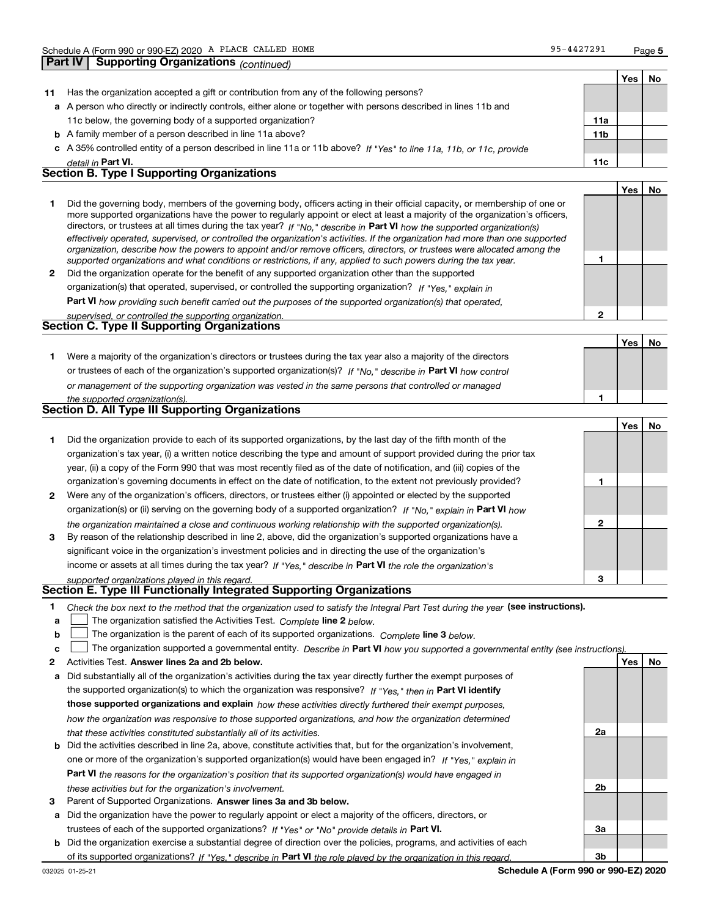Schedule A (Form 990 or 990-EZ) 2020 A PLACE CALLED HOME 95-4427291

## Part IV Supporting Organizations *(continued)*

| | | | Yes | No |
|---|---|---|---|---|
| **11** | Has the organization accepted a gift or contribution from any of the following persons? | | | |
| **a** | A person who directly or indirectly controls, either alone or together with persons described in lines 11b and 11c below, the governing body of a supported organization? | **11a** | | |
| **b** | A family member of a person described in line 11a above? | **11b** | | |
| **c** | A 35% controlled entity of a person described in line 11a or 11b above? *If "Yes" to line 11a, 11b, or 11c, provide detail in* **Part VI.** | **11c** | | |

### Section B. Type I Supporting Organizations

| | | | Yes | No |
|---|---|---|---|---|
| **1** | Did the governing body, members of the governing body, officers acting in their official capacity, or membership of one or more supported organizations have the power to regularly appoint or elect at least a majority of the organization's officers, directors, or trustees at all times during the tax year? *If "No," describe in* **Part VI** *how the supported organization(s) effectively operated, supervised, or controlled the organization's activities. If the organization had more than one supported organization, describe how the powers to appoint and/or remove officers, directors, or trustees were allocated among the supported organizations and what conditions or restrictions, if any, applied to such powers during the tax year.* | **1** | | |
| **2** | Did the organization operate for the benefit of any supported organization other than the supported organization(s) that operated, supervised, or controlled the supporting organization? *If "Yes," explain in* **Part VI** *how providing such benefit carried out the purposes of the supported organization(s) that operated, supervised, or controlled the supporting organization.* | **2** | | |

### Section C. Type II Supporting Organizations

| | | | Yes | No |
|---|---|---|---|---|
| **1** | Were a majority of the organization's directors or trustees during the tax year also a majority of the directors or trustees of each of the organization's supported organization(s)? *If "No," describe in* **Part VI** *how control or management of the supporting organization was vested in the same persons that controlled or managed the supported organization(s).* | **1** | | |

### Section D. All Type III Supporting Organizations

| | | | Yes | No |
|---|---|---|---|---|
| **1** | Did the organization provide to each of its supported organizations, by the last day of the fifth month of the organization's tax year, (i) a written notice describing the type and amount of support provided during the prior tax year, (ii) a copy of the Form 990 that was most recently filed as of the date of notification, and (iii) copies of the organization's governing documents in effect on the date of notification, to the extent not previously provided? | **1** | | |
| **2** | Were any of the organization's officers, directors, or trustees either (i) appointed or elected by the supported organization(s) or (ii) serving on the governing body of a supported organization? *If "No," explain in* **Part VI** *how the organization maintained a close and continuous working relationship with the supported organization(s).* | **2** | | |
| **3** | By reason of the relationship described in line 2, above, did the organization's supported organizations have a significant voice in the organization's investment policies and in directing the use of the organization's income or assets at all times during the tax year? *If "Yes," describe in* **Part VI** *the role the organization's supported organizations played in this regard.* | **3** | | |

### Section E. Type III Functionally Integrated Supporting Organizations

**1** *Check the box next to the method that the organization used to satisfy the Integral Part Test during the year* **(see instructions).**

**a** ☐ The organization satisfied the Activities Test. *Complete* **line 2** *below.*

**b** ☐ The organization is the parent of each of its supported organizations. *Complete* **line 3** *below.*

**c** ☐ The organization supported a governmental entity. *Describe in* **Part VI** *how you supported a governmental entity (see instructions).*

| | | | Yes | No |
|---|---|---|---|---|
| **2** | Activities Test. **Answer lines 2a and 2b below.** | | | |
| **a** | Did substantially all of the organization's activities during the tax year directly further the exempt purposes of the supported organization(s) to which the organization was responsive? *If "Yes," then in* **Part VI identify those supported organizations and explain** *how these activities directly furthered their exempt purposes, how the organization was responsive to those supported organizations, and how the organization determined that these activities constituted substantially all of its activities.* | **2a** | | |
| **b** | Did the activities described in line 2a, above, constitute activities that, but for the organization's involvement, one or more of the organization's supported organization(s) would have been engaged in? *If "Yes," explain in* **Part VI** *the reasons for the organization's position that its supported organization(s) would have engaged in these activities but for the organization's involvement.* | **2b** | | |
| **3** | Parent of Supported Organizations. **Answer lines 3a and 3b below.** | | | |
| **a** | Did the organization have the power to regularly appoint or elect a majority of the officers, directors, or trustees of each of the supported organizations? *If "Yes" or "No" provide details in* **Part VI.** | **3a** | | |
| **b** | Did the organization exercise a substantial degree of direction over the policies, programs, and activities of each of its supported organizations? *If "Yes," describe in* **Part VI** *the role played by the organization in this regard.* | **3b** | | |

032025 01-25-21 **Schedule A (Form 990 or 990-EZ) 2020**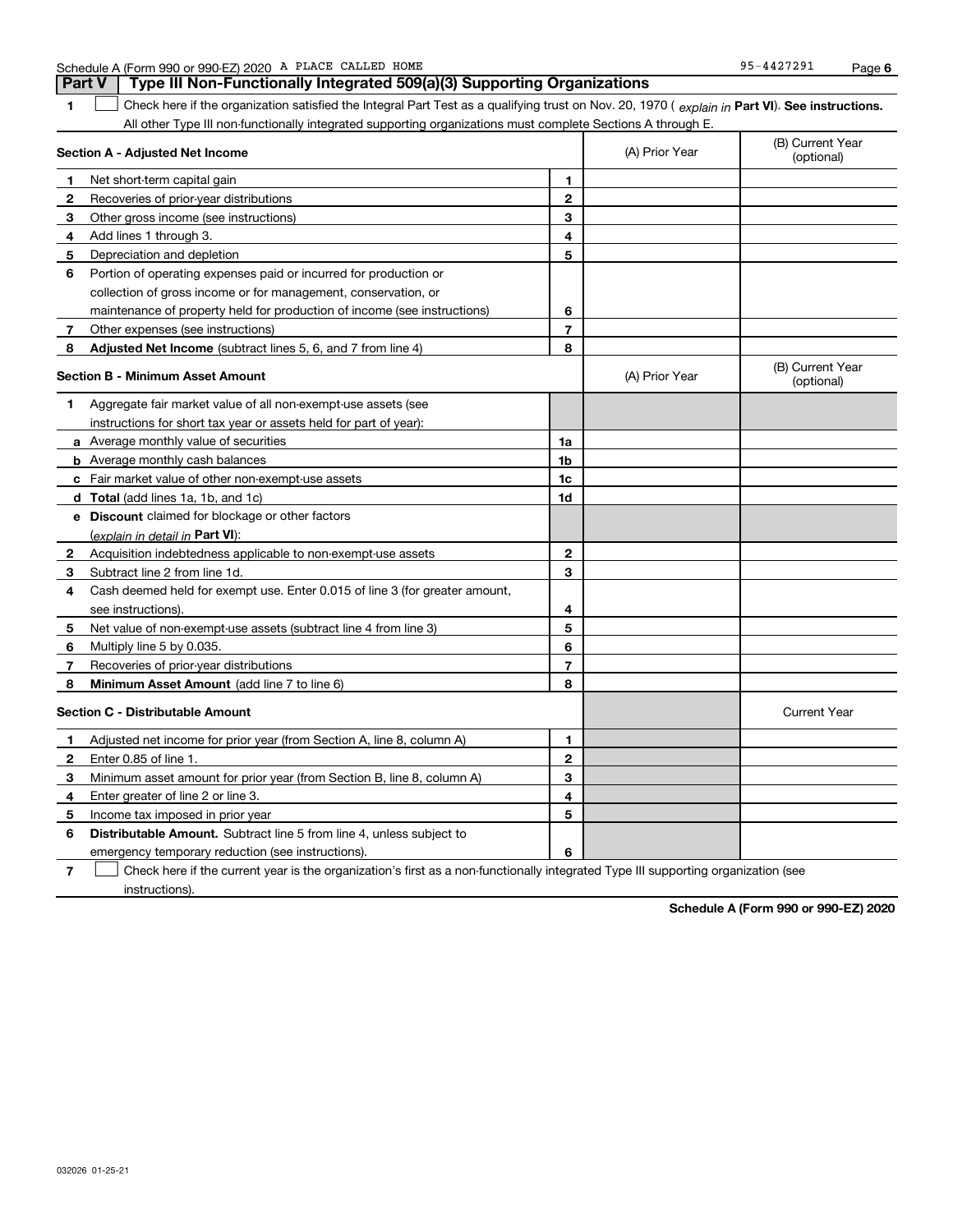Schedule A (Form 990 or 990-EZ) 2020 A PLACE CALLED HOME 95-4427291

## Part V Type III Non-Functionally Integrated 509(a)(3) Supporting Organizations

**1** ☐ Check here if the organization satisfied the Integral Part Test as a qualifying trust on Nov. 20, 1970 ( *explain in* **Part VI**). **See instructions.** All other Type III non-functionally integrated supporting organizations must complete Sections A through E.

| **Section A - Adjusted Net Income** | | (A) Prior Year | (B) Current Year (optional) |
|---|---|---|---|
| **1** Net short-term capital gain | 1 | | |
| **2** Recoveries of prior-year distributions | 2 | | |
| **3** Other gross income (see instructions) | 3 | | |
| **4** Add lines 1 through 3. | 4 | | |
| **5** Depreciation and depletion | 5 | | |
| **6** Portion of operating expenses paid or incurred for production or collection of gross income or for management, conservation, or maintenance of property held for production of income (see instructions) | 6 | | |
| **7** Other expenses (see instructions) | 7 | | |
| **8** **Adjusted Net Income** (subtract lines 5, 6, and 7 from line 4) | 8 | | |

| **Section B - Minimum Asset Amount** | | (A) Prior Year | (B) Current Year (optional) |
|---|---|---|---|
| **1** Aggregate fair market value of all non-exempt-use assets (see instructions for short tax year or assets held for part of year): | | | |
| **a** Average monthly value of securities | 1a | | |
| **b** Average monthly cash balances | 1b | | |
| **c** Fair market value of other non-exempt-use assets | 1c | | |
| **d** **Total** (add lines 1a, 1b, and 1c) | 1d | | |
| **e** **Discount** claimed for blockage or other factors (*explain in detail in* **Part VI**): | | | |
| **2** Acquisition indebtedness applicable to non-exempt-use assets | 2 | | |
| **3** Subtract line 2 from line 1d. | 3 | | |
| **4** Cash deemed held for exempt use. Enter 0.015 of line 3 (for greater amount, see instructions). | 4 | | |
| **5** Net value of non-exempt-use assets (subtract line 4 from line 3) | 5 | | |
| **6** Multiply line 5 by 0.035. | 6 | | |
| **7** Recoveries of prior-year distributions | 7 | | |
| **8** **Minimum Asset Amount** (add line 7 to line 6) | 8 | | |

| **Section C - Distributable Amount** | | | Current Year |
|---|---|---|---|
| **1** Adjusted net income for prior year (from Section A, line 8, column A) | 1 | | |
| **2** Enter 0.85 of line 1. | 2 | | |
| **3** Minimum asset amount for prior year (from Section B, line 8, column A) | 3 | | |
| **4** Enter greater of line 2 or line 3. | 4 | | |
| **5** Income tax imposed in prior year | 5 | | |
| **6** **Distributable Amount.** Subtract line 5 from line 4, unless subject to emergency temporary reduction (see instructions). | 6 | | |

**7** ☐ Check here if the current year is the organization's first as a non-functionally integrated Type III supporting organization (see instructions).

**Schedule A (Form 990 or 990-EZ) 2020**

032026 01-25-21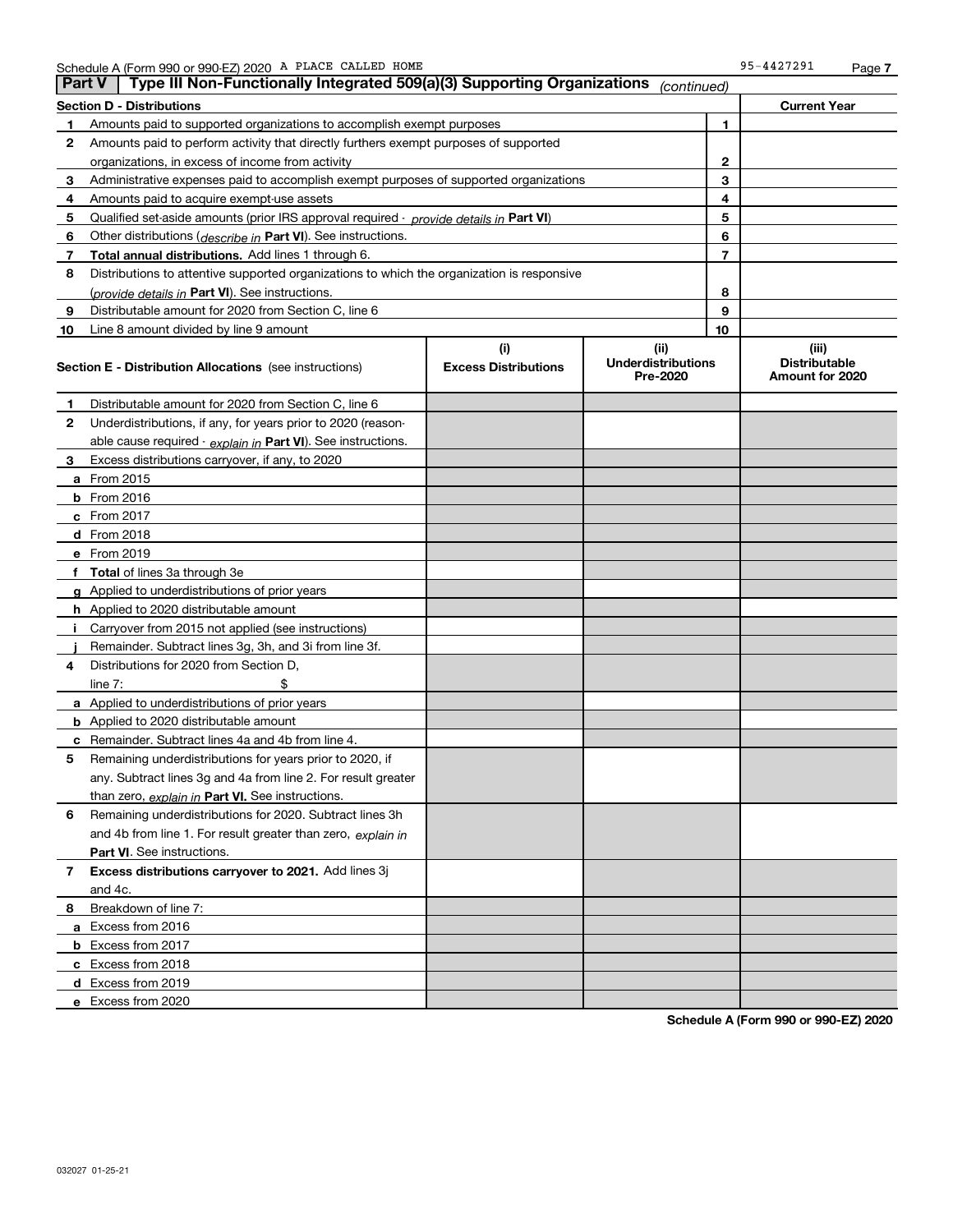Schedule A (Form 990 or 990-EZ) 2020 A PLACE CALLED HOME 95-4427291 Page 7

## Part V | Type III Non-Functionally Integrated 509(a)(3) Supporting Organizations *(continued)*

| Section D - Distributions | | | Current Year |
|---|---|---|---|
| 1 | Amounts paid to supported organizations to accomplish exempt purposes | 1 | |
| 2 | Amounts paid to perform activity that directly furthers exempt purposes of supported organizations, in excess of income from activity | 2 | |
| 3 | Administrative expenses paid to accomplish exempt purposes of supported organizations | 3 | |
| 4 | Amounts paid to acquire exempt-use assets | 4 | |
| 5 | Qualified set-aside amounts (prior IRS approval required - *provide details in* **Part VI**) | 5 | |
| 6 | Other distributions (*describe in* **Part VI**). See instructions. | 6 | |
| 7 | **Total annual distributions.** Add lines 1 through 6. | 7 | |
| 8 | Distributions to attentive supported organizations to which the organization is responsive (*provide details in* **Part VI**). See instructions. | 8 | |
| 9 | Distributable amount for 2020 from Section C, line 6 | 9 | |
| 10 | Line 8 amount divided by line 9 amount | 10 | |

| Section E - Distribution Allocations (see instructions) | (i) Excess Distributions | (ii) Underdistributions Pre-2020 | (iii) Distributable Amount for 2020 |
|---|---|---|---|
| 1 Distributable amount for 2020 from Section C, line 6 | | | |
| 2 Underdistributions, if any, for years prior to 2020 (reasonable cause required - *explain in* **Part VI**). See instructions. | | | |
| 3 Excess distributions carryover, if any, to 2020 | | | |
| a From 2015 | | | |
| b From 2016 | | | |
| c From 2017 | | | |
| d From 2018 | | | |
| e From 2019 | | | |
| f **Total** of lines 3a through 3e | | | |
| g Applied to underdistributions of prior years | | | |
| h Applied to 2020 distributable amount | | | |
| i Carryover from 2015 not applied (see instructions) | | | |
| j Remainder. Subtract lines 3g, 3h, and 3i from line 3f. | | | |
| 4 Distributions for 2020 from Section D, line 7: $ | | | |
| a Applied to underdistributions of prior years | | | |
| b Applied to 2020 distributable amount | | | |
| c Remainder. Subtract lines 4a and 4b from line 4. | | | |
| 5 Remaining underdistributions for years prior to 2020, if any. Subtract lines 3g and 4a from line 2. For result greater than zero, *explain in* **Part VI.** See instructions. | | | |
| 6 Remaining underdistributions for 2020. Subtract lines 3h and 4b from line 1. For result greater than zero, *explain in* **Part VI**. See instructions. | | | |
| 7 **Excess distributions carryover to 2021.** Add lines 3j and 4c. | | | |
| 8 Breakdown of line 7: | | | |
| a Excess from 2016 | | | |
| b Excess from 2017 | | | |
| c Excess from 2018 | | | |
| d Excess from 2019 | | | |
| e Excess from 2020 | | | |

**Schedule A (Form 990 or 990-EZ) 2020**

032027 01-25-21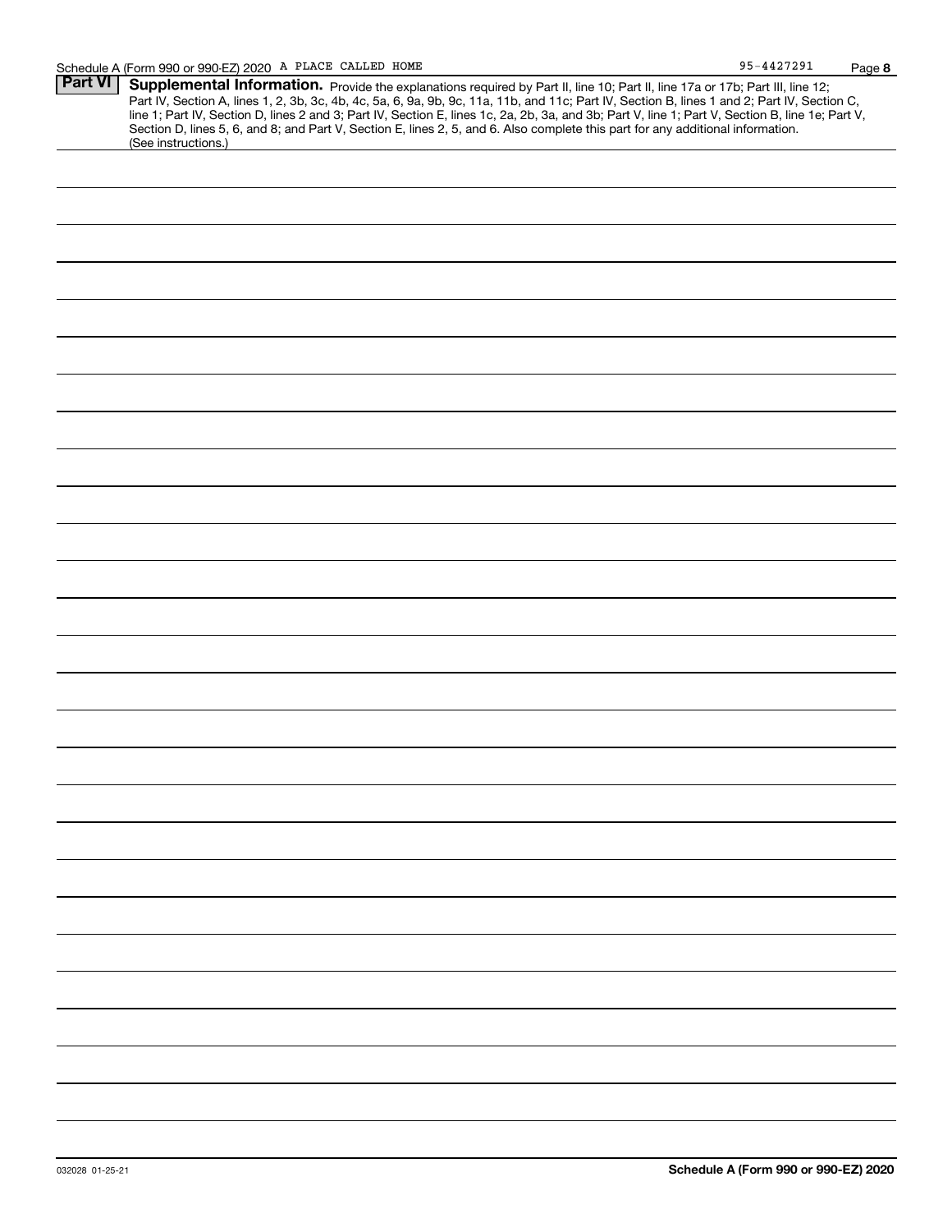## Part VI Supplemental Information.

Provide the explanations required by Part II, line 10; Part II, line 17a or 17b; Part III, line 12; Part IV, Section A, lines 1, 2, 3b, 3c, 4b, 4c, 5a, 6, 9a, 9b, 9c, 11a, 11b, and 11c; Part IV, Section B, lines 1 and 2; Part IV, Section C, line 1; Part IV, Section D, lines 2 and 3; Part IV, Section E, lines 1c, 2a, 2b, 3a, and 3b; Part V, line 1; Part V, Section B, line 1e; Part V, Section D, lines 5, 6, and 8; and Part V, Section E, lines 2, 5, and 6. Also complete this part for any additional information. (See instructions.)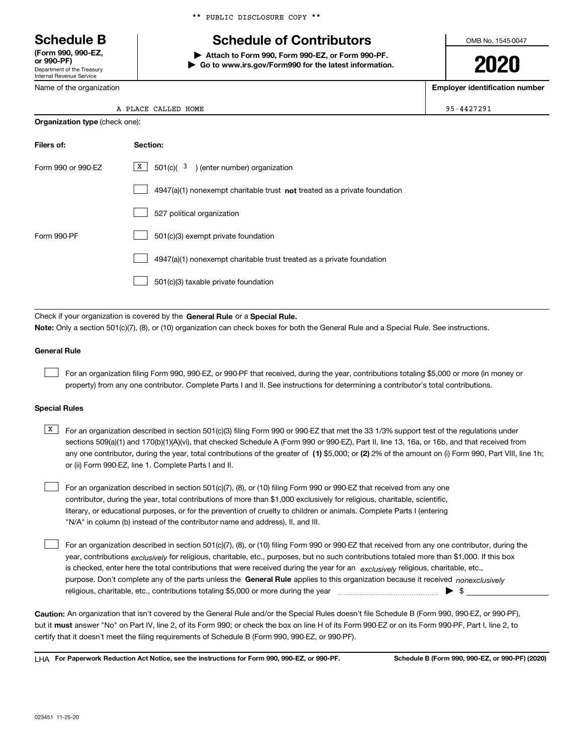** PUBLIC DISCLOSURE COPY **

# Schedule B

**(Form 990, 990-EZ, or 990-PF)**
Department of the Treasury
Internal Revenue Service

## Schedule of Contributors

▶ **Attach to Form 990, Form 990-EZ, or Form 990-PF.**
▶ **Go to www.irs.gov/Form990 for the latest information.**

OMB No. 1545-0047

**2020**

| Name of the organization | Employer identification number |
|---|---|
| A PLACE CALLED HOME | 95-4427291 |

**Organization type** (check one):

| Filers of: | Section: |
|---|---|
| Form 990 or 990-EZ | [X] 501(c)( 3 ) (enter number) organization |
| | [ ] 4947(a)(1) nonexempt charitable trust **not** treated as a private foundation |
| | [ ] 527 political organization |
| Form 990-PF | [ ] 501(c)(3) exempt private foundation |
| | [ ] 4947(a)(1) nonexempt charitable trust treated as a private foundation |
| | [ ] 501(c)(3) taxable private foundation |

Check if your organization is covered by the **General Rule** or a **Special Rule.**

**Note:** Only a section 501(c)(7), (8), or (10) organization can check boxes for both the General Rule and a Special Rule. See instructions.

### General Rule

[ ] For an organization filing Form 990, 990-EZ, or 990-PF that received, during the year, contributions totaling $5,000 or more (in money or property) from any one contributor. Complete Parts I and II. See instructions for determining a contributor's total contributions.

### Special Rules

[X] For an organization described in section 501(c)(3) filing Form 990 or 990-EZ that met the 33 1/3% support test of the regulations under sections 509(a)(1) and 170(b)(1)(A)(vi), that checked Schedule A (Form 990 or 990-EZ), Part II, line 13, 16a, or 16b, and that received from any one contributor, during the year, total contributions of the greater of **(1)** $5,000; or **(2)** 2% of the amount on (i) Form 990, Part VIII, line 1h; or (ii) Form 990-EZ, line 1. Complete Parts I and II.

[ ] For an organization described in section 501(c)(7), (8), or (10) filing Form 990 or 990-EZ that received from any one contributor, during the year, total contributions of more than $1,000 exclusively for religious, charitable, scientific, literary, or educational purposes, or for the prevention of cruelty to children or animals. Complete Parts I (entering "N/A" in column (b) instead of the contributor name and address), II, and III.

[ ] For an organization described in section 501(c)(7), (8), or (10) filing Form 990 or 990-EZ that received from any one contributor, during the year, contributions *exclusively* for religious, charitable, etc., purposes, but no such contributions totaled more than $1,000. If this box is checked, enter here the total contributions that were received during the year for an *exclusively* religious, charitable, etc., purpose. Don't complete any of the parts unless the **General Rule** applies to this organization because it received *nonexclusively* religious, charitable, etc., contributions totaling $5,000 or more during the year ▶ $

**Caution:** An organization that isn't covered by the General Rule and/or the Special Rules doesn't file Schedule B (Form 990, 990-EZ, or 990-PF), but it **must** answer "No" on Part IV, line 2, of its Form 990; or check the box on line H of its Form 990-EZ or on its Form 990-PF, Part I, line 2, to certify that it doesn't meet the filing requirements of Schedule B (Form 990, 990-EZ, or 990-PF).

LHA **For Paperwork Reduction Act Notice, see the instructions for Form 990, 990-EZ, or 990-PF.** **Schedule B (Form 990, 990-EZ, or 990-PF) (2020)**

023451 11-25-20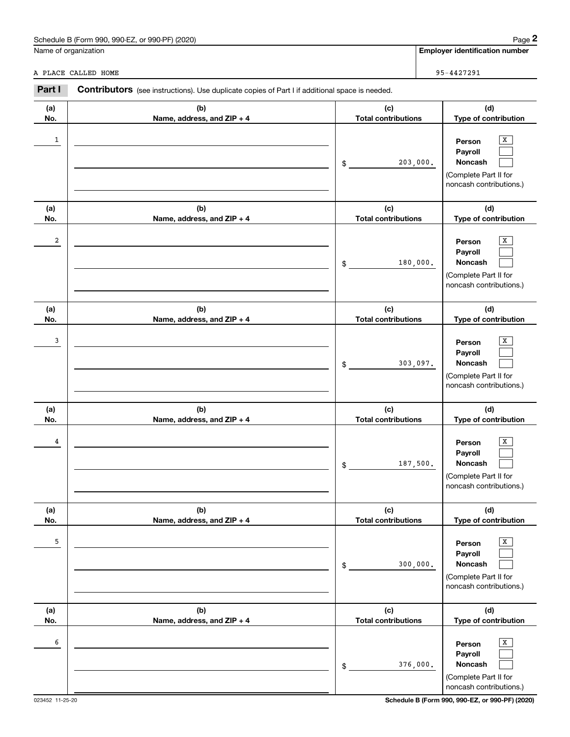Schedule B (Form 990, 990-EZ, or 990-PF) (2020)

Name of organization: A PLACE CALLED HOME

Employer identification number: 95-4427291

**Part I** **Contributors** (see instructions). Use duplicate copies of Part I if additional space is needed.

| (a) No. | (b) Name, address, and ZIP + 4 | (c) Total contributions | (d) Type of contribution |
|---|---|---|---|
| 1 | | $ 203,000. | Person [X] Payroll [ ] Noncash [ ] (Complete Part II for noncash contributions.) |
| 2 | | $ 180,000. | Person [X] Payroll [ ] Noncash [ ] (Complete Part II for noncash contributions.) |
| 3 | | $ 303,097. | Person [X] Payroll [ ] Noncash [ ] (Complete Part II for noncash contributions.) |
| 4 | | $ 187,500. | Person [X] Payroll [ ] Noncash [ ] (Complete Part II for noncash contributions.) |
| 5 | | $ 300,000. | Person [X] Payroll [ ] Noncash [ ] (Complete Part II for noncash contributions.) |
| 6 | | $ 376,000. | Person [X] Payroll [ ] Noncash [ ] (Complete Part II for noncash contributions.) |

023452 11-25-20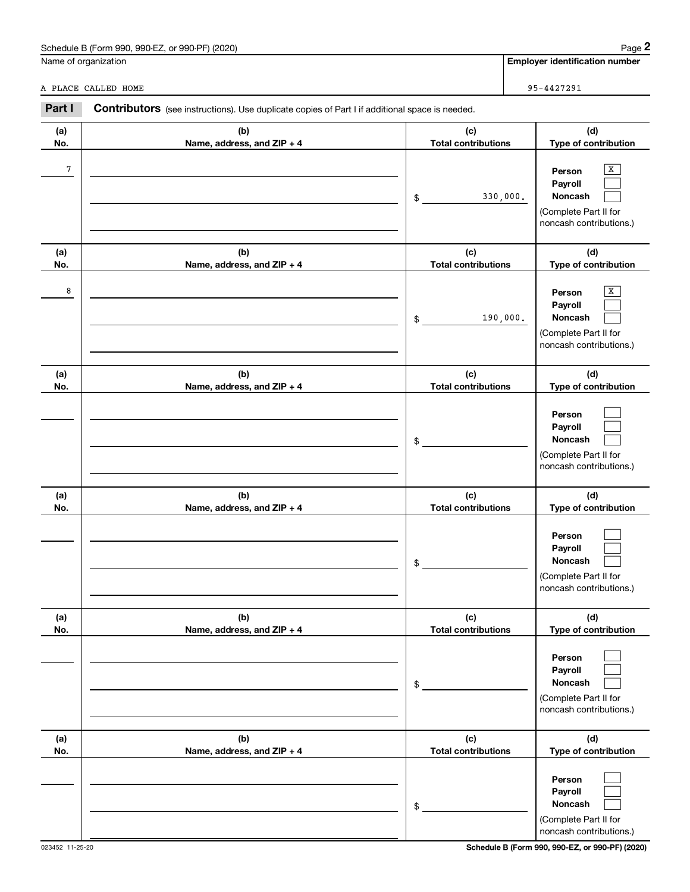Schedule B (Form 990, 990-EZ, or 990-PF) (2020)

| Name of organization | Employer identification number |
| --- | --- |
| A PLACE CALLED HOME | 95-4427291 |

**Part I** **Contributors** (see instructions). Use duplicate copies of Part I if additional space is needed.

| (a) No. | (b) Name, address, and ZIP + 4 | (c) Total contributions | (d) Type of contribution |
| --- | --- | --- | --- |
| 7 | | $ 330,000. | Person [X] Payroll [ ] Noncash [ ] (Complete Part II for noncash contributions.) |
| 8 | | $ 190,000. | Person [X] Payroll [ ] Noncash [ ] (Complete Part II for noncash contributions.) |
| | | $ | Person [ ] Payroll [ ] Noncash [ ] (Complete Part II for noncash contributions.) |
| | | $ | Person [ ] Payroll [ ] Noncash [ ] (Complete Part II for noncash contributions.) |
| | | $ | Person [ ] Payroll [ ] Noncash [ ] (Complete Part II for noncash contributions.) |
| | | $ | Person [ ] Payroll [ ] Noncash [ ] (Complete Part II for noncash contributions.) |

023452 11-25-20

Schedule B (Form 990, 990-EZ, or 990-PF) (2020)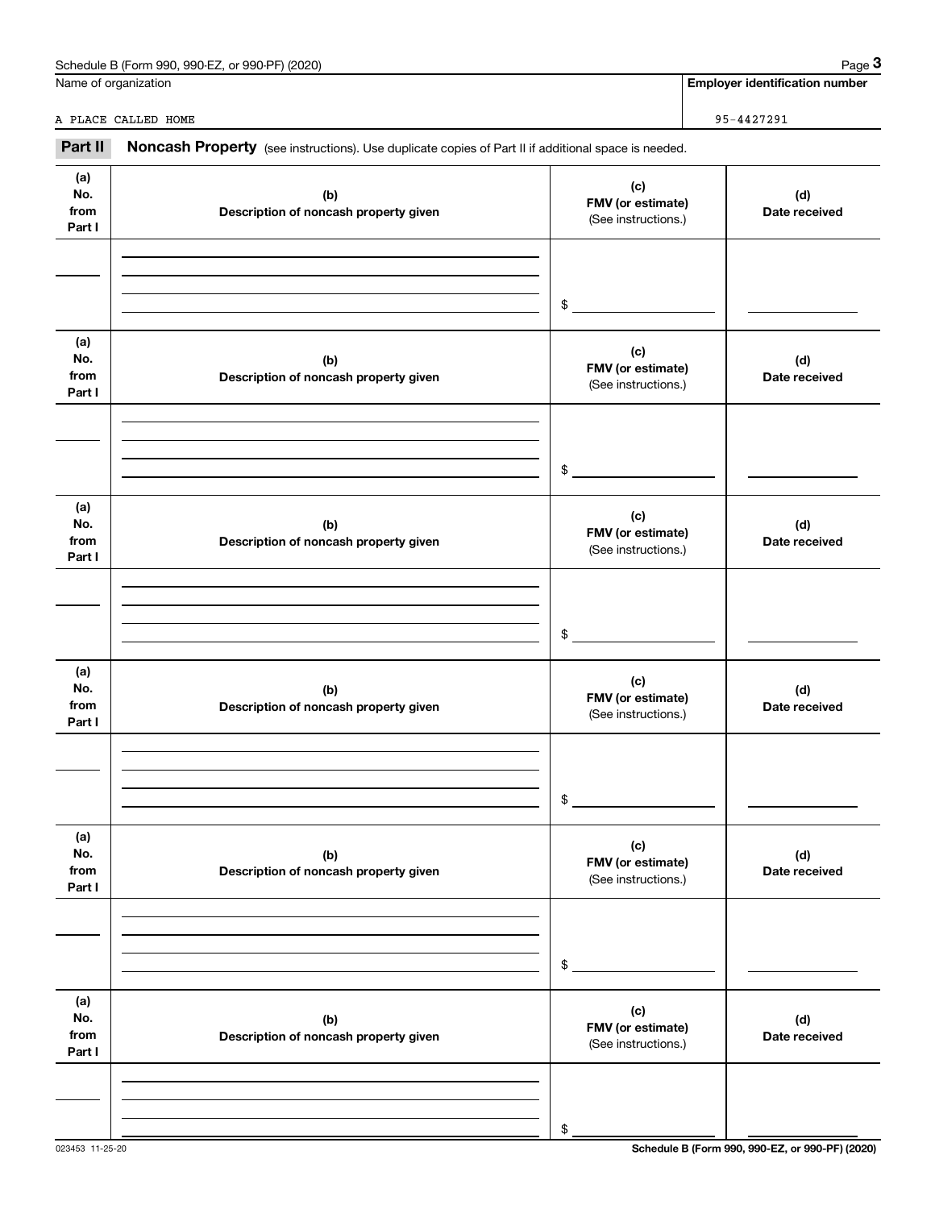Name of organization | Employer identification number

A PLACE CALLED HOME | 95-4427291

**Part II** **Noncash Property** (see instructions). Use duplicate copies of Part II if additional space is needed.

| (a) No. from Part I | (b) Description of noncash property given | (c) FMV (or estimate) (See instructions.) | (d) Date received |
|---|---|---|---|
| | | $ | |

| (a) No. from Part I | (b) Description of noncash property given | (c) FMV (or estimate) (See instructions.) | (d) Date received |
|---|---|---|---|
| | | $ | |

| (a) No. from Part I | (b) Description of noncash property given | (c) FMV (or estimate) (See instructions.) | (d) Date received |
|---|---|---|---|
| | | $ | |

| (a) No. from Part I | (b) Description of noncash property given | (c) FMV (or estimate) (See instructions.) | (d) Date received |
|---|---|---|---|
| | | $ | |

| (a) No. from Part I | (b) Description of noncash property given | (c) FMV (or estimate) (See instructions.) | (d) Date received |
|---|---|---|---|
| | | $ | |

| (a) No. from Part I | (b) Description of noncash property given | (c) FMV (or estimate) (See instructions.) | (d) Date received |
|---|---|---|---|
| | | $ | |

023453 11-25-20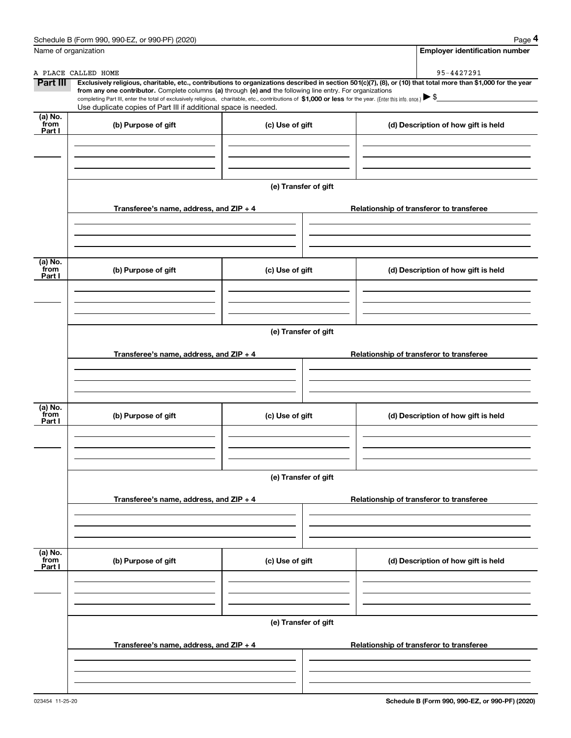Name of organization

A PLACE CALLED HOME

**Employer identification number**

95-4427291

**Part III** **Exclusively religious, charitable, etc., contributions to organizations described in section 501(c)(7), (8), or (10) that total more than $1,000 for the year from any one contributor.** Complete columns **(a)** through **(e) and** the following line entry. For organizations completing Part III, enter the total of exclusively religious, charitable, etc., contributions of **$1,000 or less** for the year. (Enter this info. once.) ▶ $

Use duplicate copies of Part III if additional space is needed.

| (a) No. from Part I | (b) Purpose of gift | (c) Use of gift | (d) Description of how gift is held |
|---|---|---|---|
| | | | |

(e) Transfer of gift

| Transferee's name, address, and ZIP + 4 | Relationship of transferor to transferee |
|---|---|
| | |

| (a) No. from Part I | (b) Purpose of gift | (c) Use of gift | (d) Description of how gift is held |
|---|---|---|---|
| | | | |

(e) Transfer of gift

| Transferee's name, address, and ZIP + 4 | Relationship of transferor to transferee |
|---|---|
| | |

| (a) No. from Part I | (b) Purpose of gift | (c) Use of gift | (d) Description of how gift is held |
|---|---|---|---|
| | | | |

(e) Transfer of gift

| Transferee's name, address, and ZIP + 4 | Relationship of transferor to transferee |
|---|---|
| | |

| (a) No. from Part I | (b) Purpose of gift | (c) Use of gift | (d) Description of how gift is held |
|---|---|---|---|
| | | | |

(e) Transfer of gift

| Transferee's name, address, and ZIP + 4 | Relationship of transferor to transferee |
|---|---|
| | |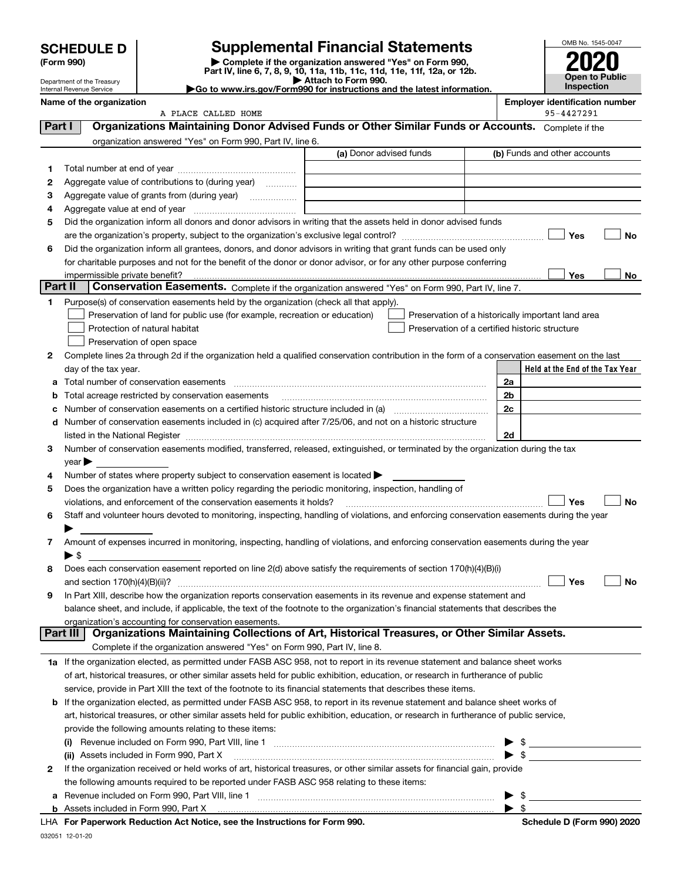# SCHEDULE D (Form 990)

Department of the Treasury
Internal Revenue Service

# Supplemental Financial Statements

▶ Complete if the organization answered "Yes" on Form 990, Part IV, line 6, 7, 8, 9, 10, 11a, 11b, 11c, 11d, 11e, 11f, 12a, or 12b.
▶ Attach to Form 990.
▶Go to www.irs.gov/Form990 for instructions and the latest information.

OMB No. 1545-0047

**2020**

**Open to Public Inspection**

**Name of the organization**
A PLACE CALLED HOME

**Employer identification number**
95-4427291

## Part I Organizations Maintaining Donor Advised Funds or Other Similar Funds or Accounts.

Complete if the organization answered "Yes" on Form 990, Part IV, line 6.

| | | (a) Donor advised funds | (b) Funds and other accounts |
|---|---|---|---|
| 1 | Total number at end of year | | |
| 2 | Aggregate value of contributions to (during year) | | |
| 3 | Aggregate value of grants from (during year) | | |
| 4 | Aggregate value at end of year | | |

5 Did the organization inform all donors and donor advisors in writing that the assets held in donor advised funds are the organization's property, subject to the organization's exclusive legal control? ☐ Yes ☐ No

6 Did the organization inform all grantees, donors, and donor advisors in writing that grant funds can be used only for charitable purposes and not for the benefit of the donor or donor advisor, or for any other purpose conferring impermissible private benefit? ☐ Yes ☐ No

## Part II Conservation Easements.

Complete if the organization answered "Yes" on Form 990, Part IV, line 7.

1 Purpose(s) of conservation easements held by the organization (check all that apply).

- ☐ Preservation of land for public use (for example, recreation or education)
- ☐ Protection of natural habitat
- ☐ Preservation of open space
- ☐ Preservation of a historically important land area
- ☐ Preservation of a certified historic structure

2 Complete lines 2a through 2d if the organization held a qualified conservation contribution in the form of a conservation easement on the last day of the tax year.

| | | | Held at the End of the Tax Year |
|---|---|---|---|
| a | Total number of conservation easements | 2a | |
| b | Total acreage restricted by conservation easements | 2b | |
| c | Number of conservation easements on a certified historic structure included in (a) | 2c | |
| d | Number of conservation easements included in (c) acquired after 7/25/06, and not on a historic structure listed in the National Register | 2d | |

3 Number of conservation easements modified, transferred, released, extinguished, or terminated by the organization during the tax year ▶

4 Number of states where property subject to conservation easement is located ▶

5 Does the organization have a written policy regarding the periodic monitoring, inspection, handling of violations, and enforcement of the conservation easements it holds? ☐ Yes ☐ No

6 Staff and volunteer hours devoted to monitoring, inspecting, handling of violations, and enforcing conservation easements during the year ▶

7 Amount of expenses incurred in monitoring, inspecting, handling of violations, and enforcing conservation easements during the year ▶ $

8 Does each conservation easement reported on line 2(d) above satisfy the requirements of section 170(h)(4)(B)(i) and section 170(h)(4)(B)(ii)? ☐ Yes ☐ No

9 In Part XIII, describe how the organization reports conservation easements in its revenue and expense statement and balance sheet, and include, if applicable, the text of the footnote to the organization's financial statements that describes the organization's accounting for conservation easements.

## Part III Organizations Maintaining Collections of Art, Historical Treasures, or Other Similar Assets.

Complete if the organization answered "Yes" on Form 990, Part IV, line 8.

1a If the organization elected, as permitted under FASB ASC 958, not to report in its revenue statement and balance sheet works of art, historical treasures, or other similar assets held for public exhibition, education, or research in furtherance of public service, provide in Part XIII the text of the footnote to its financial statements that describes these items.

b If the organization elected, as permitted under FASB ASC 958, to report in its revenue statement and balance sheet works of art, historical treasures, or other similar assets held for public exhibition, education, or research in furtherance of public service, provide the following amounts relating to these items:

(i) Revenue included on Form 990, Part VIII, line 1 ▶ $

(ii) Assets included in Form 990, Part X ▶ $

2 If the organization received or held works of art, historical treasures, or other similar assets for financial gain, provide the following amounts required to be reported under FASB ASC 958 relating to these items:

a Revenue included on Form 990, Part VIII, line 1 ▶ $

b Assets included in Form 990, Part X ▶ $

LHA For Paperwork Reduction Act Notice, see the Instructions for Form 990. Schedule D (Form 990) 2020

032051 12-01-20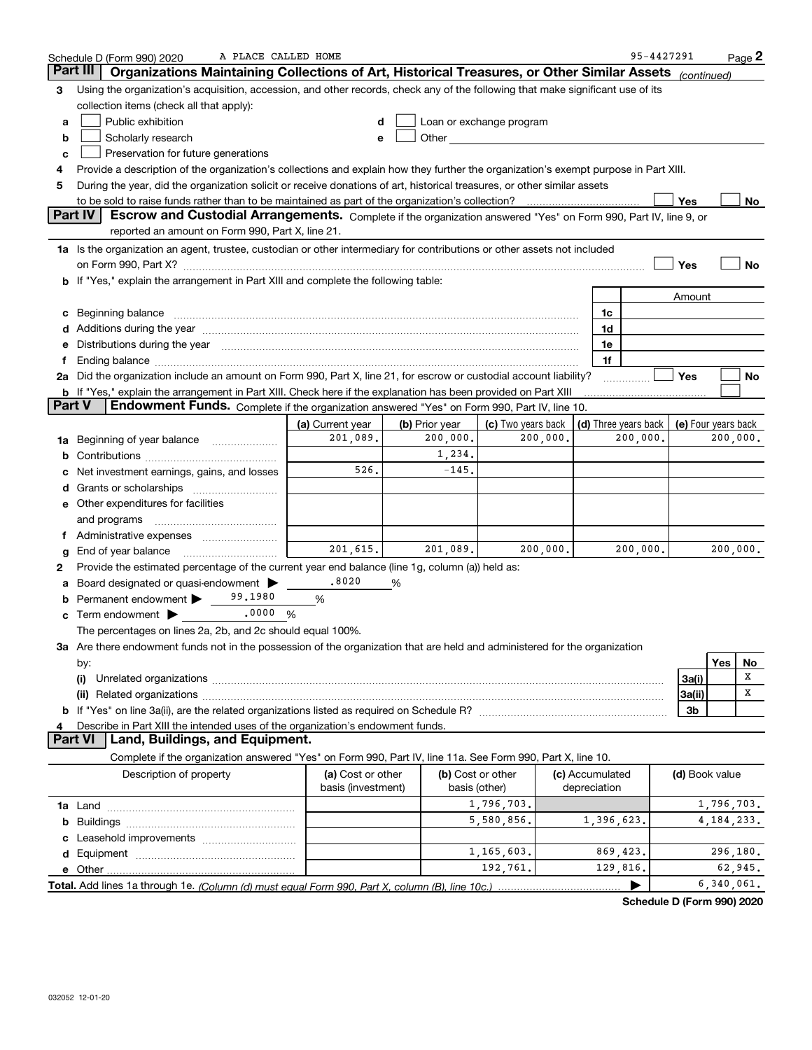Schedule D (Form 990) 2020 A PLACE CALLED HOME 95-4427291 Page 2

## Part III Organizations Maintaining Collections of Art, Historical Treasures, or Other Similar Assets *(continued)*

**3** Using the organization's acquisition, accession, and other records, check any of the following that make significant use of its collection items (check all that apply):

- **a** ☐ Public exhibition
- **b** ☐ Scholarly research
- **c** ☐ Preservation for future generations
- **d** ☐ Loan or exchange program
- **e** ☐ Other

**4** Provide a description of the organization's collections and explain how they further the organization's exempt purpose in Part XIII.

**5** During the year, did the organization solicit or receive donations of art, historical treasures, or other similar assets to be sold to raise funds rather than to be maintained as part of the organization's collection? ☐ Yes ☐ No

## Part IV Escrow and Custodial Arrangements.

Complete if the organization answered "Yes" on Form 990, Part IV, line 9, or reported an amount on Form 990, Part X, line 21.

**1a** Is the organization an agent, trustee, custodian or other intermediary for contributions or other assets not included on Form 990, Part X? ☐ Yes ☐ No

**b** If "Yes," explain the arrangement in Part XIII and complete the following table:

| | | Amount |
|---|---|---|
| **c** Beginning balance | 1c | |
| **d** Additions during the year | 1d | |
| **e** Distributions during the year | 1e | |
| **f** Ending balance | 1f | |

**2a** Did the organization include an amount on Form 990, Part X, line 21, for escrow or custodial account liability? ☐ Yes ☐ No

**b** If "Yes," explain the arrangement in Part XIII. Check here if the explanation has been provided on Part XIII ☐

## Part V Endowment Funds.

Complete if the organization answered "Yes" on Form 990, Part IV, line 10.

| | (a) Current year | (b) Prior year | (c) Two years back | (d) Three years back | (e) Four years back |
|---|---|---|---|---|---|
| **1a** Beginning of year balance | 201,089. | 200,000. | 200,000. | 200,000. | 200,000. |
| **b** Contributions | | 1,234. | | | |
| **c** Net investment earnings, gains, and losses | 526. | -145. | | | |
| **d** Grants or scholarships | | | | | |
| **e** Other expenditures for facilities and programs | | | | | |
| **f** Administrative expenses | | | | | |
| **g** End of year balance | 201,615. | 201,089. | 200,000. | 200,000. | 200,000. |

**2** Provide the estimated percentage of the current year end balance (line 1g, column (a)) held as:

- **a** Board designated or quasi-endowment ▶ .8020 %
- **b** Permanent endowment ▶ 99.1980 %
- **c** Term endowment ▶ .0000 %

The percentages on lines 2a, 2b, and 2c should equal 100%.

**3a** Are there endowment funds not in the possession of the organization that are held and administered for the organization by:

| | | Yes | No |
|---|---|---|---|
| **(i)** Unrelated organizations | 3a(i) | | X |
| **(ii)** Related organizations | 3a(ii) | | X |
| **b** If "Yes" on line 3a(ii), are the related organizations listed as required on Schedule R? | 3b | | |

**4** Describe in Part XIII the intended uses of the organization's endowment funds.

## Part VI Land, Buildings, and Equipment.

Complete if the organization answered "Yes" on Form 990, Part IV, line 11a. See Form 990, Part X, line 10.

| Description of property | (a) Cost or other basis (investment) | (b) Cost or other basis (other) | (c) Accumulated depreciation | (d) Book value |
|---|---|---|---|---|
| **1a** Land | | 1,796,703. | | 1,796,703. |
| **b** Buildings | | 5,580,856. | 1,396,623. | 4,184,233. |
| **c** Leasehold improvements | | | | |
| **d** Equipment | | 1,165,603. | 869,423. | 296,180. |
| **e** Other | | 192,761. | 129,816. | 62,945. |
| **Total.** Add lines 1a through 1e. *(Column (d) must equal Form 990, Part X, column (B), line 10c.)* | | | ▶ | 6,340,061. |

**Schedule D (Form 990) 2020**

032052 12-01-20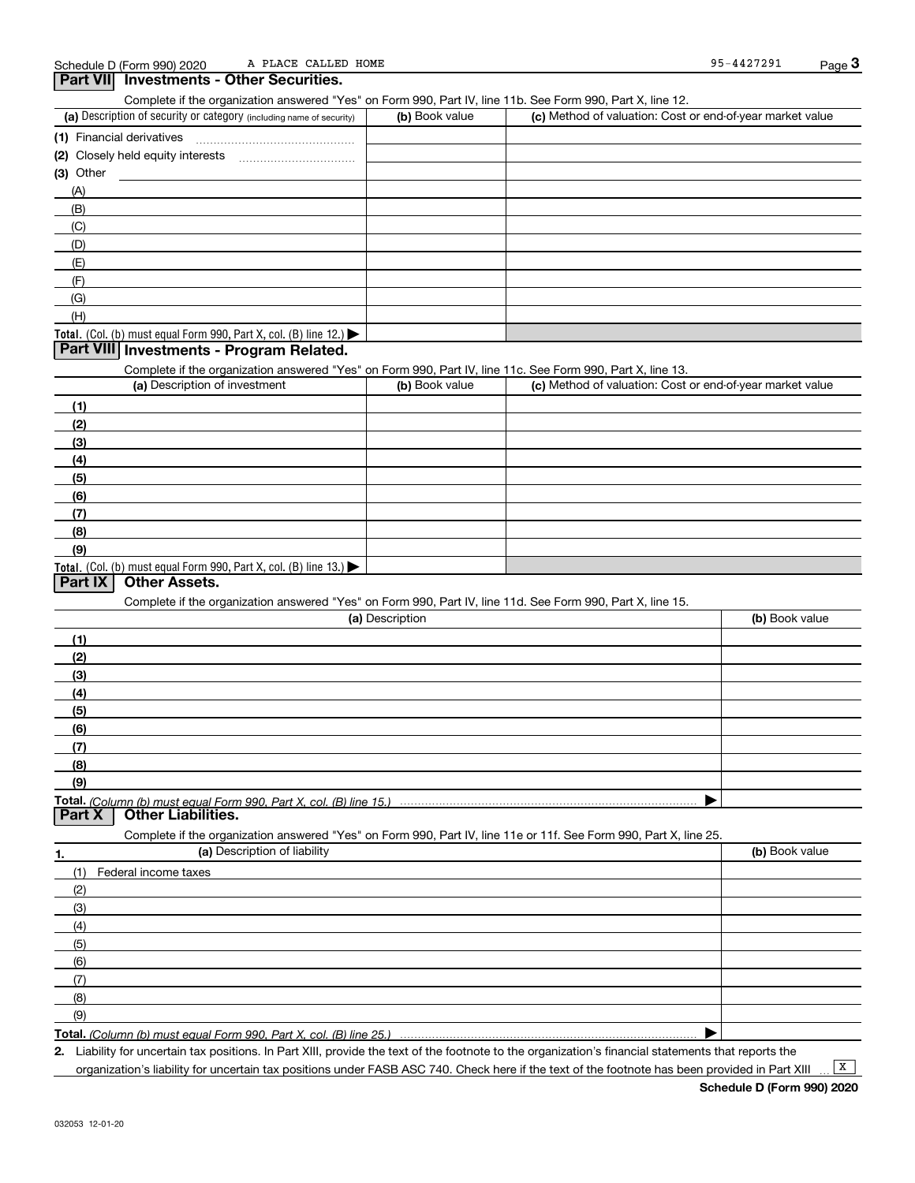Schedule D (Form 990) 2020 A PLACE CALLED HOME 95-4427291

## Part VII Investments - Other Securities.

Complete if the organization answered "Yes" on Form 990, Part IV, line 11b. See Form 990, Part X, line 12.

| (a) Description of security or category (including name of security) | (b) Book value | (c) Method of valuation: Cost or end-of-year market value |
|---|---|---|
| (1) Financial derivatives | | |
| (2) Closely held equity interests | | |
| (3) Other | | |
| (A) | | |
| (B) | | |
| (C) | | |
| (D) | | |
| (E) | | |
| (F) | | |
| (G) | | |
| (H) | | |
| **Total.** (Col. (b) must equal Form 990, Part X, col. (B) line 12.) ▶ | | |

## Part VIII Investments - Program Related.

Complete if the organization answered "Yes" on Form 990, Part IV, line 11c. See Form 990, Part X, line 13.

| (a) Description of investment | (b) Book value | (c) Method of valuation: Cost or end-of-year market value |
|---|---|---|
| (1) | | |
| (2) | | |
| (3) | | |
| (4) | | |
| (5) | | |
| (6) | | |
| (7) | | |
| (8) | | |
| (9) | | |
| **Total.** (Col. (b) must equal Form 990, Part X, col. (B) line 13.) ▶ | | |

## Part IX Other Assets.

Complete if the organization answered "Yes" on Form 990, Part IV, line 11d. See Form 990, Part X, line 15.

| (a) Description | (b) Book value |
|---|---|
| (1) | |
| (2) | |
| (3) | |
| (4) | |
| (5) | |
| (6) | |
| (7) | |
| (8) | |
| (9) | |
| **Total.** *(Column (b) must equal Form 990, Part X, col. (B) line 15.)* ▶ | |

## Part X Other Liabilities.

Complete if the organization answered "Yes" on Form 990, Part IV, line 11e or 11f. See Form 990, Part X, line 25.

| 1. (a) Description of liability | (b) Book value |
|---|---|
| (1) Federal income taxes | |
| (2) | |
| (3) | |
| (4) | |
| (5) | |
| (6) | |
| (7) | |
| (8) | |
| (9) | |
| **Total.** *(Column (b) must equal Form 990, Part X, col. (B) line 25.)* ▶ | |

2. Liability for uncertain tax positions. In Part XIII, provide the text of the footnote to the organization's financial statements that reports the organization's liability for uncertain tax positions under FASB ASC 740. Check here if the text of the footnote has been provided in Part XIII ... [X]

**Schedule D (Form 990) 2020**

032053 12-01-20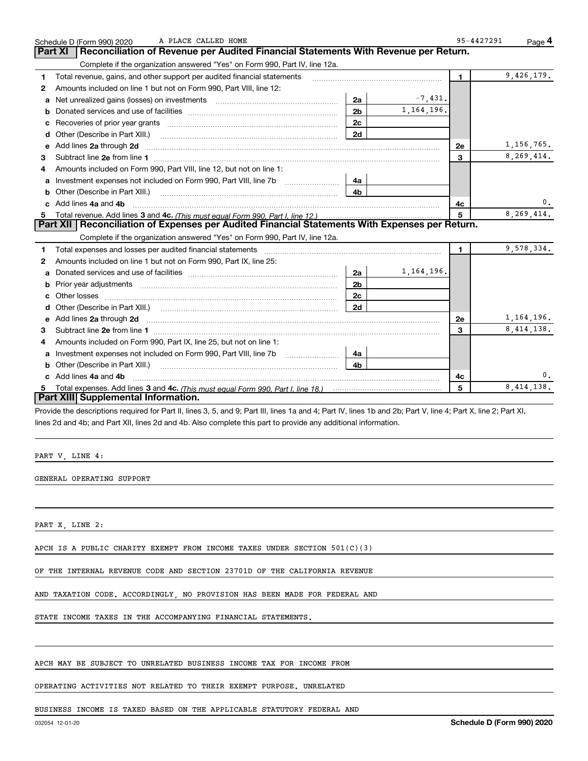Schedule D (Form 990) 2020 A PLACE CALLED HOME 95-4427291

## Part XI Reconciliation of Revenue per Audited Financial Statements With Revenue per Return.

Complete if the organization answered "Yes" on Form 990, Part IV, line 12a.

| | | | | | |
|---|---|---|---|---|---|
| 1 | Total revenue, gains, and other support per audited financial statements | | | 1 | 9,426,179. |
| 2 | Amounts included on line 1 but not on Form 990, Part VIII, line 12: | | | | |
| a | Net unrealized gains (losses) on investments | 2a | -7,431. | | |
| b | Donated services and use of facilities | 2b | 1,164,196. | | |
| c | Recoveries of prior year grants | 2c | | | |
| d | Other (Describe in Part XIII.) | 2d | | | |
| e | Add lines 2a through 2d | | | 2e | 1,156,765. |
| 3 | Subtract line 2e from line 1 | | | 3 | 8,269,414. |
| 4 | Amounts included on Form 990, Part VIII, line 12, but not on line 1: | | | | |
| a | Investment expenses not included on Form 990, Part VIII, line 7b | 4a | | | |
| b | Other (Describe in Part XIII.) | 4b | | | |
| c | Add lines 4a and 4b | | | 4c | 0. |
| 5 | Total revenue. Add lines 3 and 4c. *(This must equal Form 990, Part I, line 12.)* | | | 5 | 8,269,414. |

## Part XII Reconciliation of Expenses per Audited Financial Statements With Expenses per Return.

Complete if the organization answered "Yes" on Form 990, Part IV, line 12a.

| | | | | | |
|---|---|---|---|---|---|
| 1 | Total expenses and losses per audited financial statements | | | 1 | 9,578,334. |
| 2 | Amounts included on line 1 but not on Form 990, Part IX, line 25: | | | | |
| a | Donated services and use of facilities | 2a | 1,164,196. | | |
| b | Prior year adjustments | 2b | | | |
| c | Other losses | 2c | | | |
| d | Other (Describe in Part XIII.) | 2d | | | |
| e | Add lines 2a through 2d | | | 2e | 1,164,196. |
| 3 | Subtract line 2e from line 1 | | | 3 | 8,414,138. |
| 4 | Amounts included on Form 990, Part IX, line 25, but not on line 1: | | | | |
| a | Investment expenses not included on Form 990, Part VIII, line 7b | 4a | | | |
| b | Other (Describe in Part XIII.) | 4b | | | |
| c | Add lines 4a and 4b | | | 4c | 0. |
| 5 | Total expenses. Add lines 3 and 4c. *(This must equal Form 990, Part I, line 18.)* | | | 5 | 8,414,138. |

## Part XIII Supplemental Information.

Provide the descriptions required for Part II, lines 3, 5, and 9; Part III, lines 1a and 4; Part IV, lines 1b and 2b; Part V, line 4; Part X, line 2; Part XI, lines 2d and 4b; and Part XII, lines 2d and 4b. Also complete this part to provide any additional information.

PART V, LINE 4:

GENERAL OPERATING SUPPORT

PART X, LINE 2:

APCH IS A PUBLIC CHARITY EXEMPT FROM INCOME TAXES UNDER SECTION 501(C)(3) OF THE INTERNAL REVENUE CODE AND SECTION 23701D OF THE CALIFORNIA REVENUE AND TAXATION CODE. ACCORDINGLY, NO PROVISION HAS BEEN MADE FOR FEDERAL AND STATE INCOME TAXES IN THE ACCOMPANYING FINANCIAL STATEMENTS.

APCH MAY BE SUBJECT TO UNRELATED BUSINESS INCOME TAX FOR INCOME FROM OPERATING ACTIVITIES NOT RELATED TO THEIR EXEMPT PURPOSE. UNRELATED BUSINESS INCOME IS TAXED BASED ON THE APPLICABLE STATUTORY FEDERAL AND

032054 12-01-20 **Schedule D (Form 990) 2020**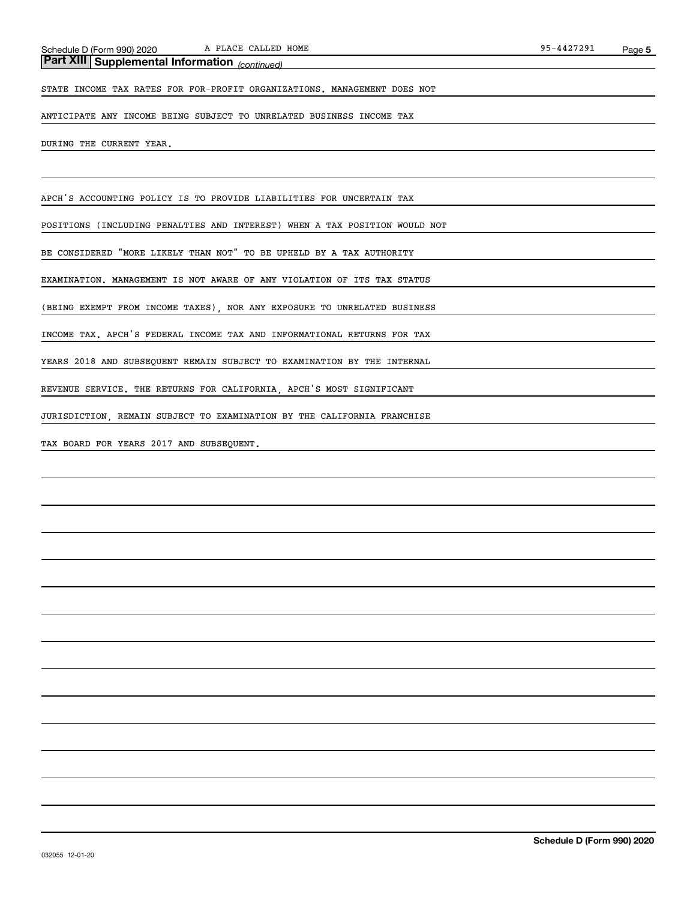## Part XIII Supplemental Information *(continued)*

STATE INCOME TAX RATES FOR FOR-PROFIT ORGANIZATIONS. MANAGEMENT DOES NOT ANTICIPATE ANY INCOME BEING SUBJECT TO UNRELATED BUSINESS INCOME TAX DURING THE CURRENT YEAR.

APCH'S ACCOUNTING POLICY IS TO PROVIDE LIABILITIES FOR UNCERTAIN TAX POSITIONS (INCLUDING PENALTIES AND INTEREST) WHEN A TAX POSITION WOULD NOT BE CONSIDERED "MORE LIKELY THAN NOT" TO BE UPHELD BY A TAX AUTHORITY EXAMINATION. MANAGEMENT IS NOT AWARE OF ANY VIOLATION OF ITS TAX STATUS (BEING EXEMPT FROM INCOME TAXES), NOR ANY EXPOSURE TO UNRELATED BUSINESS INCOME TAX. APCH'S FEDERAL INCOME TAX AND INFORMATIONAL RETURNS FOR TAX YEARS 2018 AND SUBSEQUENT REMAIN SUBJECT TO EXAMINATION BY THE INTERNAL REVENUE SERVICE. THE RETURNS FOR CALIFORNIA, APCH'S MOST SIGNIFICANT JURISDICTION, REMAIN SUBJECT TO EXAMINATION BY THE CALIFORNIA FRANCHISE TAX BOARD FOR YEARS 2017 AND SUBSEQUENT.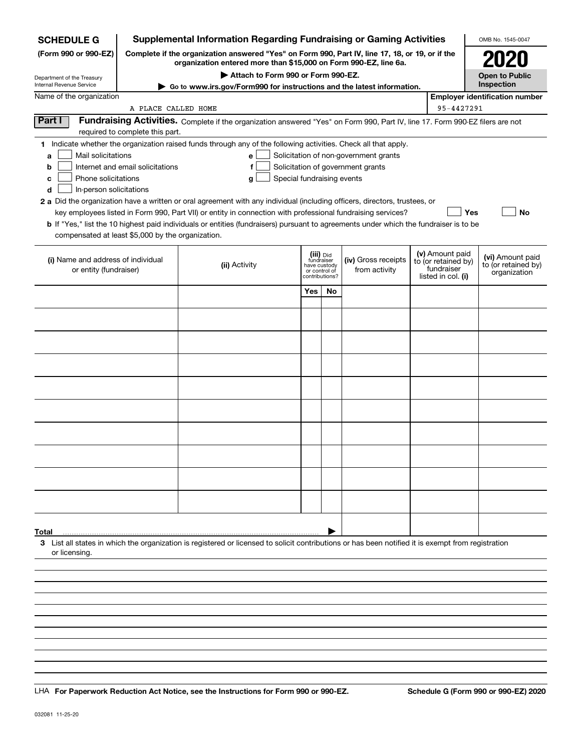**SCHEDULE G**
**(Form 990 or 990-EZ)**

Department of the Treasury
Internal Revenue Service

# Supplemental Information Regarding Fundraising or Gaming Activities

**Complete if the organization answered "Yes" on Form 990, Part IV, line 17, 18, or 19, or if the organization entered more than $15,000 on Form 990-EZ, line 6a.**

**▶ Attach to Form 990 or Form 990-EZ.**

**▶ Go to www.irs.gov/Form990 for instructions and the latest information.**

OMB No. 1545-0047

**2020**

**Open to Public Inspection**

Name of the organization: A PLACE CALLED HOME

**Employer identification number:** 95-4427291

**Part I** **Fundraising Activities.** Complete if the organization answered "Yes" on Form 990, Part IV, line 17. Form 990-EZ filers are not required to complete this part.

**1** Indicate whether the organization raised funds through any of the following activities. Check all that apply.

- **a** ☐ Mail solicitations
- **b** ☐ Internet and email solicitations
- **c** ☐ Phone solicitations
- **d** ☐ In-person solicitations
- **e** ☐ Solicitation of non-government grants
- **f** ☐ Solicitation of government grants
- **g** ☐ Special fundraising events

**2 a** Did the organization have a written or oral agreement with any individual (including officers, directors, trustees, or key employees listed in Form 990, Part VII) or entity in connection with professional fundraising services? ☐ **Yes** ☐ **No**

**b** If "Yes," list the 10 highest paid individuals or entities (fundraisers) pursuant to agreements under which the fundraiser is to be compensated at least $5,000 by the organization.

| (i) Name and address of individual or entity (fundraiser) | (ii) Activity | (iii) Did fundraiser have custody or control of contributions? | | (iv) Gross receipts from activity | (v) Amount paid to (or retained by) fundraiser listed in col. (i) | (vi) Amount paid to (or retained by) organization |
|---|---|---|---|---|---|---|
| | | Yes | No | | | |
| | | | | | | |
| | | | | | | |
| | | | | | | |
| | | | | | | |
| | | | | | | |
| | | | | | | |
| | | | | | | |
| | | | | | | |
| | | | | | | |
| | | | | | | |
| **Total** ▶ | | | | | | |

**3** List all states in which the organization is registered or licensed to solicit contributions or has been notified it is exempt from registration or licensing.

LHA **For Paperwork Reduction Act Notice, see the Instructions for Form 990 or 990-EZ.** **Schedule G (Form 990 or 990-EZ) 2020**

032081 11-25-20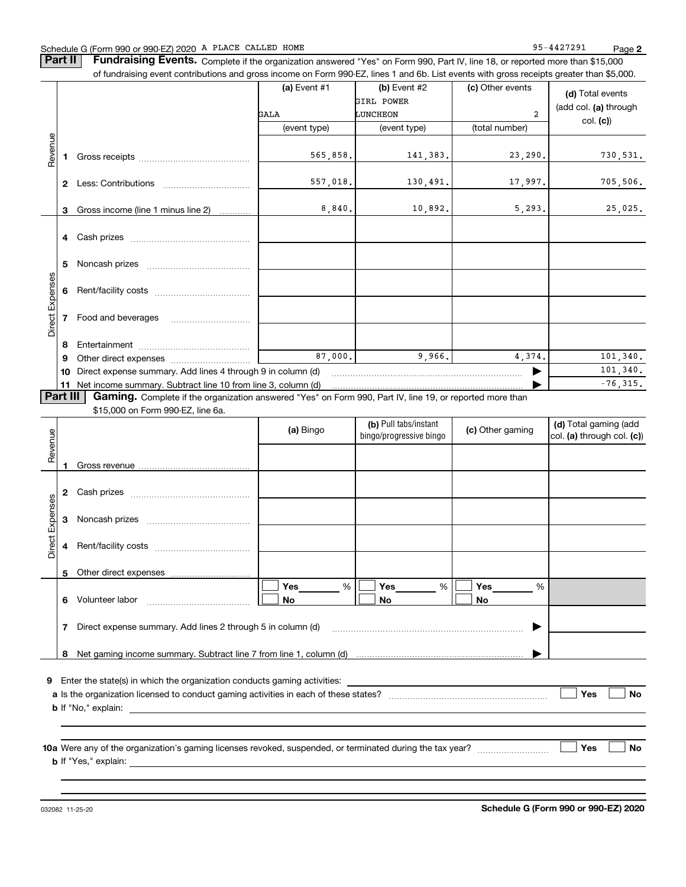Schedule G (Form 990 or 990-EZ) 2020 A PLACE CALLED HOME 95-4427291

**Part II** **Fundraising Events.** Complete if the organization answered "Yes" on Form 990, Part IV, line 18, or reported more than $15,000 of fundraising event contributions and gross income on Form 990-EZ, lines 1 and 6b. List events with gross receipts greater than $5,000.

| | | (a) Event #1 | (b) Event #2 | (c) Other events | (d) Total events (add col. (a) through col. (c)) |
|---|---|---|---|---|---|
| | | GALA | GIRL POWER LUNCHEON | 2 | |
| | | (event type) | (event type) | (total number) | |
| Revenue | 1 Gross receipts | 565,858. | 141,383. | 23,290. | 730,531. |
| | 2 Less: Contributions | 557,018. | 130,491. | 17,997. | 705,506. |
| | 3 Gross income (line 1 minus line 2) | 8,840. | 10,892. | 5,293. | 25,025. |
| Direct Expenses | 4 Cash prizes | | | | |
| | 5 Noncash prizes | | | | |
| | 6 Rent/facility costs | | | | |
| | 7 Food and beverages | | | | |
| | 8 Entertainment | | | | |
| | 9 Other direct expenses | 87,000. | 9,966. | 4,374. | 101,340. |
| | 10 Direct expense summary. Add lines 4 through 9 in column (d) | | | ▶ | 101,340. |
| | 11 Net income summary. Subtract line 10 from line 3, column (d) | | | ▶ | -76,315. |

**Part III** **Gaming.** Complete if the organization answered "Yes" on Form 990, Part IV, line 19, or reported more than $15,000 on Form 990-EZ, line 6a.

| | | (a) Bingo | (b) Pull tabs/instant bingo/progressive bingo | (c) Other gaming | (d) Total gaming (add col. (a) through col. (c)) |
|---|---|---|---|---|---|
| Revenue | 1 Gross revenue | | | | |
| Direct Expenses | 2 Cash prizes | | | | |
| | 3 Noncash prizes | | | | |
| | 4 Rent/facility costs | | | | |
| | 5 Other direct expenses | | | | |
| | 6 Volunteer labor | ☐ Yes ___ % ☐ No | ☐ Yes ___ % ☐ No | ☐ Yes ___ % ☐ No | |
| | 7 Direct expense summary. Add lines 2 through 5 in column (d) | | | ▶ | |
| | 8 Net gaming income summary. Subtract line 7 from line 1, column (d) | | | ▶ | |

**9** Enter the state(s) in which the organization conducts gaming activities: ______

**a** Is the organization licensed to conduct gaming activities in each of these states? ☐ Yes ☐ No

**b** If "No," explain: ______

**10a** Were any of the organization's gaming licenses revoked, suspended, or terminated during the tax year? ☐ Yes ☐ No

**b** If "Yes," explain: ______

032082 11-25-20 **Schedule G (Form 990 or 990-EZ) 2020**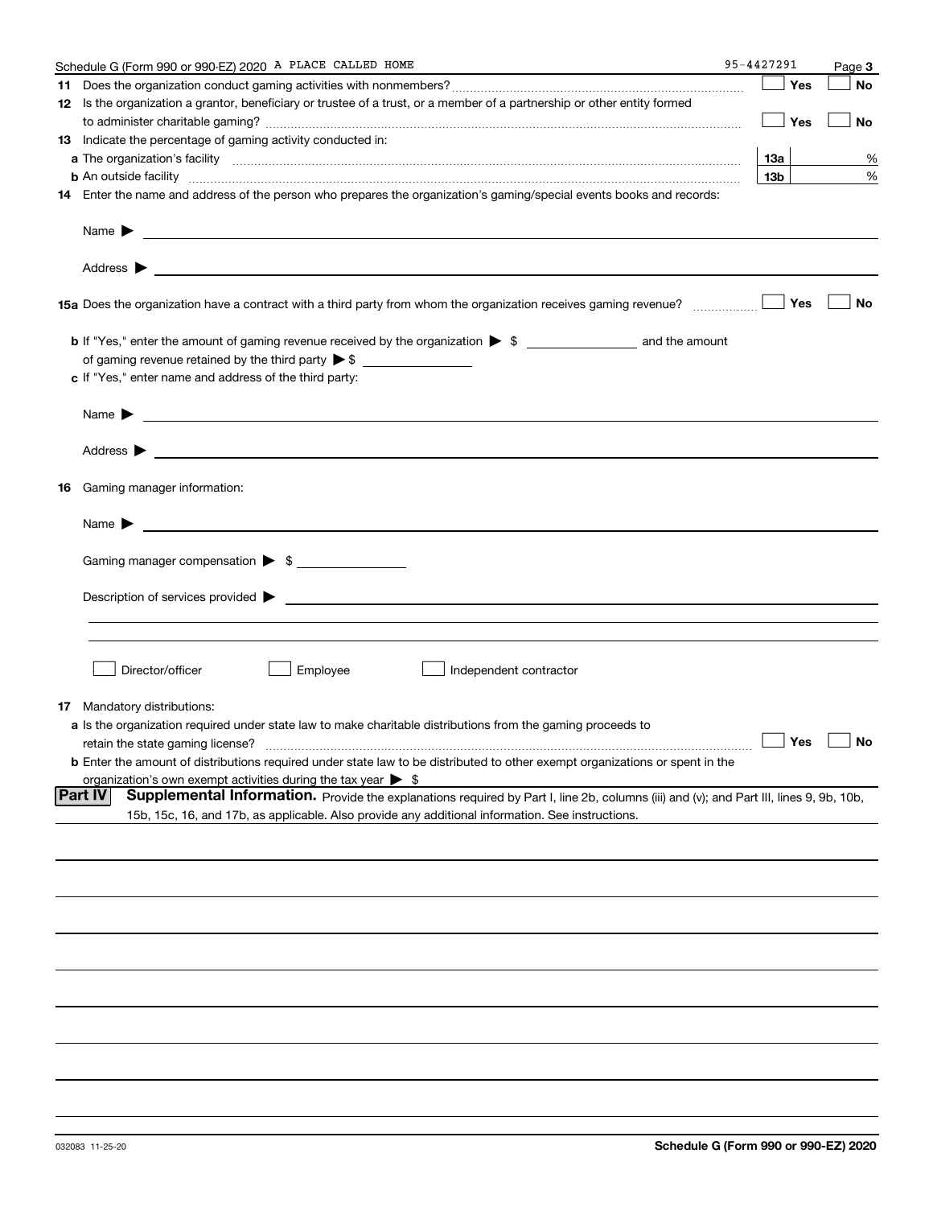Schedule G (Form 990 or 990-EZ) 2020 A PLACE CALLED HOME 95-4427291

**11** Does the organization conduct gaming activities with nonmembers? ☐ Yes ☐ No

**12** Is the organization a grantor, beneficiary or trustee of a trust, or a member of a partnership or other entity formed to administer charitable gaming? ☐ Yes ☐ No

**13** Indicate the percentage of gaming activity conducted in:

**a** The organization's facility **13a** %

**b** An outside facility **13b** %

**14** Enter the name and address of the person who prepares the organization's gaming/special events books and records:

Name ▶

Address ▶

**15a** Does the organization have a contract with a third party from whom the organization receives gaming revenue? ☐ Yes ☐ No

**b** If "Yes," enter the amount of gaming revenue received by the organization ▶ $ \_\_\_\_\_\_\_\_ and the amount of gaming revenue retained by the third party ▶ $ \_\_\_\_\_\_\_\_

**c** If "Yes," enter name and address of the third party:

Name ▶

Address ▶

**16** Gaming manager information:

Name ▶

Gaming manager compensation ▶ $

Description of services provided ▶

☐ Director/officer ☐ Employee ☐ Independent contractor

**17** Mandatory distributions:

**a** Is the organization required under state law to make charitable distributions from the gaming proceeds to retain the state gaming license? ☐ Yes ☐ No

**b** Enter the amount of distributions required under state law to be distributed to other exempt organizations or spent in the organization's own exempt activities during the tax year ▶ $

**Part IV** **Supplemental Information.** Provide the explanations required by Part I, line 2b, columns (iii) and (v); and Part III, lines 9, 9b, 10b, 15b, 15c, 16, and 17b, as applicable. Also provide any additional information. See instructions.

032083 11-25-20 **Schedule G (Form 990 or 990-EZ) 2020**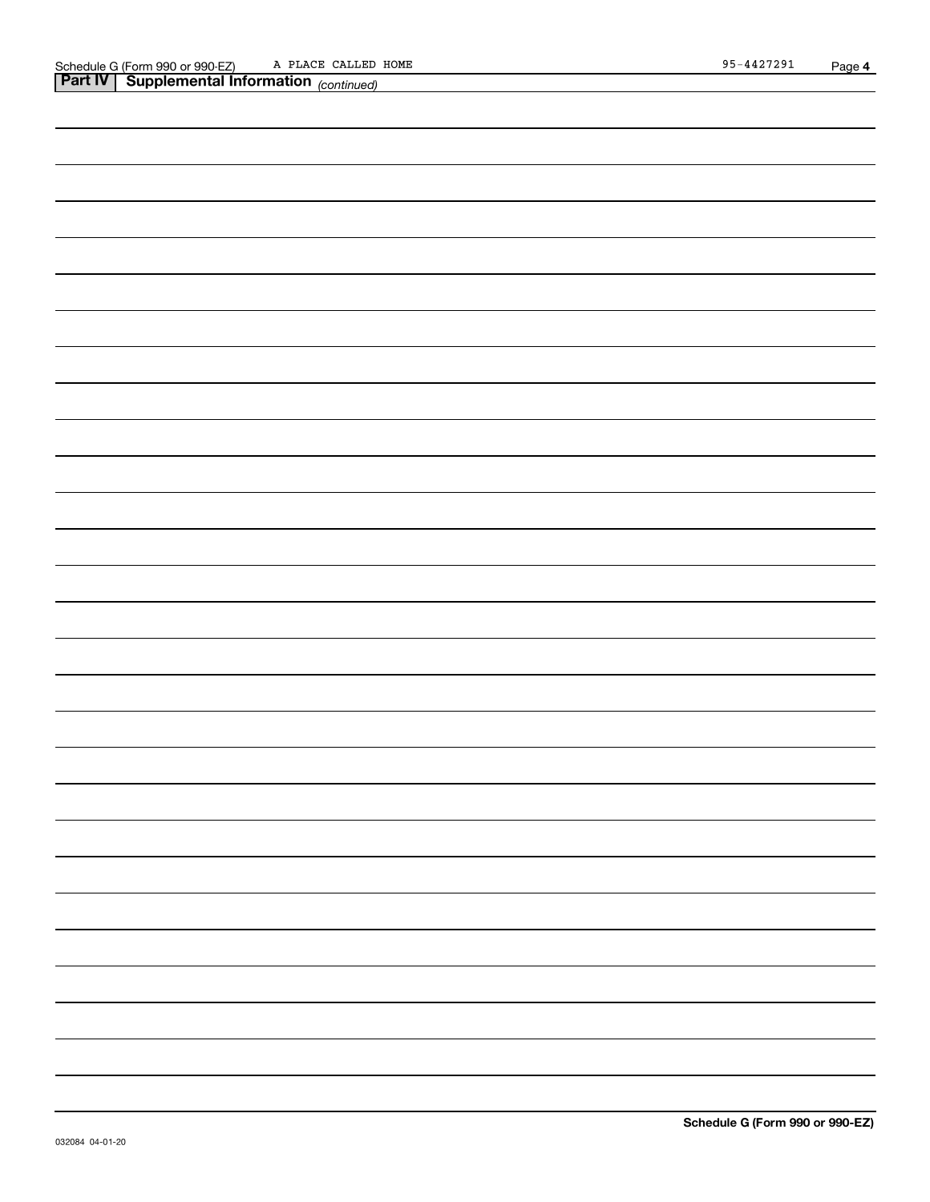## Part IV | Supplemental Information *(continued)*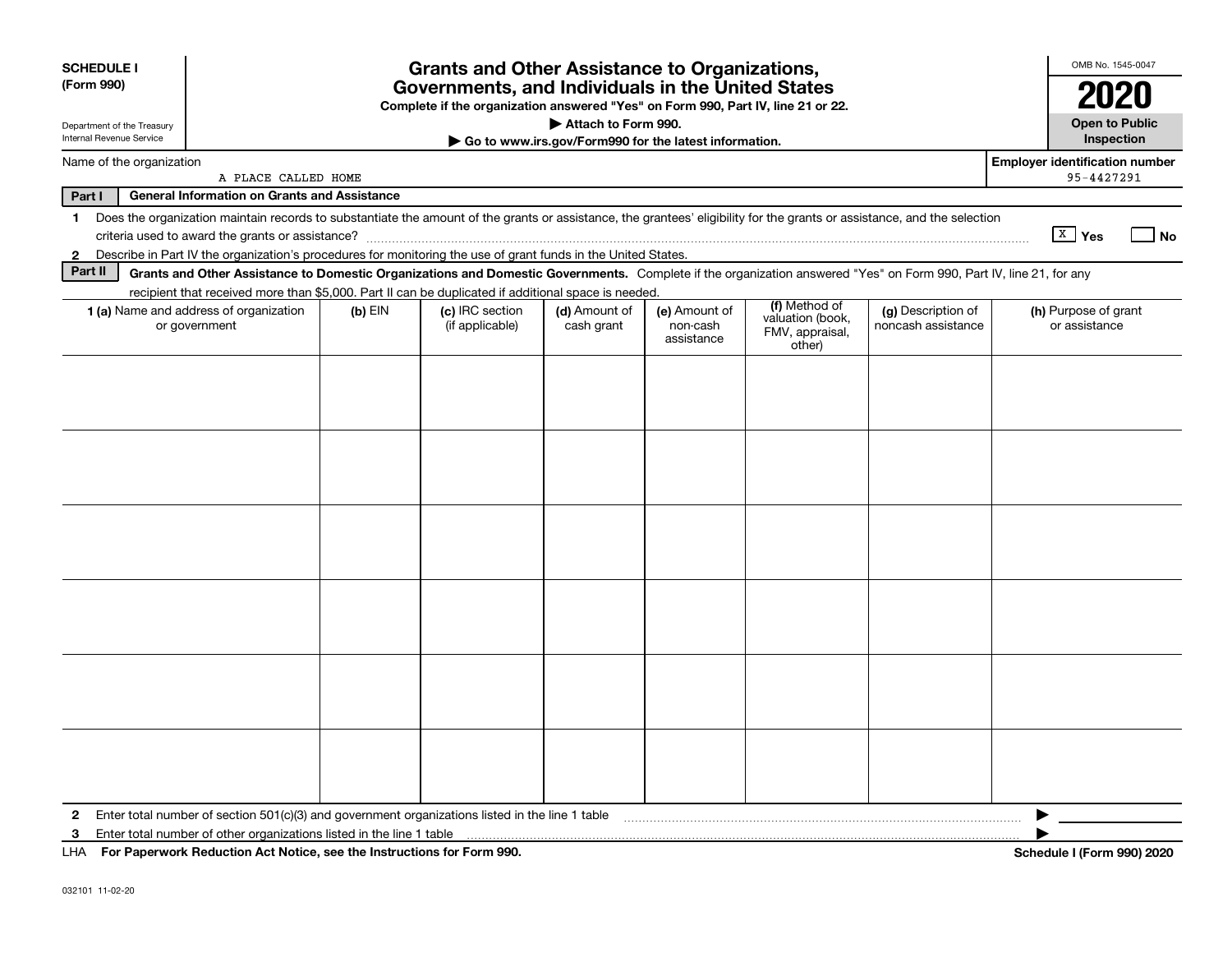**SCHEDULE I (Form 990)**

Department of the Treasury
Internal Revenue Service

# Grants and Other Assistance to Organizations, Governments, and Individuals in the United States

**Complete if the organization answered "Yes" on Form 990, Part IV, line 21 or 22.**

**▶ Attach to Form 990.**

**▶ Go to www.irs.gov/Form990 for the latest information.**

OMB No. 1545-0047

**2020**

**Open to Public Inspection**

Name of the organization: A PLACE CALLED HOME

**Employer identification number** 95-4427291

**Part I — General Information on Grants and Assistance**

1 Does the organization maintain records to substantiate the amount of the grants or assistance, the grantees' eligibility for the grants or assistance, and the selection criteria used to award the grants or assistance? [X] Yes [ ] No

2 Describe in Part IV the organization's procedures for monitoring the use of grant funds in the United States.

**Part II — Grants and Other Assistance to Domestic Organizations and Domestic Governments.** Complete if the organization answered "Yes" on Form 990, Part IV, line 21, for any recipient that received more than $5,000. Part II can be duplicated if additional space is needed.

| 1 (a) Name and address of organization or government | (b) EIN | (c) IRC section (if applicable) | (d) Amount of cash grant | (e) Amount of non-cash assistance | (f) Method of valuation (book, FMV, appraisal, other) | (g) Description of noncash assistance | (h) Purpose of grant or assistance |
|---|---|---|---|---|---|---|---|
| | | | | | | | |
| | | | | | | | |
| | | | | | | | |
| | | | | | | | |
| | | | | | | | |
| | | | | | | | |

2 Enter total number of section 501(c)(3) and government organizations listed in the line 1 table ▶

3 Enter total number of other organizations listed in the line 1 table ▶

LHA **For Paperwork Reduction Act Notice, see the Instructions for Form 990.** **Schedule I (Form 990) 2020**

032101 11-02-20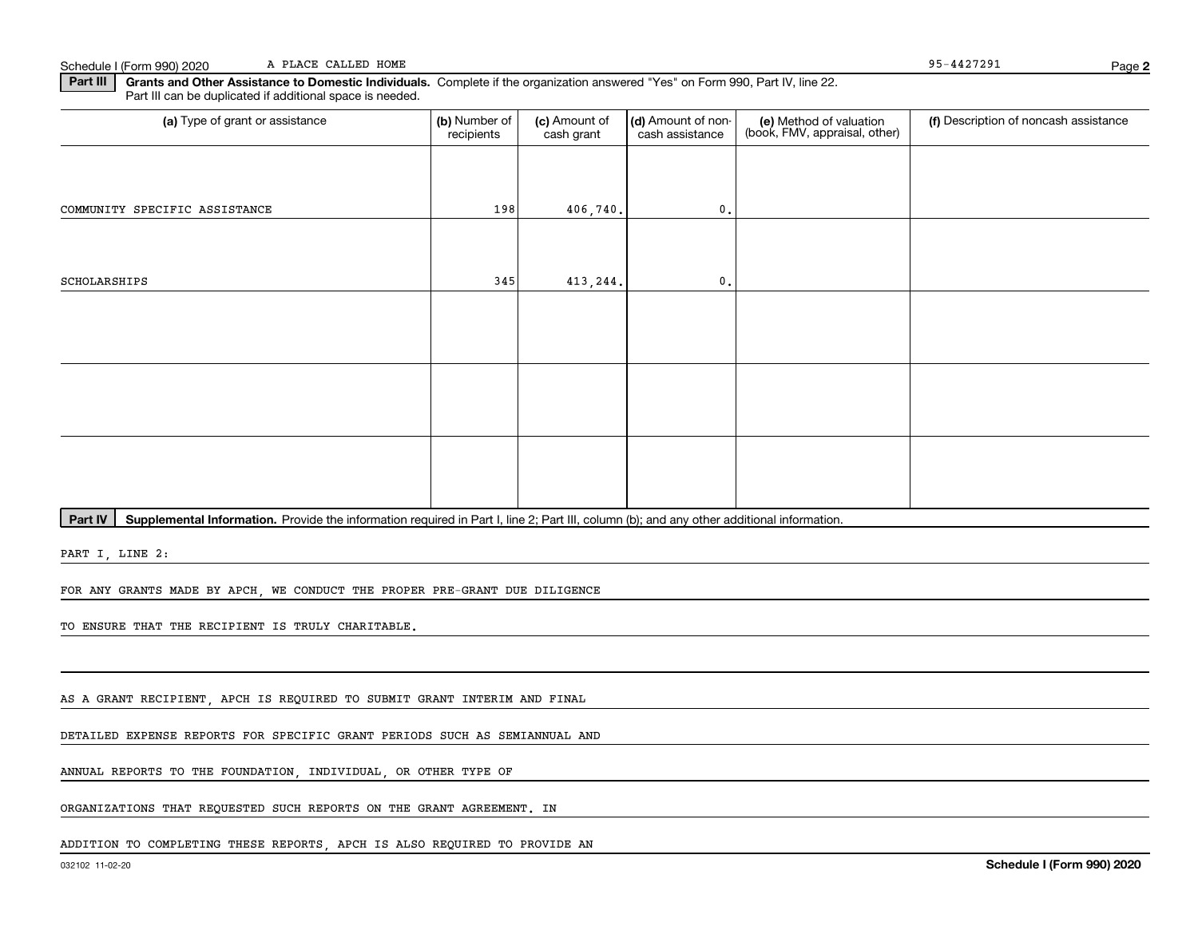Schedule I (Form 990) 2020 A PLACE CALLED HOME 95-4427291

**Part III** **Grants and Other Assistance to Domestic Individuals.** Complete if the organization answered "Yes" on Form 990, Part IV, line 22. Part III can be duplicated if additional space is needed.

| (a) Type of grant or assistance | (b) Number of recipients | (c) Amount of cash grant | (d) Amount of non-cash assistance | (e) Method of valuation (book, FMV, appraisal, other) | (f) Description of noncash assistance |
|---|---|---|---|---|---|
| COMMUNITY SPECIFIC ASSISTANCE | 198 | 406,740. | 0. | | |
| SCHOLARSHIPS | 345 | 413,244. | 0. | | |
| | | | | | |
| | | | | | |
| | | | | | |

**Part IV** **Supplemental Information.** Provide the information required in Part I, line 2; Part III, column (b); and any other additional information.

PART I, LINE 2:

FOR ANY GRANTS MADE BY APCH, WE CONDUCT THE PROPER PRE-GRANT DUE DILIGENCE

TO ENSURE THAT THE RECIPIENT IS TRULY CHARITABLE.

AS A GRANT RECIPIENT, APCH IS REQUIRED TO SUBMIT GRANT INTERIM AND FINAL

DETAILED EXPENSE REPORTS FOR SPECIFIC GRANT PERIODS SUCH AS SEMIANNUAL AND

ANNUAL REPORTS TO THE FOUNDATION, INDIVIDUAL, OR OTHER TYPE OF

ORGANIZATIONS THAT REQUESTED SUCH REPORTS ON THE GRANT AGREEMENT. IN

ADDITION TO COMPLETING THESE REPORTS, APCH IS ALSO REQUIRED TO PROVIDE AN

032102 11-02-20 **Schedule I (Form 990) 2020**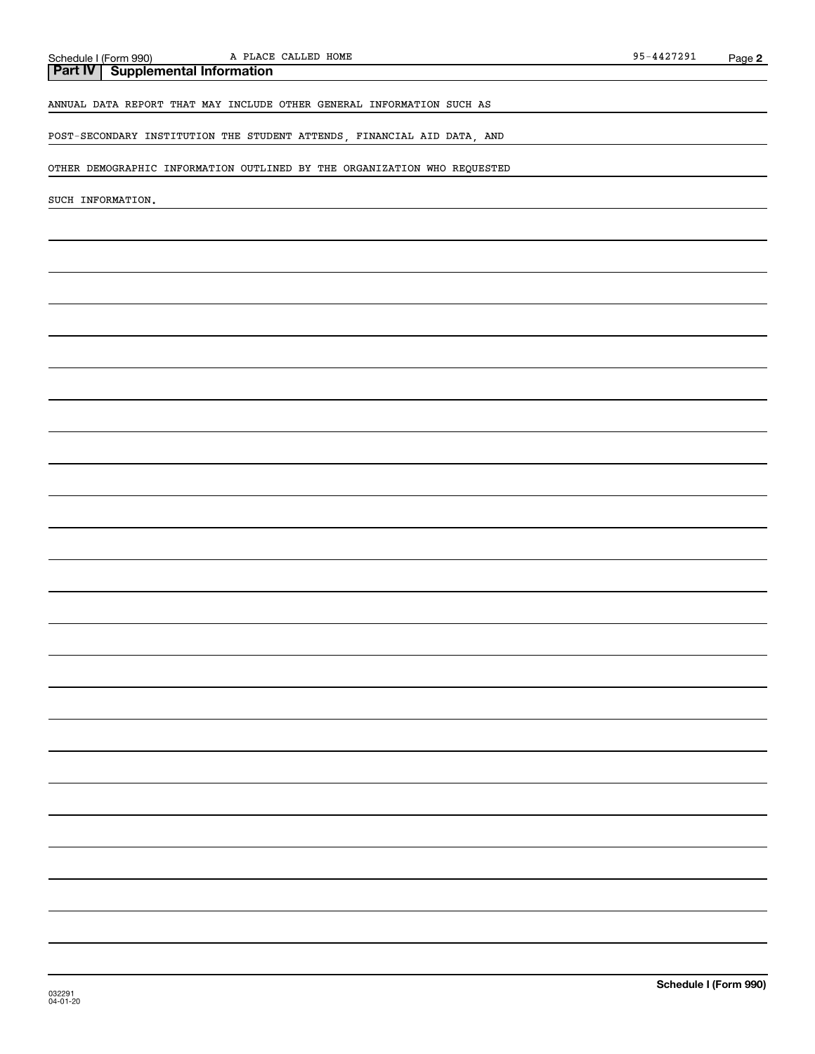Schedule I (Form 990) A PLACE CALLED HOME 95-4427291

## Part IV Supplemental Information

ANNUAL DATA REPORT THAT MAY INCLUDE OTHER GENERAL INFORMATION SUCH AS

POST-SECONDARY INSTITUTION THE STUDENT ATTENDS, FINANCIAL AID DATA, AND

OTHER DEMOGRAPHIC INFORMATION OUTLINED BY THE ORGANIZATION WHO REQUESTED

SUCH INFORMATION.

032291
04-01-20

**Schedule I (Form 990)**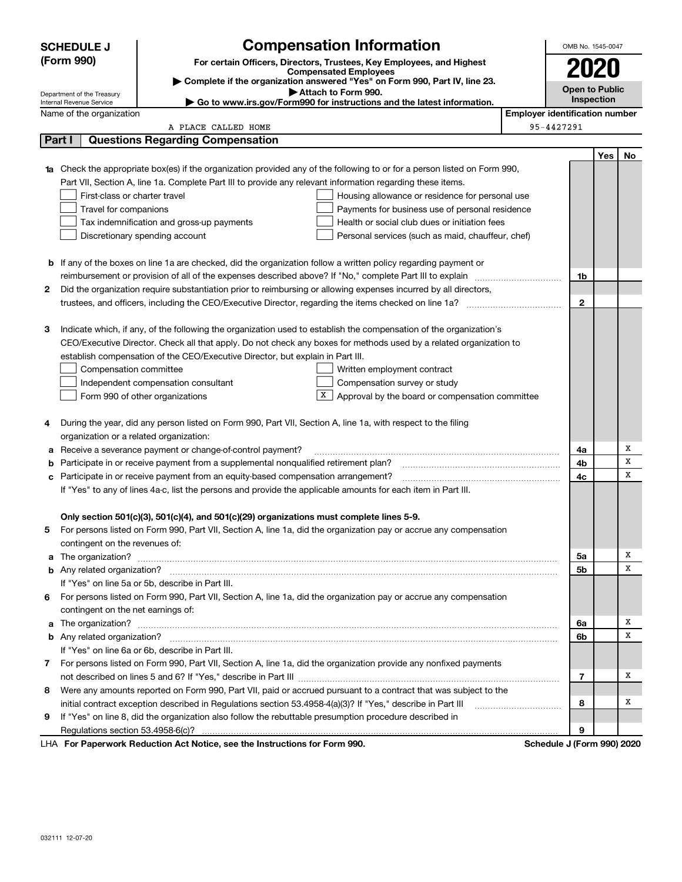**SCHEDULE J (Form 990)**

Department of the Treasury
Internal Revenue Service

# Compensation Information

**For certain Officers, Directors, Trustees, Key Employees, and Highest Compensated Employees**

▶ Complete if the organization answered "Yes" on Form 990, Part IV, line 23.
▶ Attach to Form 990.
▶ Go to www.irs.gov/Form990 for instructions and the latest information.

OMB No. 1545-0047

**2020**

**Open to Public Inspection**

Name of the organization: A PLACE CALLED HOME

Employer identification number: 95-4427291

## Part I Questions Regarding Compensation

| | | | Yes | No |
|---|---|---|---|---|
| **1a** | Check the appropriate box(es) if the organization provided any of the following to or for a person listed on Form 990, Part VII, Section A, line 1a. Complete Part III to provide any relevant information regarding these items.<br>☐ First-class or charter travel ☐ Housing allowance or residence for personal use<br>☐ Travel for companions ☐ Payments for business use of personal residence<br>☐ Tax indemnification and gross-up payments ☐ Health or social club dues or initiation fees<br>☐ Discretionary spending account ☐ Personal services (such as maid, chauffeur, chef) | | | |
| **b** | If any of the boxes on line 1a are checked, did the organization follow a written policy regarding payment or reimbursement or provision of all of the expenses described above? If "No," complete Part III to explain | 1b | | |
| **2** | Did the organization require substantiation prior to reimbursing or allowing expenses incurred by all directors, trustees, and officers, including the CEO/Executive Director, regarding the items checked on line 1a? | 2 | | |
| **3** | Indicate which, if any, of the following the organization used to establish the compensation of the organization's CEO/Executive Director. Check all that apply. Do not check any boxes for methods used by a related organization to establish compensation of the CEO/Executive Director, but explain in Part III.<br>☐ Compensation committee ☐ Written employment contract<br>☐ Independent compensation consultant ☐ Compensation survey or study<br>☐ Form 990 of other organizations ☒ Approval by the board or compensation committee | | | |
| **4** | During the year, did any person listed on Form 990, Part VII, Section A, line 1a, with respect to the filing organization or a related organization: | | | |
| **a** | Receive a severance payment or change-of-control payment? | 4a | | X |
| **b** | Participate in or receive payment from a supplemental nonqualified retirement plan? | 4b | | X |
| **c** | Participate in or receive payment from an equity-based compensation arrangement? | 4c | | X |
| | If "Yes" to any of lines 4a-c, list the persons and provide the applicable amounts for each item in Part III. | | | |
| | **Only section 501(c)(3), 501(c)(4), and 501(c)(29) organizations must complete lines 5-9.** | | | |
| **5** | For persons listed on Form 990, Part VII, Section A, line 1a, did the organization pay or accrue any compensation contingent on the revenues of: | | | |
| **a** | The organization? | 5a | | X |
| **b** | Any related organization? | 5b | | X |
| | If "Yes" on line 5a or 5b, describe in Part III. | | | |
| **6** | For persons listed on Form 990, Part VII, Section A, line 1a, did the organization pay or accrue any compensation contingent on the net earnings of: | | | |
| **a** | The organization? | 6a | | X |
| **b** | Any related organization? | 6b | | X |
| | If "Yes" on line 6a or 6b, describe in Part III. | | | |
| **7** | For persons listed on Form 990, Part VII, Section A, line 1a, did the organization provide any nonfixed payments not described on lines 5 and 6? If "Yes," describe in Part III | 7 | | X |
| **8** | Were any amounts reported on Form 990, Part VII, paid or accrued pursuant to a contract that was subject to the initial contract exception described in Regulations section 53.4958-4(a)(3)? If "Yes," describe in Part III | 8 | | X |
| **9** | If "Yes" on line 8, did the organization also follow the rebuttable presumption procedure described in Regulations section 53.4958-6(c)? | 9 | | |

LHA **For Paperwork Reduction Act Notice, see the Instructions for Form 990.** **Schedule J (Form 990) 2020**

032111 12-07-20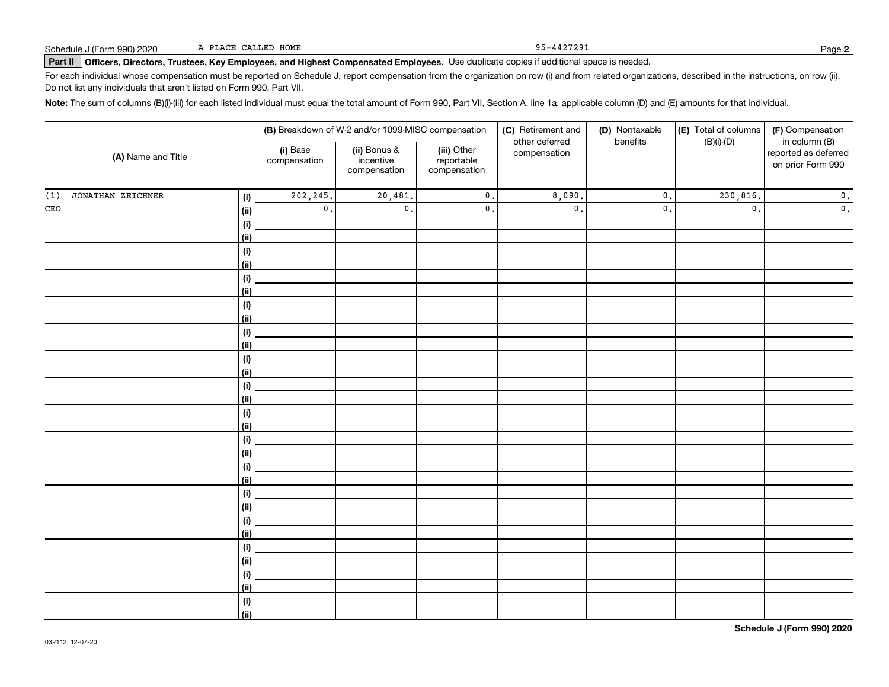Schedule J (Form 990) 2020 A PLACE CALLED HOME 95-4427291

**Part II** **Officers, Directors, Trustees, Key Employees, and Highest Compensated Employees.** Use duplicate copies if additional space is needed.

For each individual whose compensation must be reported on Schedule J, report compensation from the organization on row (i) and from related organizations, described in the instructions, on row (ii). Do not list any individuals that aren't listed on Form 990, Part VII.

**Note:** The sum of columns (B)(i)-(iii) for each listed individual must equal the total amount of Form 990, Part VII, Section A, line 1a, applicable column (D) and (E) amounts for that individual.

| (A) Name and Title | | (B) Breakdown of W-2 and/or 1099-MISC compensation | | | (C) Retirement and other deferred compensation | (D) Nontaxable benefits | (E) Total of columns (B)(i)-(D) | (F) Compensation in column (B) reported as deferred on prior Form 990 |
|---|---|---|---|---|---|---|---|---|
| | | (i) Base compensation | (ii) Bonus & incentive compensation | (iii) Other reportable compensation | | | | |
| (1) JONATHAN ZEICHNER | (i) | 202,245. | 20,481. | 0. | 8,090. | 0. | 230,816. | 0. |
| CEO | (ii) | 0. | 0. | 0. | 0. | 0. | 0. | 0. |
| | (i) | | | | | | | |
| | (ii) | | | | | | | |
| | (i) | | | | | | | |
| | (ii) | | | | | | | |
| | (i) | | | | | | | |
| | (ii) | | | | | | | |
| | (i) | | | | | | | |
| | (ii) | | | | | | | |
| | (i) | | | | | | | |
| | (ii) | | | | | | | |
| | (i) | | | | | | | |
| | (ii) | | | | | | | |
| | (i) | | | | | | | |
| | (ii) | | | | | | | |
| | (i) | | | | | | | |
| | (ii) | | | | | | | |
| | (i) | | | | | | | |
| | (ii) | | | | | | | |
| | (i) | | | | | | | |
| | (ii) | | | | | | | |
| | (i) | | | | | | | |
| | (ii) | | | | | | | |
| | (i) | | | | | | | |
| | (ii) | | | | | | | |
| | (i) | | | | | | | |
| | (ii) | | | | | | | |
| | (i) | | | | | | | |
| | (ii) | | | | | | | |
| | (i) | | | | | | | |
| | (ii) | | | | | | | |

**Schedule J (Form 990) 2020**

032112 12-07-20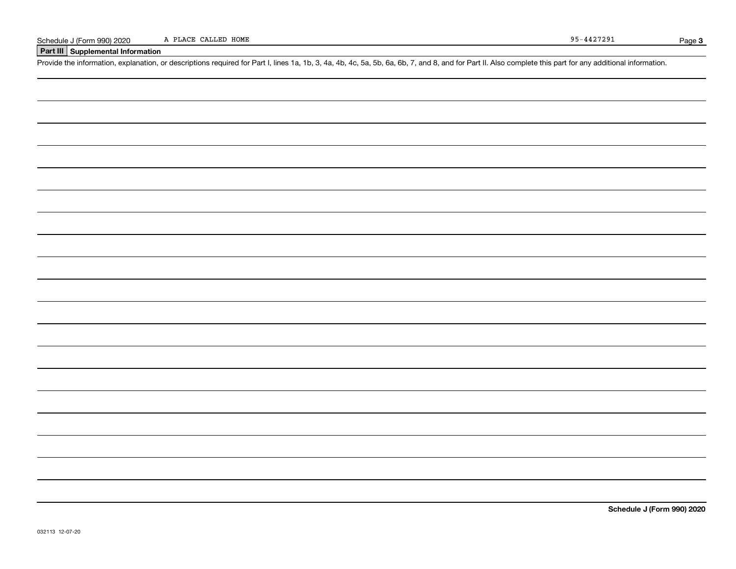Schedule J (Form 990) 2020 A PLACE CALLED HOME 95-4427291

## Part III Supplemental Information

Provide the information, explanation, or descriptions required for Part I, lines 1a, 1b, 3, 4a, 4b, 4c, 5a, 5b, 6a, 6b, 7, and 8, and for Part II. Also complete this part for any additional information.

**Schedule J (Form 990) 2020**

032113 12-07-20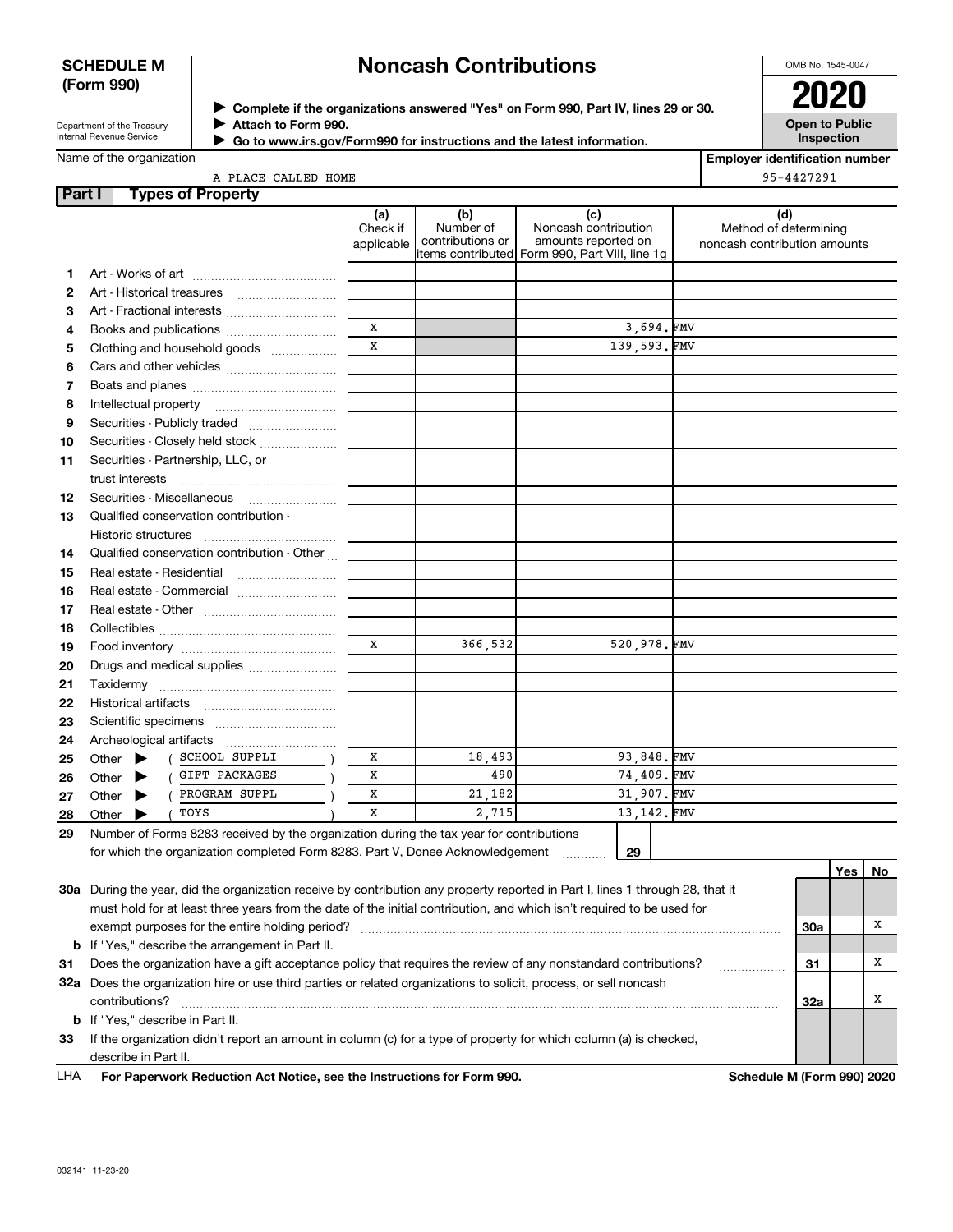**SCHEDULE M (Form 990)**

Department of the Treasury
Internal Revenue Service

# Noncash Contributions

▶ Complete if the organizations answered "Yes" on Form 990, Part IV, lines 29 or 30.
▶ Attach to Form 990.
▶ Go to www.irs.gov/Form990 for instructions and the latest information.

OMB No. 1545-0047

**2020**

**Open to Public Inspection**

Name of the organization: A PLACE CALLED HOME

Employer identification number: 95-4427291

## Part I Types of Property

| | | (a) Check if applicable | (b) Number of contributions or items contributed | (c) Noncash contribution amounts reported on Form 990, Part VIII, line 1g | (d) Method of determining noncash contribution amounts |
|---|---|---|---|---|---|
| 1 | Art - Works of art | | | | |
| 2 | Art - Historical treasures | | | | |
| 3 | Art - Fractional interests | | | | |
| 4 | Books and publications | X | | 3,694. | FMV |
| 5 | Clothing and household goods | X | | 139,593. | FMV |
| 6 | Cars and other vehicles | | | | |
| 7 | Boats and planes | | | | |
| 8 | Intellectual property | | | | |
| 9 | Securities - Publicly traded | | | | |
| 10 | Securities - Closely held stock | | | | |
| 11 | Securities - Partnership, LLC, or trust interests | | | | |
| 12 | Securities - Miscellaneous | | | | |
| 13 | Qualified conservation contribution - Historic structures | | | | |
| 14 | Qualified conservation contribution - Other | | | | |
| 15 | Real estate - Residential | | | | |
| 16 | Real estate - Commercial | | | | |
| 17 | Real estate - Other | | | | |
| 18 | Collectibles | | | | |
| 19 | Food inventory | X | 366,532 | 520,978. | FMV |
| 20 | Drugs and medical supplies | | | | |
| 21 | Taxidermy | | | | |
| 22 | Historical artifacts | | | | |
| 23 | Scientific specimens | | | | |
| 24 | Archeological artifacts | | | | |
| 25 | Other ▶ ( SCHOOL SUPPLI ) | X | 18,493 | 93,848. | FMV |
| 26 | Other ▶ ( GIFT PACKAGES ) | X | 490 | 74,409. | FMV |
| 27 | Other ▶ ( PROGRAM SUPPL ) | X | 21,182 | 31,907. | FMV |
| 28 | Other ▶ ( TOYS ) | X | 2,715 | 13,142. | FMV |

29 Number of Forms 8283 received by the organization during the tax year for contributions for which the organization completed Form 8283, Part V, Donee Acknowledgement ........ **29**

| | | | Yes | No |
|---|---|---|---|---|
| 30a | During the year, did the organization receive by contribution any property reported in Part I, lines 1 through 28, that it must hold for at least three years from the date of the initial contribution, and which isn't required to be used for exempt purposes for the entire holding period? | 30a | | X |
| b | If "Yes," describe the arrangement in Part II. | | | |
| 31 | Does the organization have a gift acceptance policy that requires the review of any nonstandard contributions? | 31 | | X |
| 32a | Does the organization hire or use third parties or related organizations to solicit, process, or sell noncash contributions? | 32a | | X |
| b | If "Yes," describe in Part II. | | | |
| 33 | If the organization didn't report an amount in column (c) for a type of property for which column (a) is checked, describe in Part II. | | | |

LHA **For Paperwork Reduction Act Notice, see the Instructions for Form 990.** **Schedule M (Form 990) 2020**

032141 11-23-20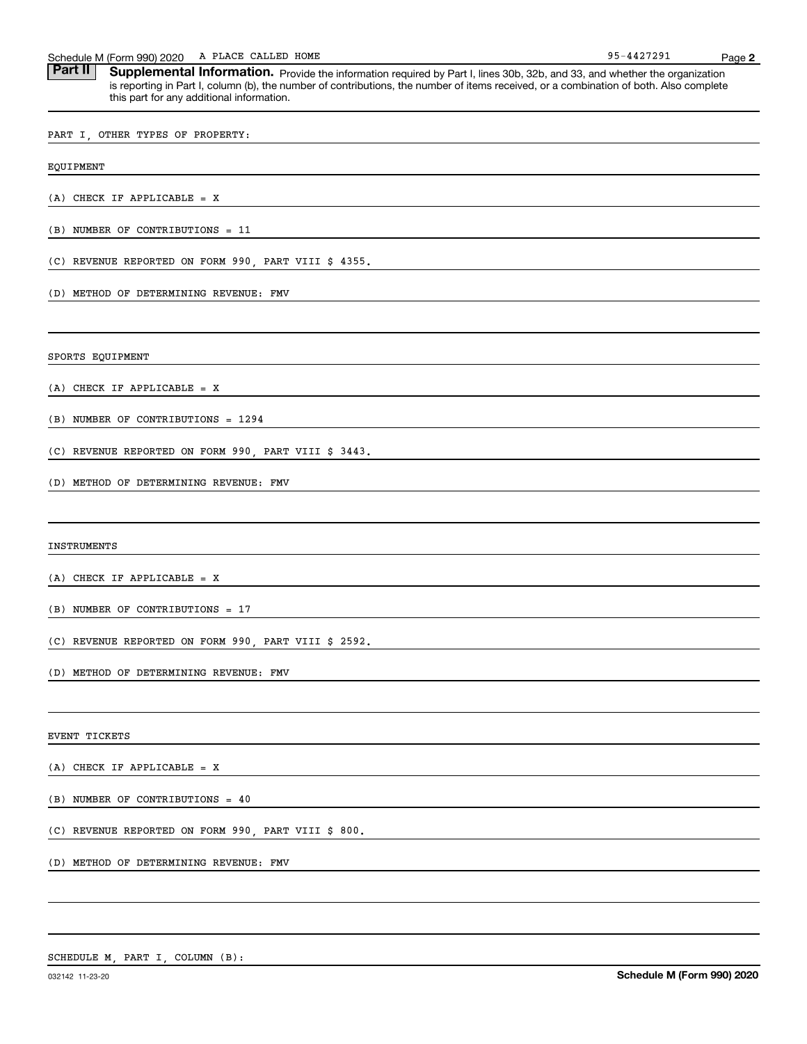Schedule M (Form 990) 2020 A PLACE CALLED HOME 95-4427291

## Part II Supplemental Information.

Provide the information required by Part I, lines 30b, 32b, and 33, and whether the organization is reporting in Part I, column (b), the number of contributions, the number of items received, or a combination of both. Also complete this part for any additional information.

PART I, OTHER TYPES OF PROPERTY:

EQUIPMENT

(A) CHECK IF APPLICABLE = X

(B) NUMBER OF CONTRIBUTIONS = 11

(C) REVENUE REPORTED ON FORM 990, PART VIII $ 4355.

(D) METHOD OF DETERMINING REVENUE: FMV

SPORTS EQUIPMENT

(A) CHECK IF APPLICABLE = X

(B) NUMBER OF CONTRIBUTIONS = 1294

(C) REVENUE REPORTED ON FORM 990, PART VIII $ 3443.

(D) METHOD OF DETERMINING REVENUE: FMV

INSTRUMENTS

(A) CHECK IF APPLICABLE = X

(B) NUMBER OF CONTRIBUTIONS = 17

(C) REVENUE REPORTED ON FORM 990, PART VIII $ 2592.

(D) METHOD OF DETERMINING REVENUE: FMV

EVENT TICKETS

(A) CHECK IF APPLICABLE = X

(B) NUMBER OF CONTRIBUTIONS = 40

(C) REVENUE REPORTED ON FORM 990, PART VIII $ 800.

(D) METHOD OF DETERMINING REVENUE: FMV

SCHEDULE M, PART I, COLUMN (B):

032142 11-23-20 **Schedule M (Form 990) 2020**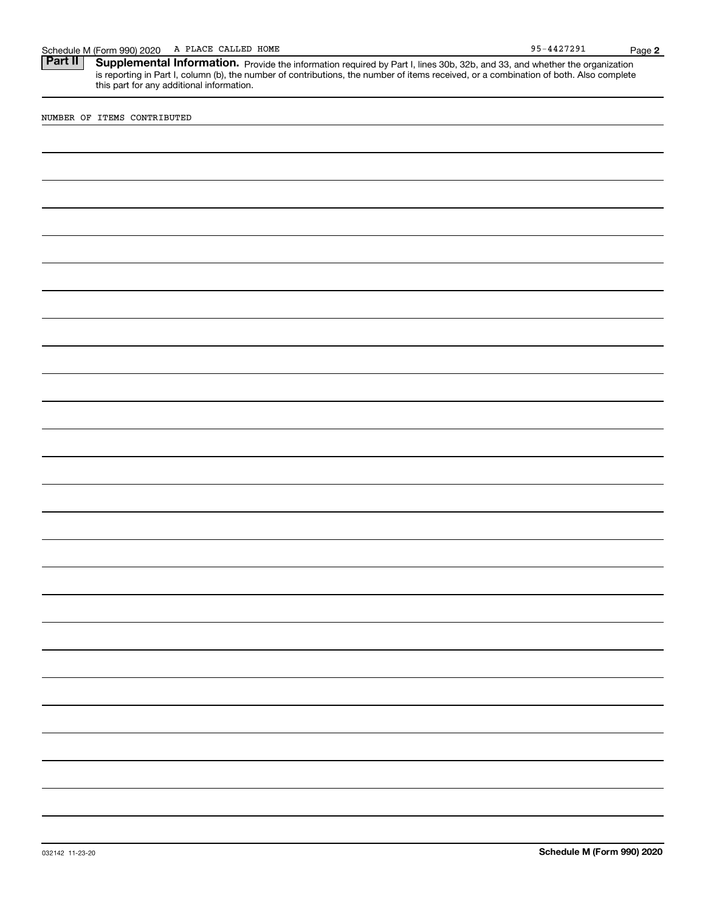Schedule M (Form 990) 2020    A PLACE CALLED HOME    95-4427291    Page **2**

**Part II** **Supplemental Information.** Provide the information required by Part I, lines 30b, 32b, and 33, and whether the organization is reporting in Part I, column (b), the number of contributions, the number of items received, or a combination of both. Also complete this part for any additional information.

NUMBER OF ITEMS CONTRIBUTED

032142 11-23-20    **Schedule M (Form 990) 2020**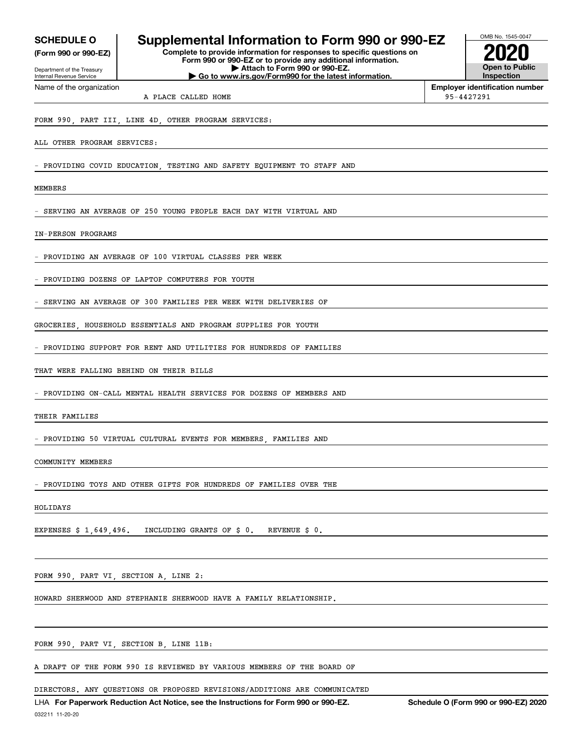# SCHEDULE O (Form 990 or 990-EZ)

Department of the Treasury
Internal Revenue Service

## Supplemental Information to Form 990 or 990-EZ

**Complete to provide information for responses to specific questions on Form 990 or 990-EZ or to provide any additional information.**
**▶ Attach to Form 990 or 990-EZ.**
**▶ Go to www.irs.gov/Form990 for the latest information.**

OMB No. 1545-0047

**2020**

**Open to Public Inspection**

Name of the organization: A PLACE CALLED HOME

**Employer identification number:** 95-4427291

FORM 990, PART III, LINE 4D, OTHER PROGRAM SERVICES:

ALL OTHER PROGRAM SERVICES:

- PROVIDING COVID EDUCATION, TESTING AND SAFETY EQUIPMENT TO STAFF AND MEMBERS
- SERVING AN AVERAGE OF 250 YOUNG PEOPLE EACH DAY WITH VIRTUAL AND IN-PERSON PROGRAMS
- PROVIDING AN AVERAGE OF 100 VIRTUAL CLASSES PER WEEK
- PROVIDING DOZENS OF LAPTOP COMPUTERS FOR YOUTH
- SERVING AN AVERAGE OF 300 FAMILIES PER WEEK WITH DELIVERIES OF GROCERIES, HOUSEHOLD ESSENTIALS AND PROGRAM SUPPLIES FOR YOUTH
- PROVIDING SUPPORT FOR RENT AND UTILITIES FOR HUNDREDS OF FAMILIES THAT WERE FALLING BEHIND ON THEIR BILLS
- PROVIDING ON-CALL MENTAL HEALTH SERVICES FOR DOZENS OF MEMBERS AND THEIR FAMILIES
- PROVIDING 50 VIRTUAL CULTURAL EVENTS FOR MEMBERS, FAMILIES AND COMMUNITY MEMBERS
- PROVIDING TOYS AND OTHER GIFTS FOR HUNDREDS OF FAMILIES OVER THE HOLIDAYS

EXPENSES $ 1,649,496. INCLUDING GRANTS OF $ 0. REVENUE $ 0.

FORM 990, PART VI, SECTION A, LINE 2:

HOWARD SHERWOOD AND STEPHANIE SHERWOOD HAVE A FAMILY RELATIONSHIP.

FORM 990, PART VI, SECTION B, LINE 11B:

A DRAFT OF THE FORM 990 IS REVIEWED BY VARIOUS MEMBERS OF THE BOARD OF DIRECTORS. ANY QUESTIONS OR PROPOSED REVISIONS/ADDITIONS ARE COMMUNICATED

LHA **For Paperwork Reduction Act Notice, see the Instructions for Form 990 or 990-EZ.** **Schedule O (Form 990 or 990-EZ) 2020**

032211 11-20-20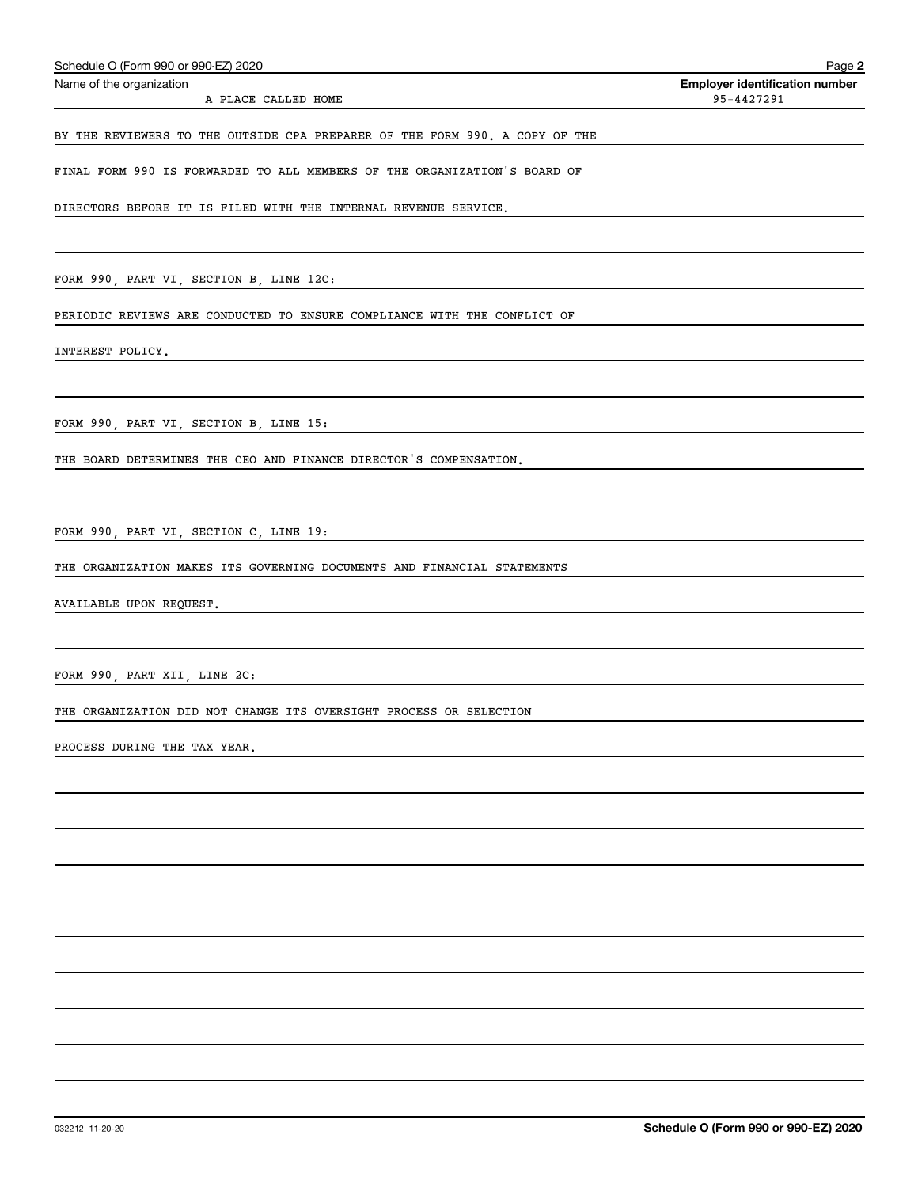Name of the organization: A PLACE CALLED HOME

Employer identification number: 95-4427291

BY THE REVIEWERS TO THE OUTSIDE CPA PREPARER OF THE FORM 990. A COPY OF THE FINAL FORM 990 IS FORWARDED TO ALL MEMBERS OF THE ORGANIZATION'S BOARD OF DIRECTORS BEFORE IT IS FILED WITH THE INTERNAL REVENUE SERVICE.

FORM 990, PART VI, SECTION B, LINE 12C:

PERIODIC REVIEWS ARE CONDUCTED TO ENSURE COMPLIANCE WITH THE CONFLICT OF INTEREST POLICY.

FORM 990, PART VI, SECTION B, LINE 15:

THE BOARD DETERMINES THE CEO AND FINANCE DIRECTOR'S COMPENSATION.

FORM 990, PART VI, SECTION C, LINE 19:

THE ORGANIZATION MAKES ITS GOVERNING DOCUMENTS AND FINANCIAL STATEMENTS AVAILABLE UPON REQUEST.

FORM 990, PART XII, LINE 2C:

THE ORGANIZATION DID NOT CHANGE ITS OVERSIGHT PROCESS OR SELECTION PROCESS DURING THE TAX YEAR.